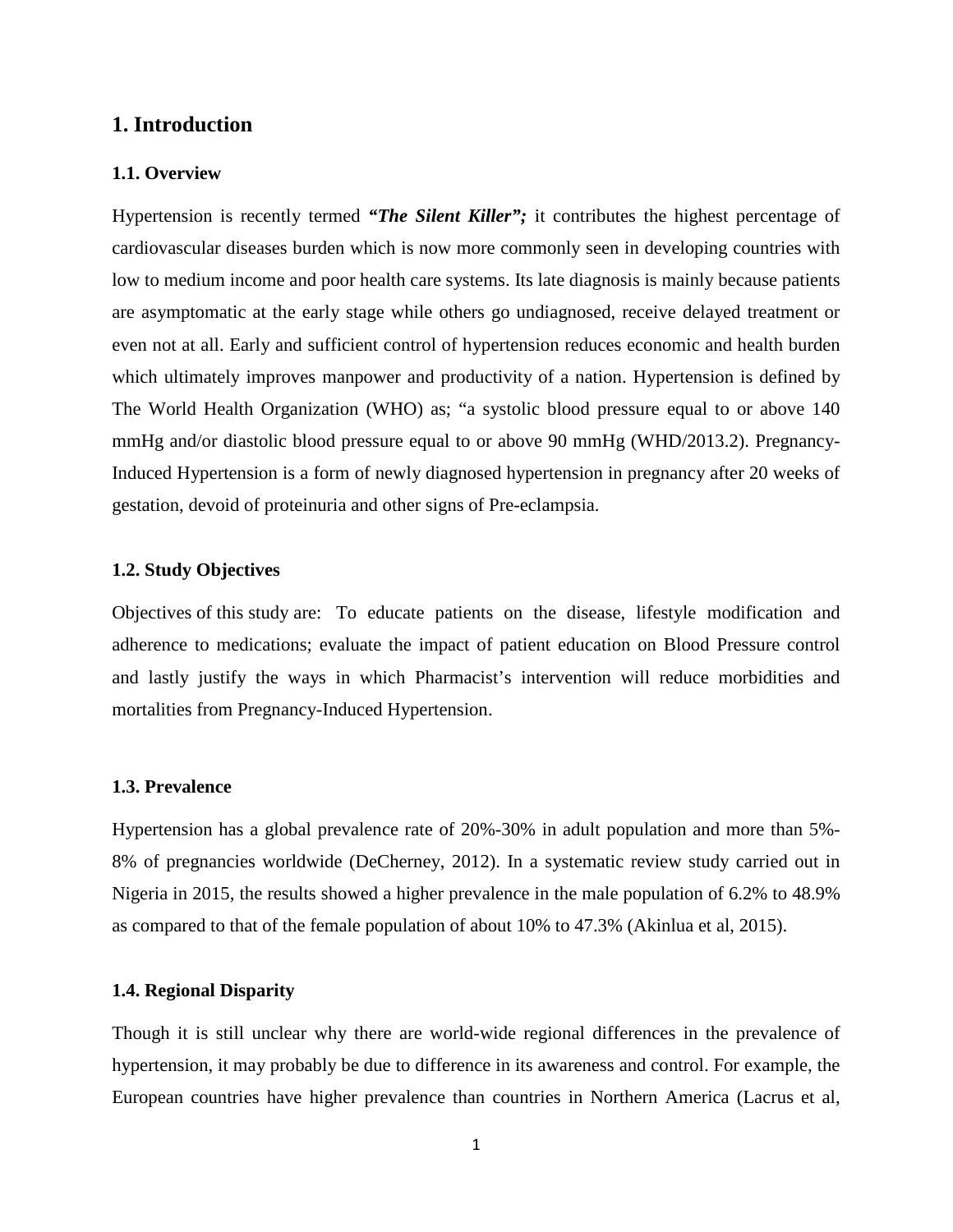# 1. Introduction

## 1.1. Overview

Hypertension is recently termed ***"The Silent Killer";*** it contributes the highest percentage of cardiovascular diseases burden which is now more commonly seen in developing countries with low to medium income and poor health care systems. Its late diagnosis is mainly because patients are asymptomatic at the early stage while others go undiagnosed, receive delayed treatment or even not at all. Early and sufficient control of hypertension reduces economic and health burden which ultimately improves manpower and productivity of a nation. Hypertension is defined by The World Health Organization (WHO) as; "a systolic blood pressure equal to or above 140 mmHg and/or diastolic blood pressure equal to or above 90 mmHg (WHD/2013.2). Pregnancy-Induced Hypertension is a form of newly diagnosed hypertension in pregnancy after 20 weeks of gestation, devoid of proteinuria and other signs of Pre-eclampsia.

## 1.2. Study Objectives

Objectives of this study are: To educate patients on the disease, lifestyle modification and adherence to medications; evaluate the impact of patient education on Blood Pressure control and lastly justify the ways in which Pharmacist's intervention will reduce morbidities and mortalities from Pregnancy-Induced Hypertension.

## 1.3. Prevalence

Hypertension has a global prevalence rate of 20%-30% in adult population and more than 5%-8% of pregnancies worldwide (DeCherney, 2012). In a systematic review study carried out in Nigeria in 2015, the results showed a higher prevalence in the male population of 6.2% to 48.9% as compared to that of the female population of about 10% to 47.3% (Akinlua et al, 2015).

## 1.4. Regional Disparity

Though it is still unclear why there are world-wide regional differences in the prevalence of hypertension, it may probably be due to difference in its awareness and control. For example, the European countries have higher prevalence than countries in Northern America (Lacrus et al,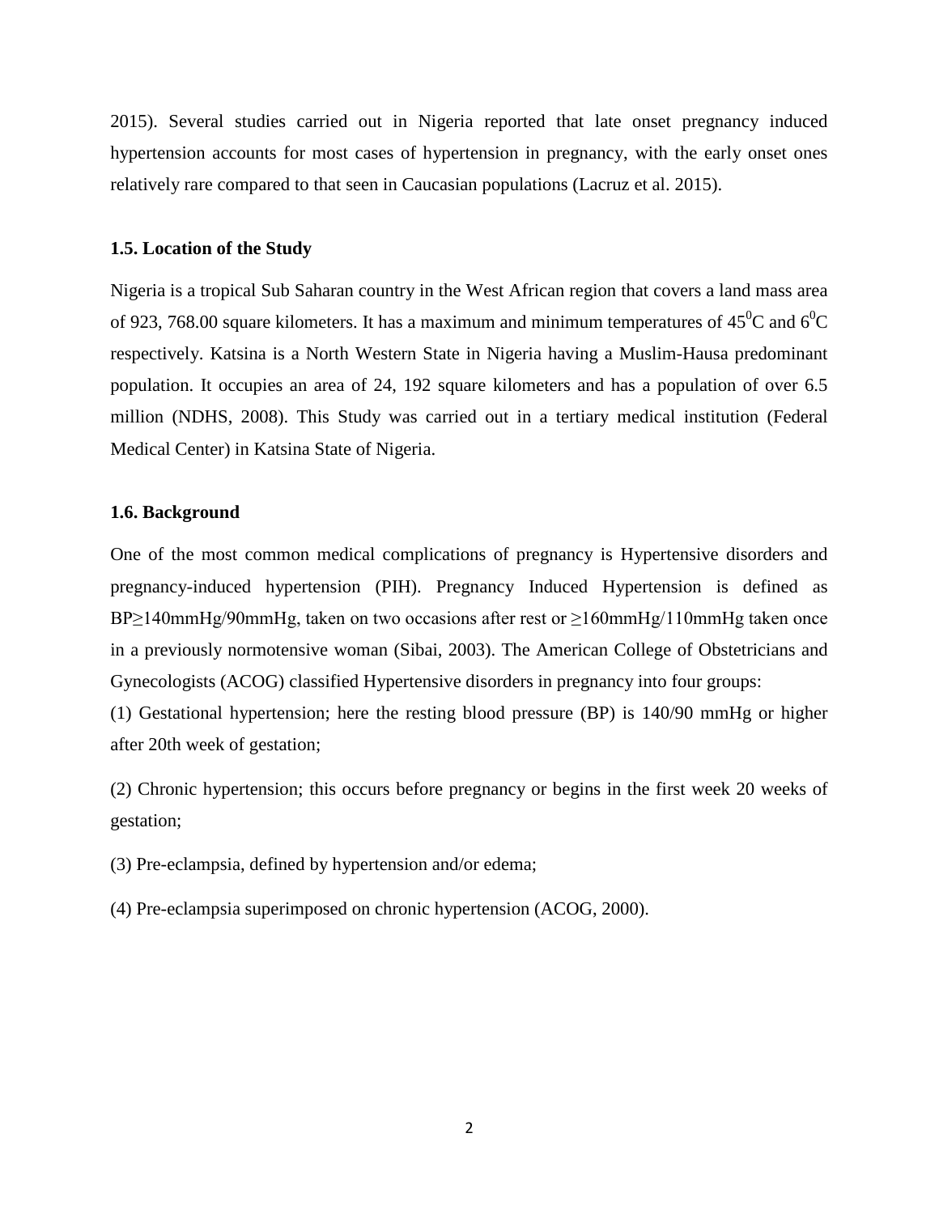2015). Several studies carried out in Nigeria reported that late onset pregnancy induced hypertension accounts for most cases of hypertension in pregnancy, with the early onset ones relatively rare compared to that seen in Caucasian populations (Lacruz et al. 2015).

### 1.5. Location of the Study

Nigeria is a tropical Sub Saharan country in the West African region that covers a land mass area of 923, 768.00 square kilometers. It has a maximum and minimum temperatures of $45^0$C and $6^0$C respectively. Katsina is a North Western State in Nigeria having a Muslim-Hausa predominant population. It occupies an area of 24, 192 square kilometers and has a population of over 6.5 million (NDHS, 2008). This Study was carried out in a tertiary medical institution (Federal Medical Center) in Katsina State of Nigeria.

### 1.6. Background

One of the most common medical complications of pregnancy is Hypertensive disorders and pregnancy-induced hypertension (PIH). Pregnancy Induced Hypertension is defined as BP≥140mmHg/90mmHg, taken on two occasions after rest or ≥160mmHg/110mmHg taken once in a previously normotensive woman (Sibai, 2003). The American College of Obstetricians and Gynecologists (ACOG) classified Hypertensive disorders in pregnancy into four groups:

(1) Gestational hypertension; here the resting blood pressure (BP) is 140/90 mmHg or higher after 20th week of gestation;

(2) Chronic hypertension; this occurs before pregnancy or begins in the first week 20 weeks of gestation;

(3) Pre-eclampsia, defined by hypertension and/or edema;

(4) Pre-eclampsia superimposed on chronic hypertension (ACOG, 2000).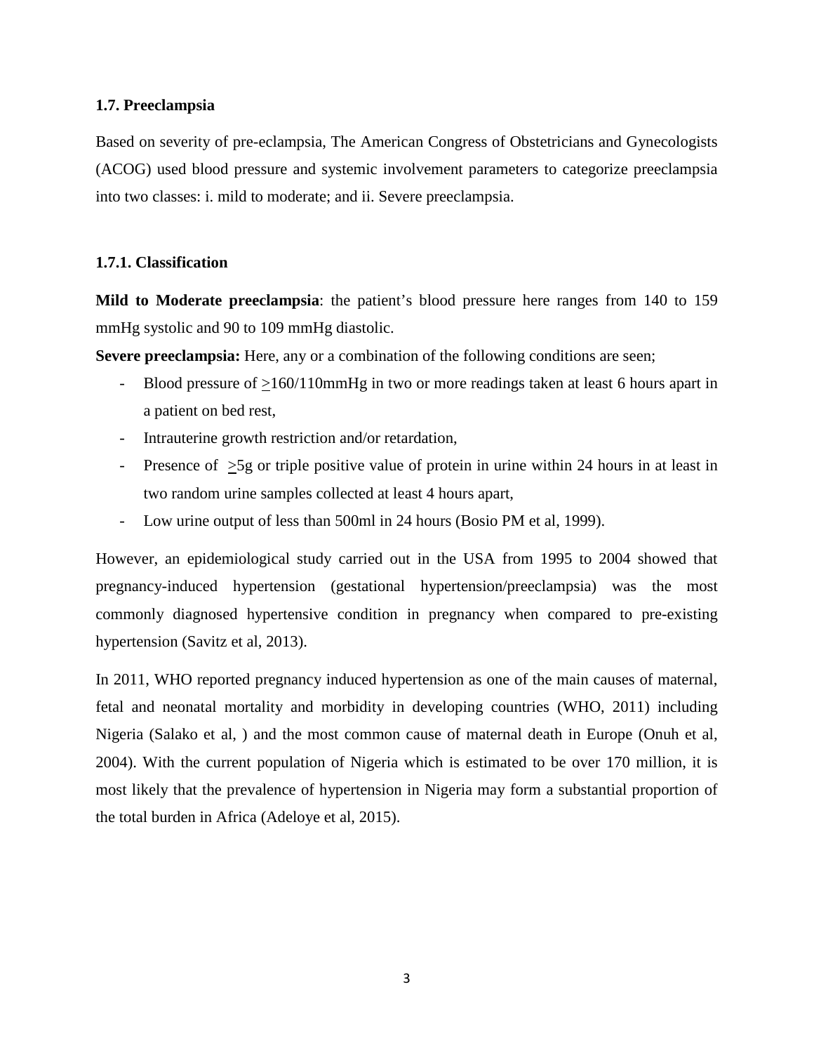### 1.7. Preeclampsia

Based on severity of pre-eclampsia, The American Congress of Obstetricians and Gynecologists (ACOG) used blood pressure and systemic involvement parameters to categorize preeclampsia into two classes: i. mild to moderate; and ii. Severe preeclampsia.

#### 1.7.1. Classification

**Mild to Moderate preeclampsia**: the patient's blood pressure here ranges from 140 to 159 mmHg systolic and 90 to 109 mmHg diastolic.

**Severe preeclampsia:** Here, any or a combination of the following conditions are seen;

- Blood pressure of ≥160/110mmHg in two or more readings taken at least 6 hours apart in a patient on bed rest,
- Intrauterine growth restriction and/or retardation,
- Presence of ≥5g or triple positive value of protein in urine within 24 hours in at least in two random urine samples collected at least 4 hours apart,
- Low urine output of less than 500ml in 24 hours (Bosio PM et al, 1999).

However, an epidemiological study carried out in the USA from 1995 to 2004 showed that pregnancy-induced hypertension (gestational hypertension/preeclampsia) was the most commonly diagnosed hypertensive condition in pregnancy when compared to pre-existing hypertension (Savitz et al, 2013).

In 2011, WHO reported pregnancy induced hypertension as one of the main causes of maternal, fetal and neonatal mortality and morbidity in developing countries (WHO, 2011) including Nigeria (Salako et al, ) and the most common cause of maternal death in Europe (Onuh et al, 2004). With the current population of Nigeria which is estimated to be over 170 million, it is most likely that the prevalence of hypertension in Nigeria may form a substantial proportion of the total burden in Africa (Adeloye et al, 2015).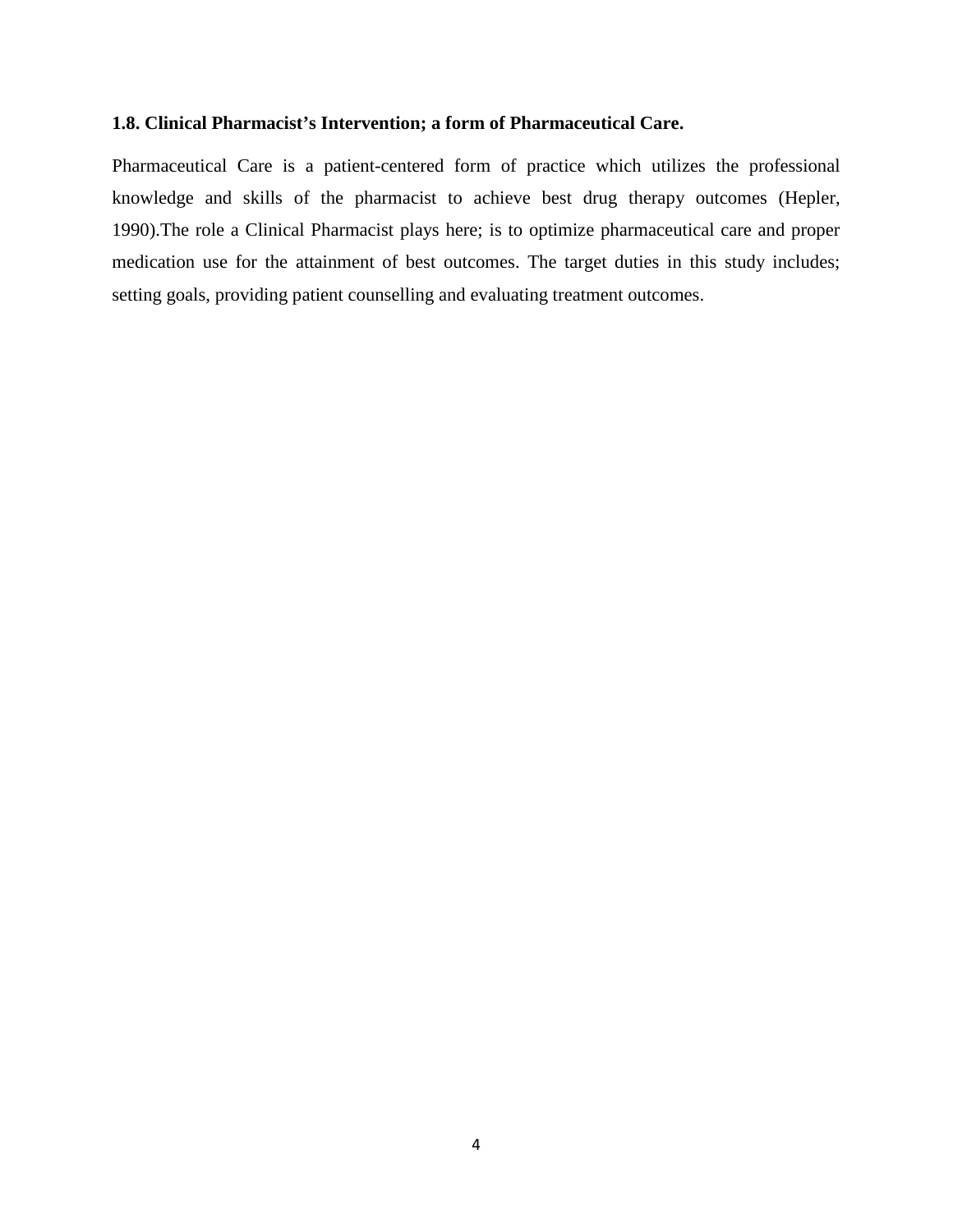### 1.8. Clinical Pharmacist's Intervention; a form of Pharmaceutical Care.

Pharmaceutical Care is a patient-centered form of practice which utilizes the professional knowledge and skills of the pharmacist to achieve best drug therapy outcomes (Hepler, 1990).The role a Clinical Pharmacist plays here; is to optimize pharmaceutical care and proper medication use for the attainment of best outcomes. The target duties in this study includes; setting goals, providing patient counselling and evaluating treatment outcomes.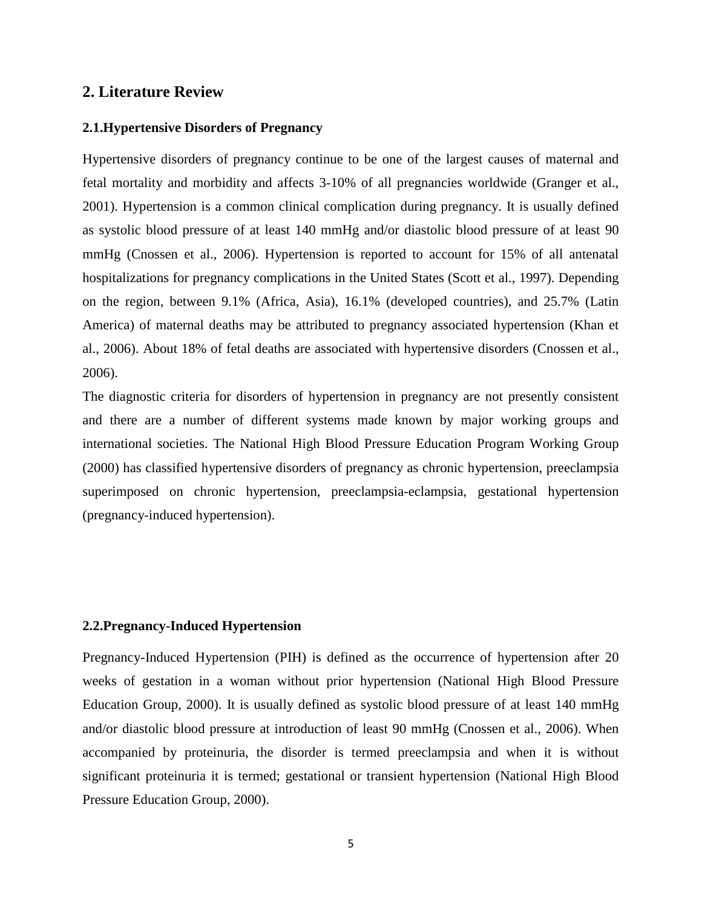## 2. Literature Review

### 2.1.Hypertensive Disorders of Pregnancy

Hypertensive disorders of pregnancy continue to be one of the largest causes of maternal and fetal mortality and morbidity and affects 3-10% of all pregnancies worldwide (Granger et al., 2001). Hypertension is a common clinical complication during pregnancy. It is usually defined as systolic blood pressure of at least 140 mmHg and/or diastolic blood pressure of at least 90 mmHg (Cnossen et al., 2006). Hypertension is reported to account for 15% of all antenatal hospitalizations for pregnancy complications in the United States (Scott et al., 1997). Depending on the region, between 9.1% (Africa, Asia), 16.1% (developed countries), and 25.7% (Latin America) of maternal deaths may be attributed to pregnancy associated hypertension (Khan et al., 2006). About 18% of fetal deaths are associated with hypertensive disorders (Cnossen et al., 2006).

The diagnostic criteria for disorders of hypertension in pregnancy are not presently consistent and there are a number of different systems made known by major working groups and international societies. The National High Blood Pressure Education Program Working Group (2000) has classified hypertensive disorders of pregnancy as chronic hypertension, preeclampsia superimposed on chronic hypertension, preeclampsia-eclampsia, gestational hypertension (pregnancy-induced hypertension).

### 2.2.Pregnancy-Induced Hypertension

Pregnancy-Induced Hypertension (PIH) is defined as the occurrence of hypertension after 20 weeks of gestation in a woman without prior hypertension (National High Blood Pressure Education Group, 2000). It is usually defined as systolic blood pressure of at least 140 mmHg and/or diastolic blood pressure at introduction of least 90 mmHg (Cnossen et al., 2006). When accompanied by proteinuria, the disorder is termed preeclampsia and when it is without significant proteinuria it is termed; gestational or transient hypertension (National High Blood Pressure Education Group, 2000).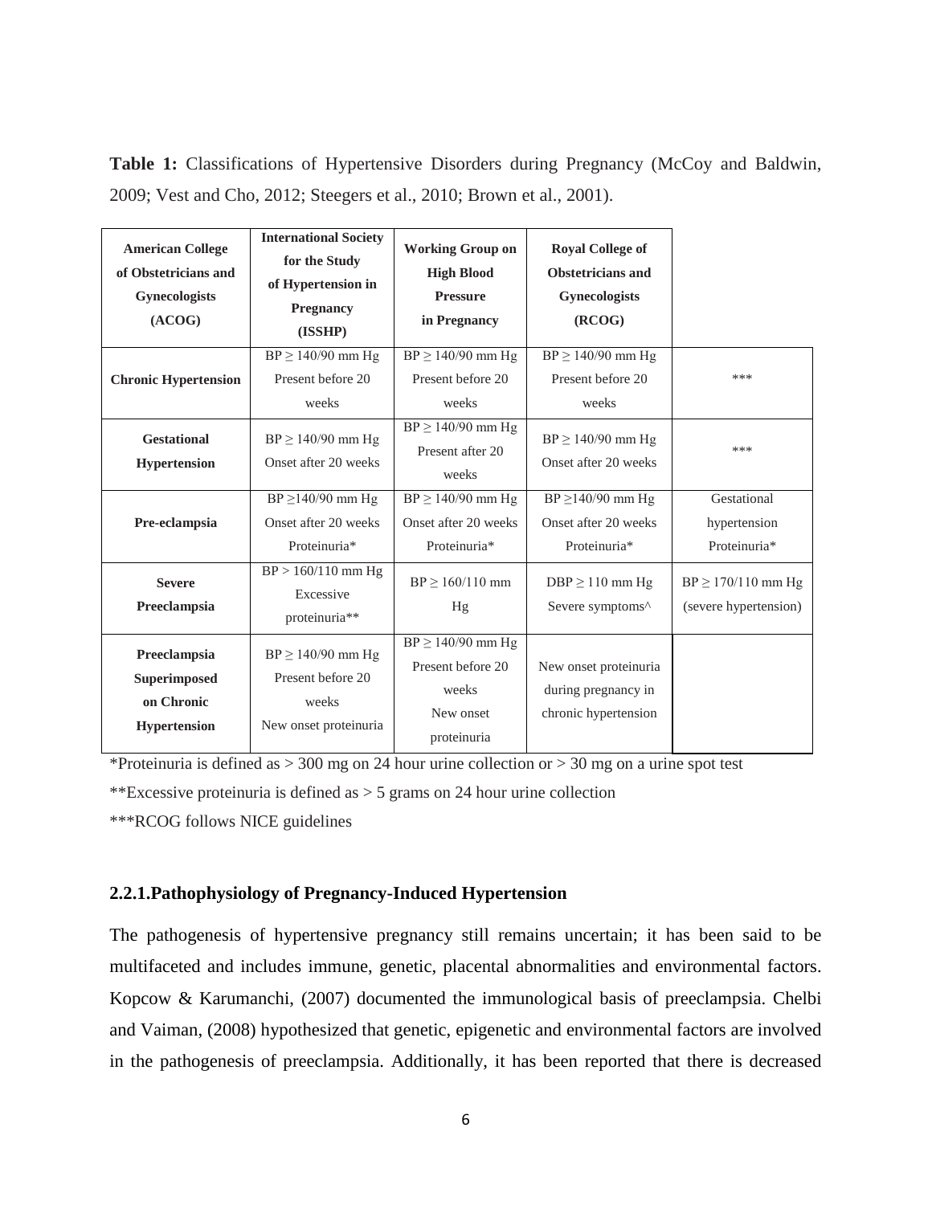**Table 1:** Classifications of Hypertensive Disorders during Pregnancy (McCoy and Baldwin, 2009; Vest and Cho, 2012; Steegers et al., 2010; Brown et al., 2001).

| American College of Obstetricians and Gynecologists (ACOG) | International Society for the Study of Hypertension in Pregnancy (ISSHP) | Working Group on High Blood Pressure in Pregnancy | Royal College of Obstetricians and Gynecologists (RCOG) | |
|---|---|---|---|---|
| **Chronic Hypertension** | BP ≥ 140/90 mm Hg Present before 20 weeks | BP ≥ 140/90 mm Hg Present before 20 weeks | BP ≥ 140/90 mm Hg Present before 20 weeks | *** |
| **Gestational Hypertension** | BP ≥ 140/90 mm Hg Onset after 20 weeks | BP ≥ 140/90 mm Hg Present after 20 weeks | BP ≥ 140/90 mm Hg Onset after 20 weeks | *** |
| **Pre-eclampsia** | BP ≥140/90 mm Hg Onset after 20 weeks Proteinuria* | BP ≥ 140/90 mm Hg Onset after 20 weeks Proteinuria* | BP ≥140/90 mm Hg Onset after 20 weeks Proteinuria* | Gestational hypertension Proteinuria* |
| **Severe Preeclampsia** | BP > 160/110 mm Hg Excessive proteinuria** | BP ≥ 160/110 mm Hg | DBP ≥ 110 mm Hg Severe symptoms^ | BP ≥ 170/110 mm Hg (severe hypertension) |
| **Preeclampsia Superimposed on Chronic Hypertension** | BP ≥ 140/90 mm Hg Present before 20 weeks New onset proteinuria | BP ≥ 140/90 mm Hg Present before 20 weeks New onset proteinuria | New onset proteinuria during pregnancy in chronic hypertension | |

*Proteinuria is defined as > 300 mg on 24 hour urine collection or > 30 mg on a urine spot test

**Excessive proteinuria is defined as > 5 grams on 24 hour urine collection

***RCOG follows NICE guidelines

### 2.2.1.Pathophysiology of Pregnancy-Induced Hypertension

The pathogenesis of hypertensive pregnancy still remains uncertain; it has been said to be multifaceted and includes immune, genetic, placental abnormalities and environmental factors. Kopcow & Karumanchi, (2007) documented the immunological basis of preeclampsia. Chelbi and Vaiman, (2008) hypothesized that genetic, epigenetic and environmental factors are involved in the pathogenesis of preeclampsia. Additionally, it has been reported that there is decreased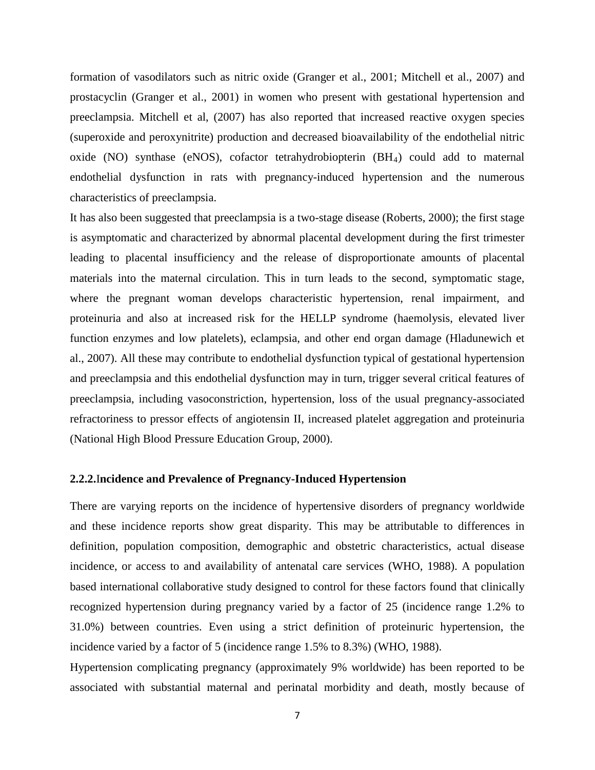formation of vasodilators such as nitric oxide (Granger et al., 2001; Mitchell et al., 2007) and prostacyclin (Granger et al., 2001) in women who present with gestational hypertension and preeclampsia. Mitchell et al, (2007) has also reported that increased reactive oxygen species (superoxide and peroxynitrite) production and decreased bioavailability of the endothelial nitric oxide (NO) synthase (eNOS), cofactor tetrahydrobiopterin ($BH_4$) could add to maternal endothelial dysfunction in rats with pregnancy-induced hypertension and the numerous characteristics of preeclampsia.

It has also been suggested that preeclampsia is a two-stage disease (Roberts, 2000); the first stage is asymptomatic and characterized by abnormal placental development during the first trimester leading to placental insufficiency and the release of disproportionate amounts of placental materials into the maternal circulation. This in turn leads to the second, symptomatic stage, where the pregnant woman develops characteristic hypertension, renal impairment, and proteinuria and also at increased risk for the HELLP syndrome (haemolysis, elevated liver function enzymes and low platelets), eclampsia, and other end organ damage (Hladunewich et al., 2007). All these may contribute to endothelial dysfunction typical of gestational hypertension and preeclampsia and this endothelial dysfunction may in turn, trigger several critical features of preeclampsia, including vasoconstriction, hypertension, loss of the usual pregnancy-associated refractoriness to pressor effects of angiotensin II, increased platelet aggregation and proteinuria (National High Blood Pressure Education Group, 2000).

### 2.2.2. Incidence and Prevalence of Pregnancy-Induced Hypertension

There are varying reports on the incidence of hypertensive disorders of pregnancy worldwide and these incidence reports show great disparity. This may be attributable to differences in definition, population composition, demographic and obstetric characteristics, actual disease incidence, or access to and availability of antenatal care services (WHO, 1988). A population based international collaborative study designed to control for these factors found that clinically recognized hypertension during pregnancy varied by a factor of 25 (incidence range 1.2% to 31.0%) between countries. Even using a strict definition of proteinuric hypertension, the incidence varied by a factor of 5 (incidence range 1.5% to 8.3%) (WHO, 1988).

Hypertension complicating pregnancy (approximately 9% worldwide) has been reported to be associated with substantial maternal and perinatal morbidity and death, mostly because of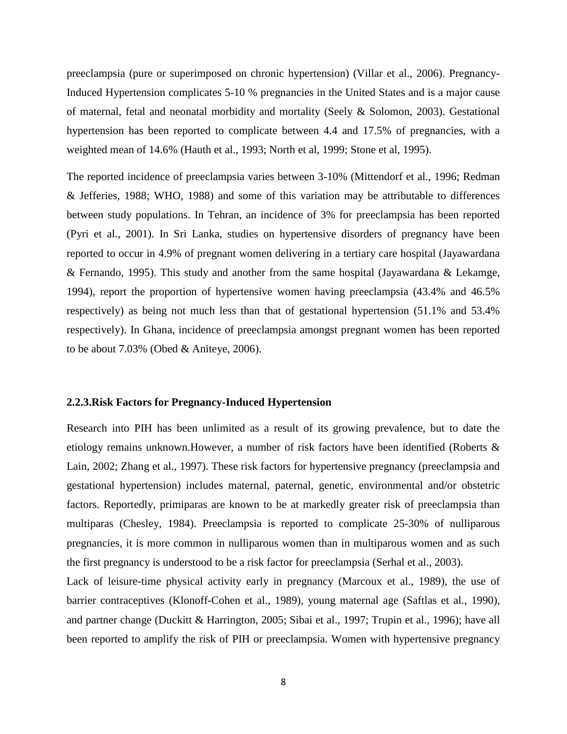preeclampsia (pure or superimposed on chronic hypertension) (Villar et al., 2006). Pregnancy-Induced Hypertension complicates 5-10 % pregnancies in the United States and is a major cause of maternal, fetal and neonatal morbidity and mortality (Seely & Solomon, 2003). Gestational hypertension has been reported to complicate between 4.4 and 17.5% of pregnancies, with a weighted mean of 14.6% (Hauth et al., 1993; North et al, 1999; Stone et al, 1995).

The reported incidence of preeclampsia varies between 3-10% (Mittendorf et al., 1996; Redman & Jefferies, 1988; WHO, 1988) and some of this variation may be attributable to differences between study populations. In Tehran, an incidence of 3% for preeclampsia has been reported (Pyri et al., 2001). In Sri Lanka, studies on hypertensive disorders of pregnancy have been reported to occur in 4.9% of pregnant women delivering in a tertiary care hospital (Jayawardana & Fernando, 1995). This study and another from the same hospital (Jayawardana & Lekamge, 1994), report the proportion of hypertensive women having preeclampsia (43.4% and 46.5% respectively) as being not much less than that of gestational hypertension (51.1% and 53.4% respectively). In Ghana, incidence of preeclampsia amongst pregnant women has been reported to be about 7.03% (Obed & Aniteye, 2006).

### 2.2.3.Risk Factors for Pregnancy-Induced Hypertension

Research into PIH has been unlimited as a result of its growing prevalence, but to date the etiology remains unknown.However, a number of risk factors have been identified (Roberts & Lain, 2002; Zhang et al., 1997). These risk factors for hypertensive pregnancy (preeclampsia and gestational hypertension) includes maternal, paternal, genetic, environmental and/or obstetric factors. Reportedly, primiparas are known to be at markedly greater risk of preeclampsia than multiparas (Chesley, 1984). Preeclampsia is reported to complicate 25-30% of nulliparous pregnancies, it is more common in nulliparous women than in multiparous women and as such the first pregnancy is understood to be a risk factor for preeclampsia (Serhal et al., 2003).

Lack of leisure-time physical activity early in pregnancy (Marcoux et al., 1989), the use of barrier contraceptives (Klonoff-Cohen et al., 1989), young maternal age (Saftlas et al., 1990), and partner change (Duckitt & Harrington, 2005; Sibai et al., 1997; Trupin et al., 1996); have all been reported to amplify the risk of PIH or preeclampsia. Women with hypertensive pregnancy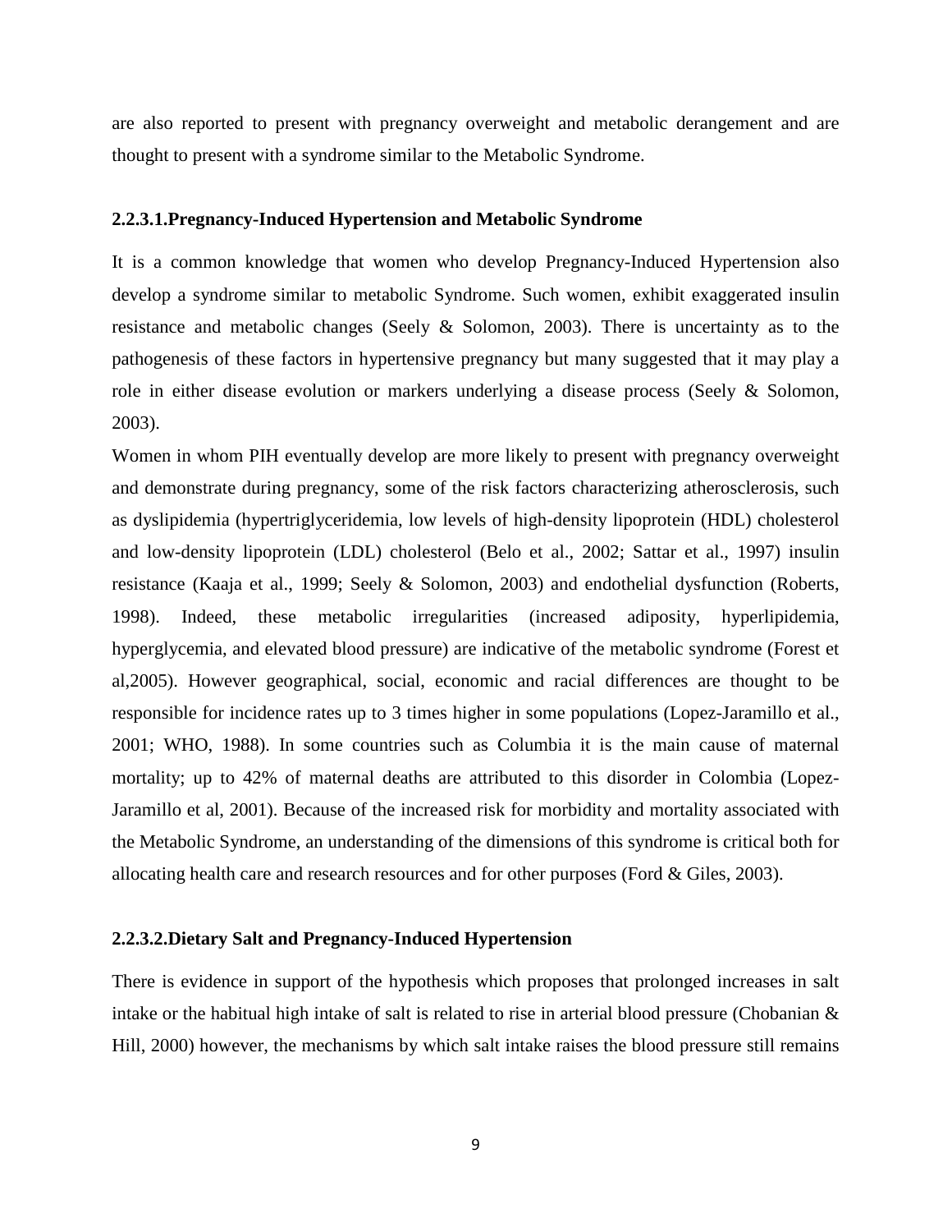are also reported to present with pregnancy overweight and metabolic derangement and are thought to present with a syndrome similar to the Metabolic Syndrome.

#### 2.2.3.1.Pregnancy-Induced Hypertension and Metabolic Syndrome

It is a common knowledge that women who develop Pregnancy-Induced Hypertension also develop a syndrome similar to metabolic Syndrome. Such women, exhibit exaggerated insulin resistance and metabolic changes (Seely & Solomon, 2003). There is uncertainty as to the pathogenesis of these factors in hypertensive pregnancy but many suggested that it may play a role in either disease evolution or markers underlying a disease process (Seely & Solomon, 2003).

Women in whom PIH eventually develop are more likely to present with pregnancy overweight and demonstrate during pregnancy, some of the risk factors characterizing atherosclerosis, such as dyslipidemia (hypertriglyceridemia, low levels of high-density lipoprotein (HDL) cholesterol and low-density lipoprotein (LDL) cholesterol (Belo et al., 2002; Sattar et al., 1997) insulin resistance (Kaaja et al., 1999; Seely & Solomon, 2003) and endothelial dysfunction (Roberts, 1998). Indeed, these metabolic irregularities (increased adiposity, hyperlipidemia, hyperglycemia, and elevated blood pressure) are indicative of the metabolic syndrome (Forest et al,2005). However geographical, social, economic and racial differences are thought to be responsible for incidence rates up to 3 times higher in some populations (Lopez-Jaramillo et al., 2001; WHO, 1988). In some countries such as Columbia it is the main cause of maternal mortality; up to 42% of maternal deaths are attributed to this disorder in Colombia (Lopez-Jaramillo et al, 2001). Because of the increased risk for morbidity and mortality associated with the Metabolic Syndrome, an understanding of the dimensions of this syndrome is critical both for allocating health care and research resources and for other purposes (Ford & Giles, 2003).

#### 2.2.3.2.Dietary Salt and Pregnancy-Induced Hypertension

There is evidence in support of the hypothesis which proposes that prolonged increases in salt intake or the habitual high intake of salt is related to rise in arterial blood pressure (Chobanian & Hill, 2000) however, the mechanisms by which salt intake raises the blood pressure still remains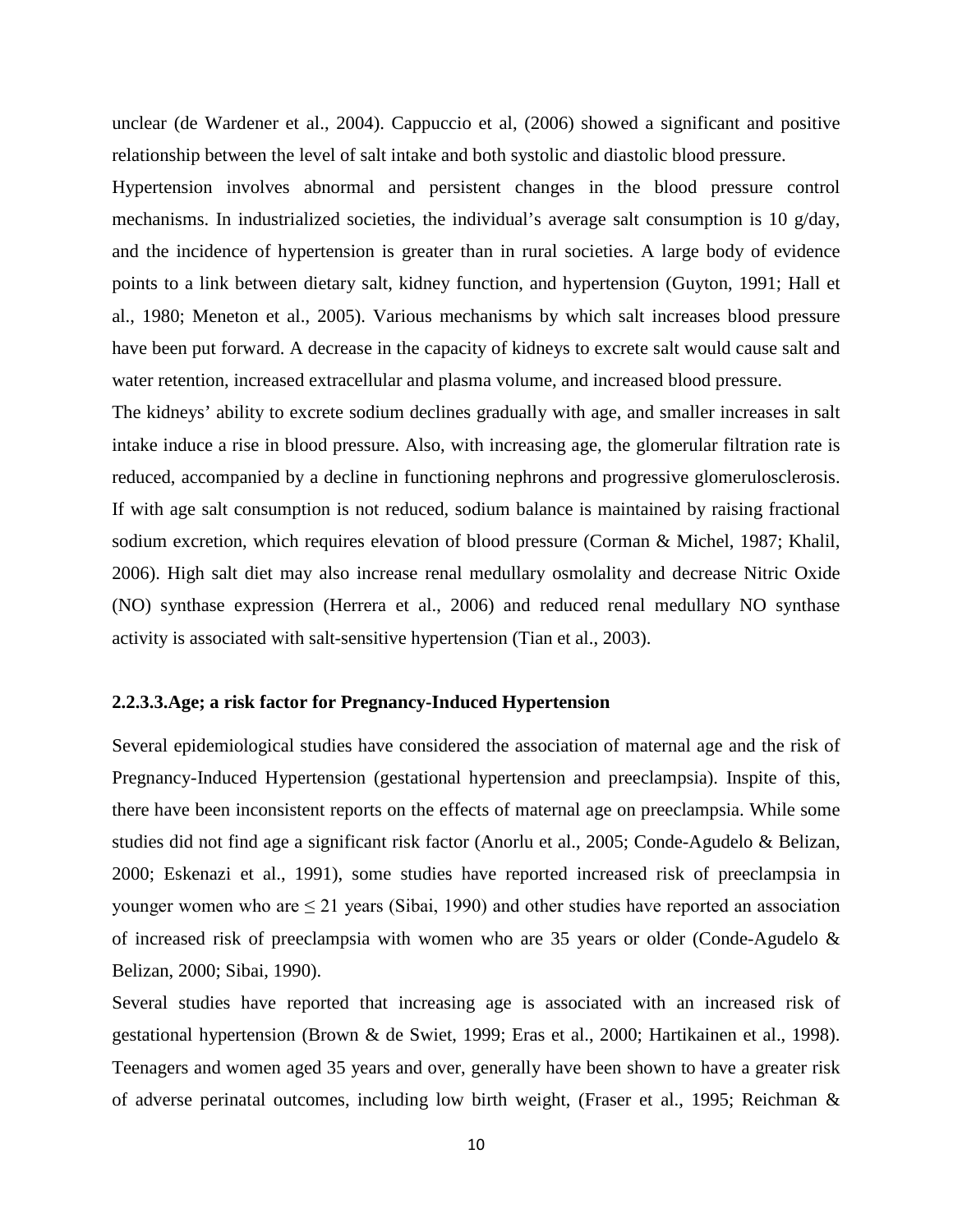unclear (de Wardener et al., 2004). Cappuccio et al, (2006) showed a significant and positive relationship between the level of salt intake and both systolic and diastolic blood pressure.

Hypertension involves abnormal and persistent changes in the blood pressure control mechanisms. In industrialized societies, the individual's average salt consumption is 10 g/day, and the incidence of hypertension is greater than in rural societies. A large body of evidence points to a link between dietary salt, kidney function, and hypertension (Guyton, 1991; Hall et al., 1980; Meneton et al., 2005). Various mechanisms by which salt increases blood pressure have been put forward. A decrease in the capacity of kidneys to excrete salt would cause salt and water retention, increased extracellular and plasma volume, and increased blood pressure.

The kidneys' ability to excrete sodium declines gradually with age, and smaller increases in salt intake induce a rise in blood pressure. Also, with increasing age, the glomerular filtration rate is reduced, accompanied by a decline in functioning nephrons and progressive glomerulosclerosis. If with age salt consumption is not reduced, sodium balance is maintained by raising fractional sodium excretion, which requires elevation of blood pressure (Corman & Michel, 1987; Khalil, 2006). High salt diet may also increase renal medullary osmolality and decrease Nitric Oxide (NO) synthase expression (Herrera et al., 2006) and reduced renal medullary NO synthase activity is associated with salt-sensitive hypertension (Tian et al., 2003).

#### 2.2.3.3.Age; a risk factor for Pregnancy-Induced Hypertension

Several epidemiological studies have considered the association of maternal age and the risk of Pregnancy-Induced Hypertension (gestational hypertension and preeclampsia). Inspite of this, there have been inconsistent reports on the effects of maternal age on preeclampsia. While some studies did not find age a significant risk factor (Anorlu et al., 2005; Conde-Agudelo & Belizan, 2000; Eskenazi et al., 1991), some studies have reported increased risk of preeclampsia in younger women who are $\leq 21$ years (Sibai, 1990) and other studies have reported an association of increased risk of preeclampsia with women who are 35 years or older (Conde-Agudelo & Belizan, 2000; Sibai, 1990).

Several studies have reported that increasing age is associated with an increased risk of gestational hypertension (Brown & de Swiet, 1999; Eras et al., 2000; Hartikainen et al., 1998). Teenagers and women aged 35 years and over, generally have been shown to have a greater risk of adverse perinatal outcomes, including low birth weight, (Fraser et al., 1995; Reichman &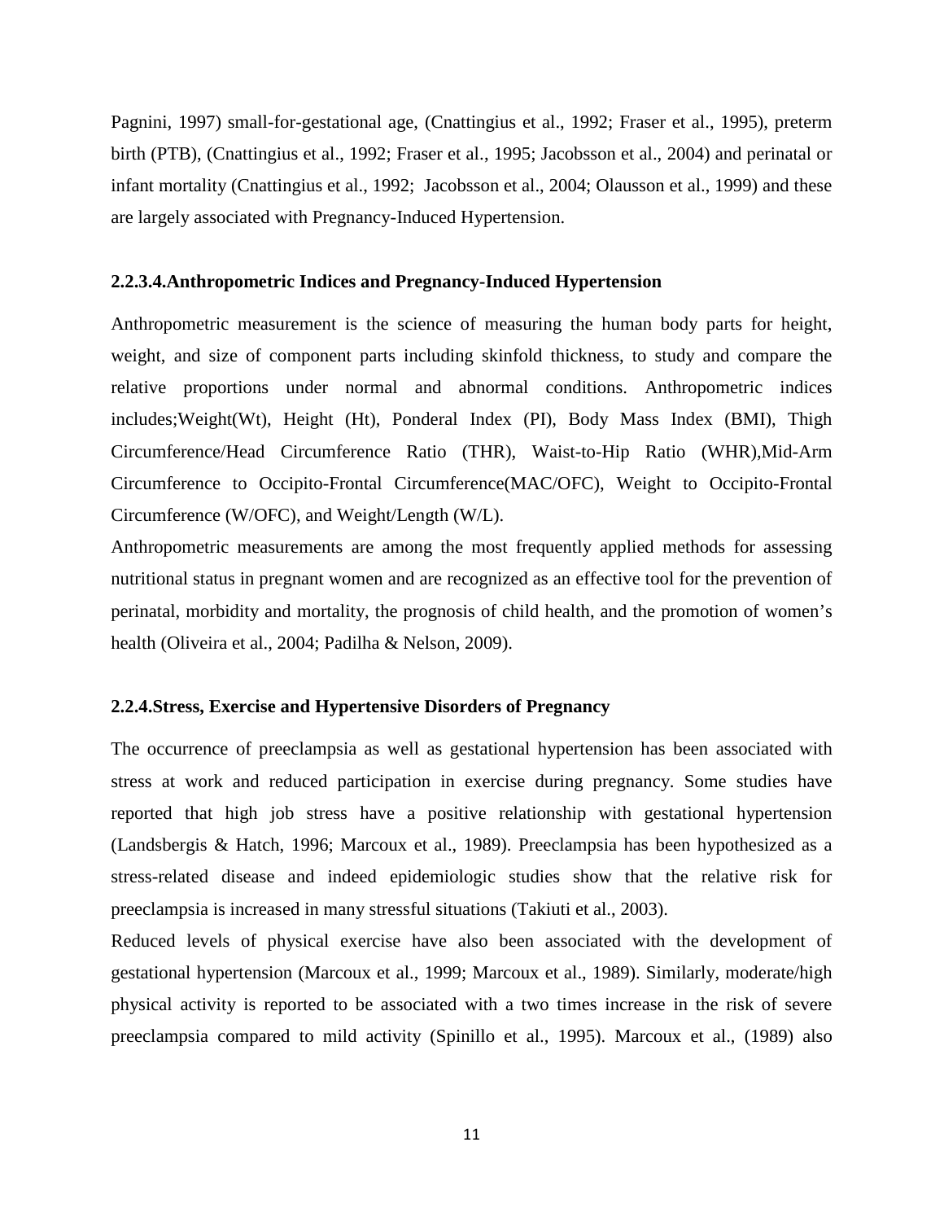Pagnini, 1997) small-for-gestational age, (Cnattingius et al., 1992; Fraser et al., 1995), preterm birth (PTB), (Cnattingius et al., 1992; Fraser et al., 1995; Jacobsson et al., 2004) and perinatal or infant mortality (Cnattingius et al., 1992; Jacobsson et al., 2004; Olausson et al., 1999) and these are largely associated with Pregnancy-Induced Hypertension.

#### 2.2.3.4.Anthropometric Indices and Pregnancy-Induced Hypertension

Anthropometric measurement is the science of measuring the human body parts for height, weight, and size of component parts including skinfold thickness, to study and compare the relative proportions under normal and abnormal conditions. Anthropometric indices includes;Weight(Wt), Height (Ht), Ponderal Index (PI), Body Mass Index (BMI), Thigh Circumference/Head Circumference Ratio (THR), Waist-to-Hip Ratio (WHR),Mid-Arm Circumference to Occipito-Frontal Circumference(MAC/OFC), Weight to Occipito-Frontal Circumference (W/OFC), and Weight/Length (W/L).

Anthropometric measurements are among the most frequently applied methods for assessing nutritional status in pregnant women and are recognized as an effective tool for the prevention of perinatal, morbidity and mortality, the prognosis of child health, and the promotion of women's health (Oliveira et al., 2004; Padilha & Nelson, 2009).

### 2.2.4.Stress, Exercise and Hypertensive Disorders of Pregnancy

The occurrence of preeclampsia as well as gestational hypertension has been associated with stress at work and reduced participation in exercise during pregnancy. Some studies have reported that high job stress have a positive relationship with gestational hypertension (Landsbergis & Hatch, 1996; Marcoux et al., 1989). Preeclampsia has been hypothesized as a stress-related disease and indeed epidemiologic studies show that the relative risk for preeclampsia is increased in many stressful situations (Takiuti et al., 2003).

Reduced levels of physical exercise have also been associated with the development of gestational hypertension (Marcoux et al., 1999; Marcoux et al., 1989). Similarly, moderate/high physical activity is reported to be associated with a two times increase in the risk of severe preeclampsia compared to mild activity (Spinillo et al., 1995). Marcoux et al., (1989) also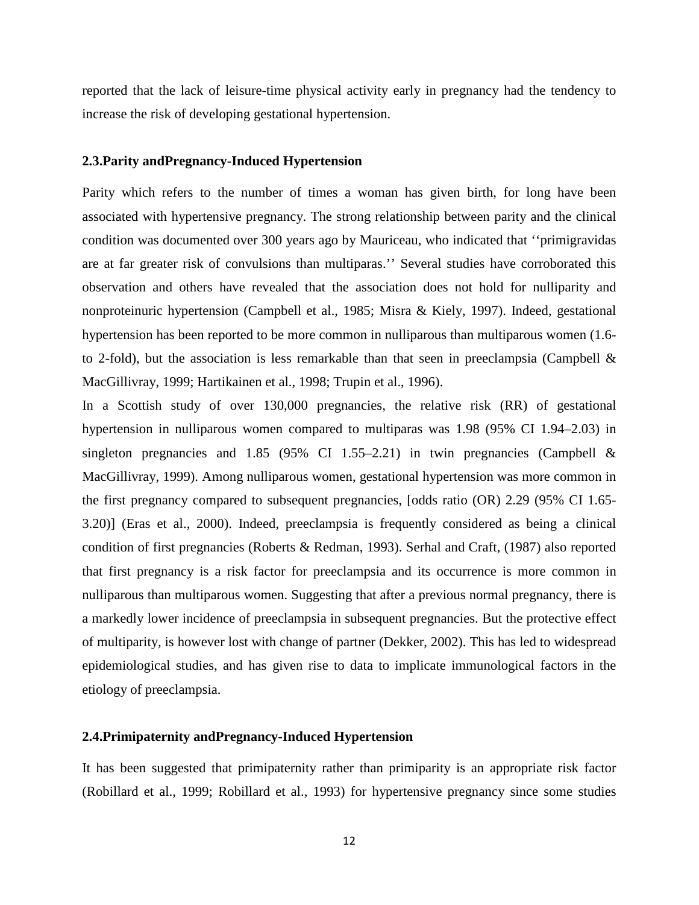reported that the lack of leisure-time physical activity early in pregnancy had the tendency to increase the risk of developing gestational hypertension.

### 2.3.Parity andPregnancy-Induced Hypertension

Parity which refers to the number of times a woman has given birth, for long have been associated with hypertensive pregnancy. The strong relationship between parity and the clinical condition was documented over 300 years ago by Mauriceau, who indicated that ‘‘primigravidas are at far greater risk of convulsions than multiparas.’’ Several studies have corroborated this observation and others have revealed that the association does not hold for nulliparity and nonproteinuric hypertension (Campbell et al., 1985; Misra & Kiely, 1997). Indeed, gestational hypertension has been reported to be more common in nulliparous than multiparous women (1.6- to 2-fold), but the association is less remarkable than that seen in preeclampsia (Campbell & MacGillivray, 1999; Hartikainen et al., 1998; Trupin et al., 1996).

In a Scottish study of over 130,000 pregnancies, the relative risk (RR) of gestational hypertension in nulliparous women compared to multiparas was 1.98 (95% CI 1.94–2.03) in singleton pregnancies and 1.85 (95% CI 1.55–2.21) in twin pregnancies (Campbell & MacGillivray, 1999). Among nulliparous women, gestational hypertension was more common in the first pregnancy compared to subsequent pregnancies, [odds ratio (OR) 2.29 (95% CI 1.65-3.20)] (Eras et al., 2000). Indeed, preeclampsia is frequently considered as being a clinical condition of first pregnancies (Roberts & Redman, 1993). Serhal and Craft, (1987) also reported that first pregnancy is a risk factor for preeclampsia and its occurrence is more common in nulliparous than multiparous women. Suggesting that after a previous normal pregnancy, there is a markedly lower incidence of preeclampsia in subsequent pregnancies. But the protective effect of multiparity, is however lost with change of partner (Dekker, 2002). This has led to widespread epidemiological studies, and has given rise to data to implicate immunological factors in the etiology of preeclampsia.

### 2.4.Primipaternity andPregnancy-Induced Hypertension

It has been suggested that primipaternity rather than primiparity is an appropriate risk factor (Robillard et al., 1999; Robillard et al., 1993) for hypertensive pregnancy since some studies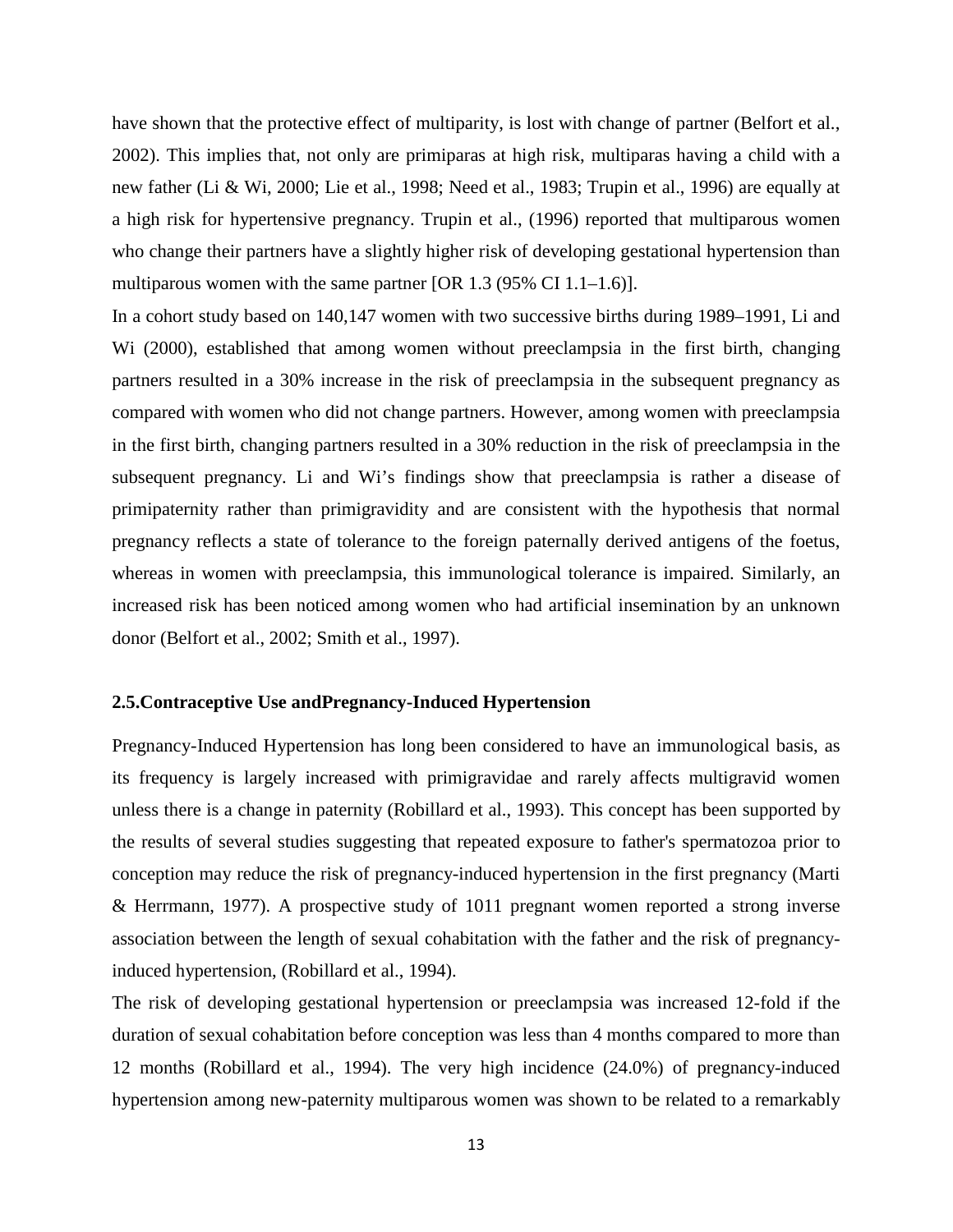have shown that the protective effect of multiparity, is lost with change of partner (Belfort et al., 2002). This implies that, not only are primiparas at high risk, multiparas having a child with a new father (Li & Wi, 2000; Lie et al., 1998; Need et al., 1983; Trupin et al., 1996) are equally at a high risk for hypertensive pregnancy. Trupin et al., (1996) reported that multiparous women who change their partners have a slightly higher risk of developing gestational hypertension than multiparous women with the same partner [OR 1.3 (95% CI 1.1–1.6)].

In a cohort study based on 140,147 women with two successive births during 1989–1991, Li and Wi (2000), established that among women without preeclampsia in the first birth, changing partners resulted in a 30% increase in the risk of preeclampsia in the subsequent pregnancy as compared with women who did not change partners. However, among women with preeclampsia in the first birth, changing partners resulted in a 30% reduction in the risk of preeclampsia in the subsequent pregnancy. Li and Wi's findings show that preeclampsia is rather a disease of primipaternity rather than primigravidity and are consistent with the hypothesis that normal pregnancy reflects a state of tolerance to the foreign paternally derived antigens of the foetus, whereas in women with preeclampsia, this immunological tolerance is impaired. Similarly, an increased risk has been noticed among women who had artificial insemination by an unknown donor (Belfort et al., 2002; Smith et al., 1997).

### 2.5.Contraceptive Use andPregnancy-Induced Hypertension

Pregnancy-Induced Hypertension has long been considered to have an immunological basis, as its frequency is largely increased with primigravidae and rarely affects multigravid women unless there is a change in paternity (Robillard et al., 1993). This concept has been supported by the results of several studies suggesting that repeated exposure to father's spermatozoa prior to conception may reduce the risk of pregnancy-induced hypertension in the first pregnancy (Marti & Herrmann, 1977). A prospective study of 1011 pregnant women reported a strong inverse association between the length of sexual cohabitation with the father and the risk of pregnancy-induced hypertension, (Robillard et al., 1994).

The risk of developing gestational hypertension or preeclampsia was increased 12-fold if the duration of sexual cohabitation before conception was less than 4 months compared to more than 12 months (Robillard et al., 1994). The very high incidence (24.0%) of pregnancy-induced hypertension among new-paternity multiparous women was shown to be related to a remarkably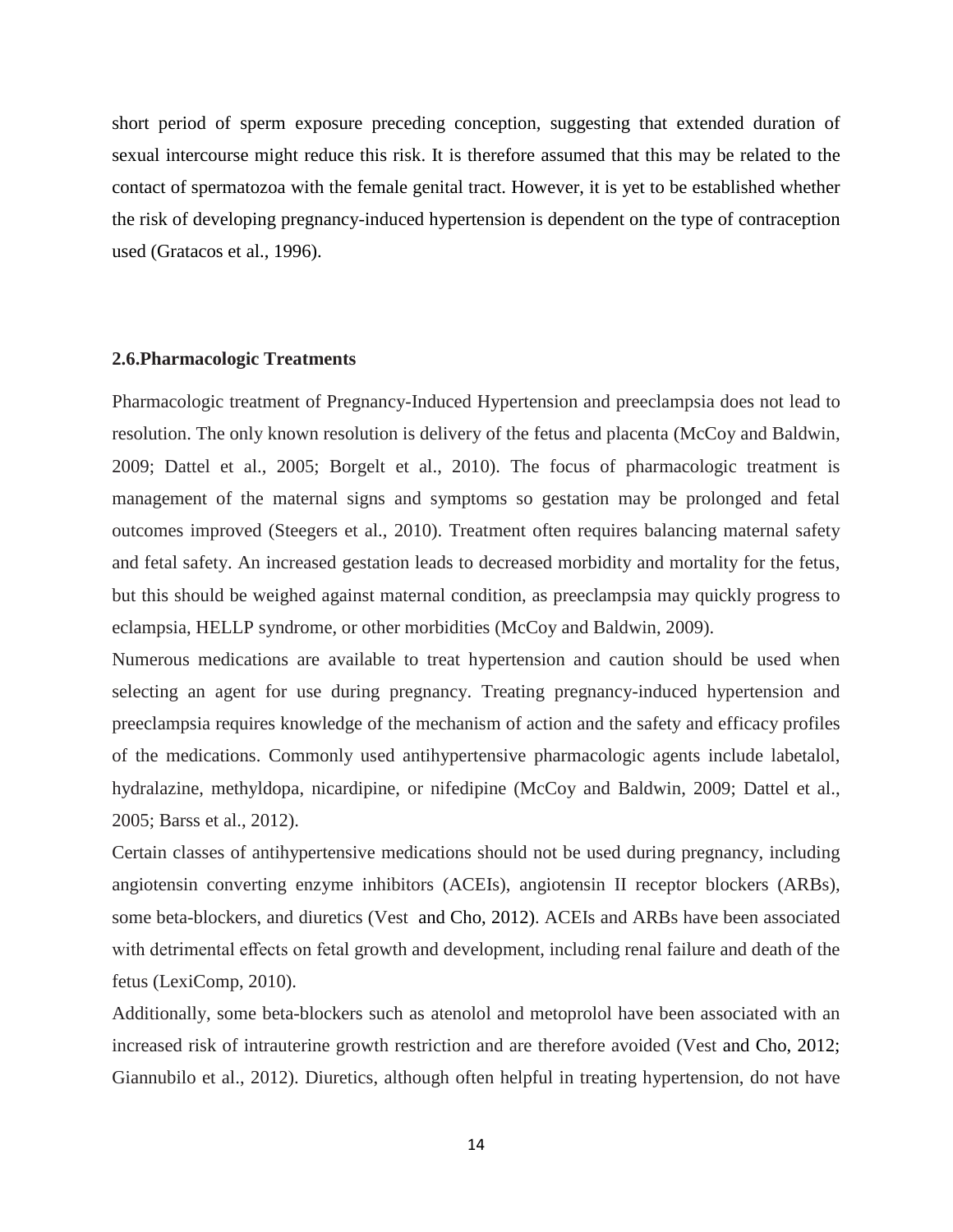short period of sperm exposure preceding conception, suggesting that extended duration of sexual intercourse might reduce this risk. It is therefore assumed that this may be related to the contact of spermatozoa with the female genital tract. However, it is yet to be established whether the risk of developing pregnancy-induced hypertension is dependent on the type of contraception used (Gratacos et al., 1996).

### 2.6.Pharmacologic Treatments

Pharmacologic treatment of Pregnancy-Induced Hypertension and preeclampsia does not lead to resolution. The only known resolution is delivery of the fetus and placenta (McCoy and Baldwin, 2009; Dattel et al., 2005; Borgelt et al., 2010). The focus of pharmacologic treatment is management of the maternal signs and symptoms so gestation may be prolonged and fetal outcomes improved (Steegers et al., 2010). Treatment often requires balancing maternal safety and fetal safety. An increased gestation leads to decreased morbidity and mortality for the fetus, but this should be weighed against maternal condition, as preeclampsia may quickly progress to eclampsia, HELLP syndrome, or other morbidities (McCoy and Baldwin, 2009).

Numerous medications are available to treat hypertension and caution should be used when selecting an agent for use during pregnancy. Treating pregnancy-induced hypertension and preeclampsia requires knowledge of the mechanism of action and the safety and efficacy profiles of the medications. Commonly used antihypertensive pharmacologic agents include labetalol, hydralazine, methyldopa, nicardipine, or nifedipine (McCoy and Baldwin, 2009; Dattel et al., 2005; Barss et al., 2012).

Certain classes of antihypertensive medications should not be used during pregnancy, including angiotensin converting enzyme inhibitors (ACEIs), angiotensin II receptor blockers (ARBs), some beta-blockers, and diuretics (Vest and Cho, 2012). ACEIs and ARBs have been associated with detrimental effects on fetal growth and development, including renal failure and death of the fetus (LexiComp, 2010).

Additionally, some beta-blockers such as atenolol and metoprolol have been associated with an increased risk of intrauterine growth restriction and are therefore avoided (Vest and Cho, 2012; Giannubilo et al., 2012). Diuretics, although often helpful in treating hypertension, do not have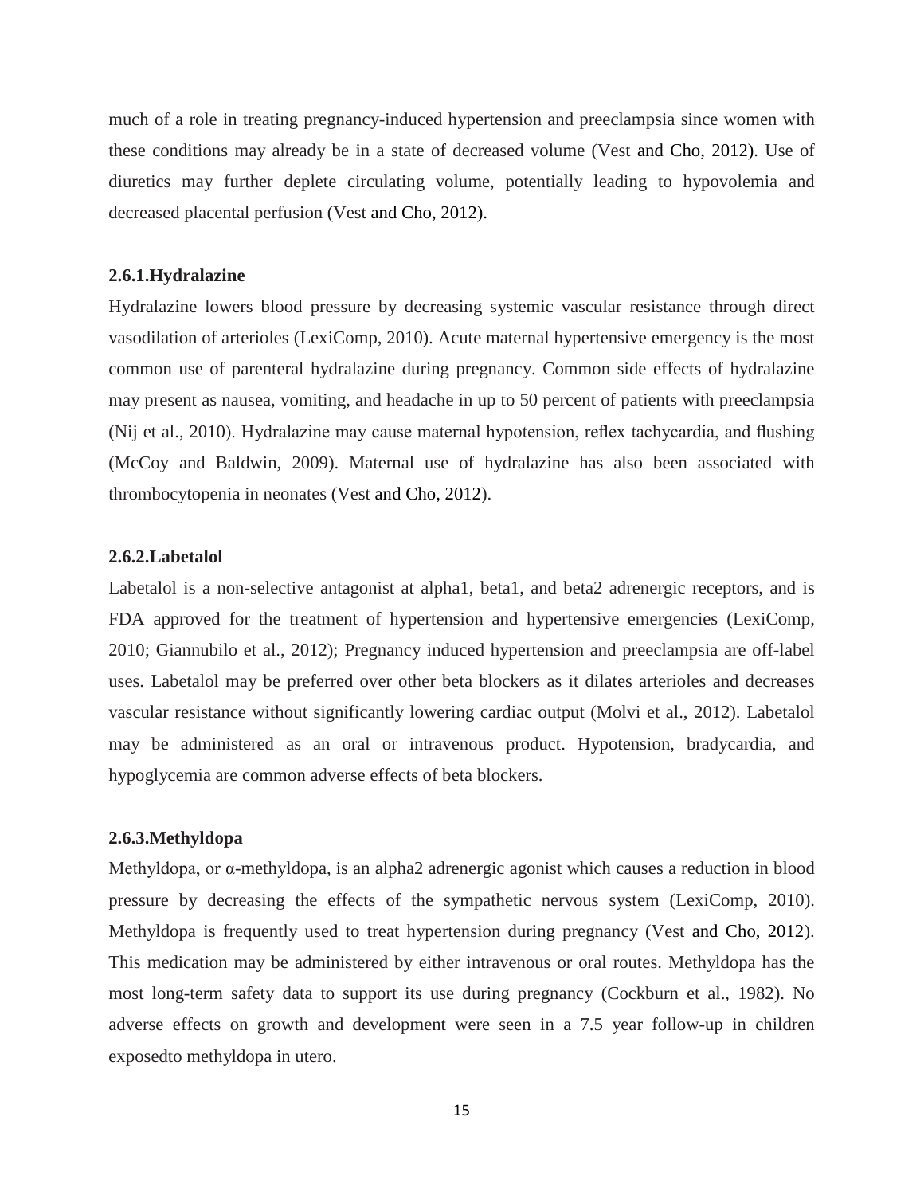much of a role in treating pregnancy-induced hypertension and preeclampsia since women with these conditions may already be in a state of decreased volume (Vest and Cho, 2012). Use of diuretics may further deplete circulating volume, potentially leading to hypovolemia and decreased placental perfusion (Vest and Cho, 2012).

### 2.6.1.Hydralazine

Hydralazine lowers blood pressure by decreasing systemic vascular resistance through direct vasodilation of arterioles (LexiComp, 2010). Acute maternal hypertensive emergency is the most common use of parenteral hydralazine during pregnancy. Common side effects of hydralazine may present as nausea, vomiting, and headache in up to 50 percent of patients with preeclampsia (Nij et al., 2010). Hydralazine may cause maternal hypotension, reflex tachycardia, and flushing (McCoy and Baldwin, 2009). Maternal use of hydralazine has also been associated with thrombocytopenia in neonates (Vest and Cho, 2012).

### 2.6.2.Labetalol

Labetalol is a non-selective antagonist at alpha1, beta1, and beta2 adrenergic receptors, and is FDA approved for the treatment of hypertension and hypertensive emergencies (LexiComp, 2010; Giannubilo et al., 2012); Pregnancy induced hypertension and preeclampsia are off-label uses. Labetalol may be preferred over other beta blockers as it dilates arterioles and decreases vascular resistance without significantly lowering cardiac output (Molvi et al., 2012). Labetalol may be administered as an oral or intravenous product. Hypotension, bradycardia, and hypoglycemia are common adverse effects of beta blockers.

### 2.6.3.Methyldopa

Methyldopa, or α-methyldopa, is an alpha2 adrenergic agonist which causes a reduction in blood pressure by decreasing the effects of the sympathetic nervous system (LexiComp, 2010). Methyldopa is frequently used to treat hypertension during pregnancy (Vest and Cho, 2012). This medication may be administered by either intravenous or oral routes. Methyldopa has the most long-term safety data to support its use during pregnancy (Cockburn et al., 1982). No adverse effects on growth and development were seen in a 7.5 year follow-up in children exposedto methyldopa in utero.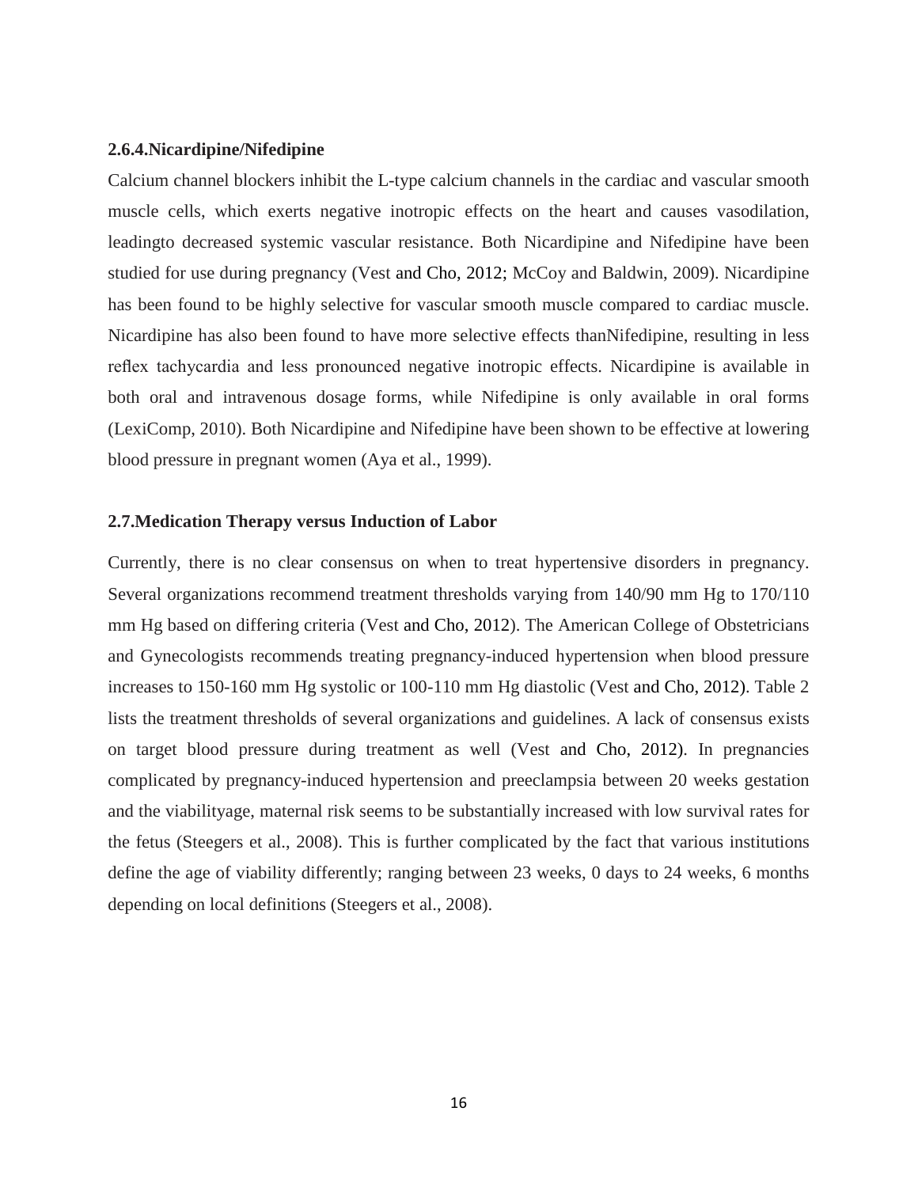### 2.6.4.Nicardipine/Nifedipine

Calcium channel blockers inhibit the L-type calcium channels in the cardiac and vascular smooth muscle cells, which exerts negative inotropic effects on the heart and causes vasodilation, leadingto decreased systemic vascular resistance. Both Nicardipine and Nifedipine have been studied for use during pregnancy (Vest and Cho, 2012; McCoy and Baldwin, 2009). Nicardipine has been found to be highly selective for vascular smooth muscle compared to cardiac muscle. Nicardipine has also been found to have more selective effects thanNifedipine, resulting in less reflex tachycardia and less pronounced negative inotropic effects. Nicardipine is available in both oral and intravenous dosage forms, while Nifedipine is only available in oral forms (LexiComp, 2010). Both Nicardipine and Nifedipine have been shown to be effective at lowering blood pressure in pregnant women (Aya et al., 1999).

## 2.7.Medication Therapy versus Induction of Labor

Currently, there is no clear consensus on when to treat hypertensive disorders in pregnancy. Several organizations recommend treatment thresholds varying from 140/90 mm Hg to 170/110 mm Hg based on differing criteria (Vest and Cho, 2012). The American College of Obstetricians and Gynecologists recommends treating pregnancy-induced hypertension when blood pressure increases to 150-160 mm Hg systolic or 100-110 mm Hg diastolic (Vest and Cho, 2012). Table 2 lists the treatment thresholds of several organizations and guidelines. A lack of consensus exists on target blood pressure during treatment as well (Vest and Cho, 2012). In pregnancies complicated by pregnancy-induced hypertension and preeclampsia between 20 weeks gestation and the viabilityage, maternal risk seems to be substantially increased with low survival rates for the fetus (Steegers et al., 2008). This is further complicated by the fact that various institutions define the age of viability differently; ranging between 23 weeks, 0 days to 24 weeks, 6 months depending on local definitions (Steegers et al., 2008).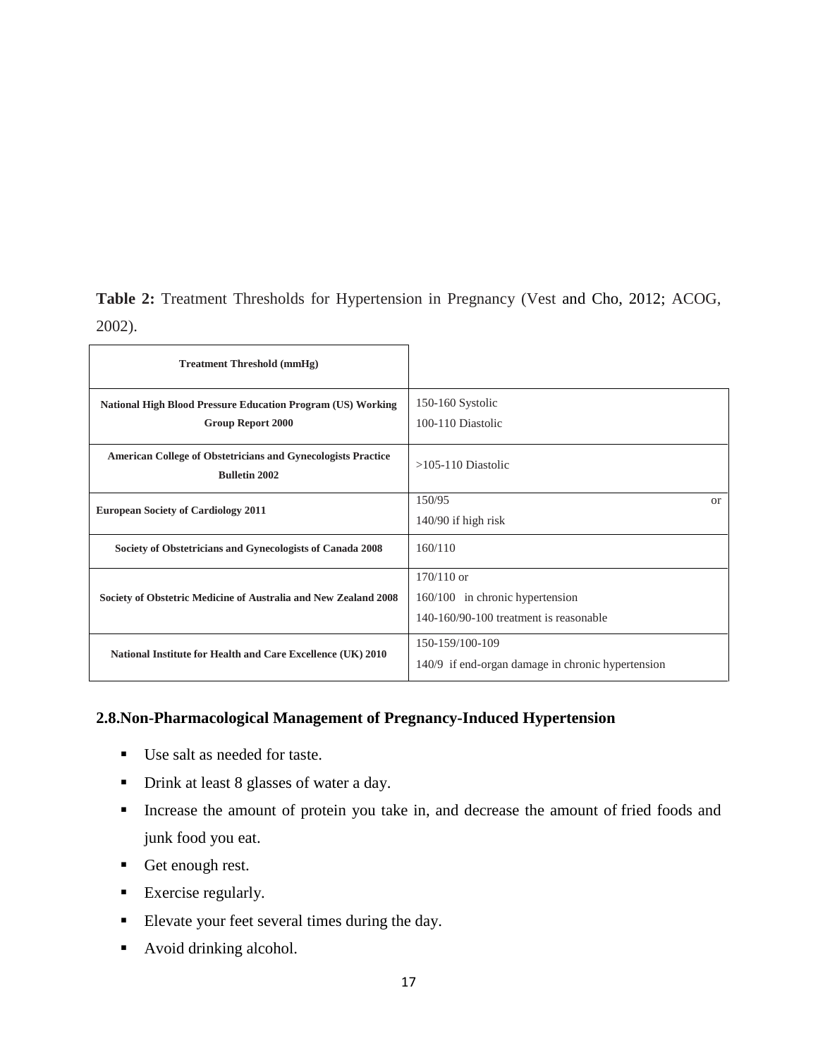**Table 2:** Treatment Thresholds for Hypertension in Pregnancy (Vest and Cho, 2012; ACOG, 2002).

| **Treatment Threshold (mmHg)** | |
|---|---|
| **National High Blood Pressure Education Program (US) Working Group Report 2000** | 150-160 Systolic<br>100-110 Diastolic |
| **American College of Obstetricians and Gynecologists Practice Bulletin 2002** | >105-110 Diastolic |
| **European Society of Cardiology 2011** | 150/95 or<br>140/90 if high risk |
| **Society of Obstetricians and Gynecologists of Canada 2008** | 160/110 |
| **Society of Obstetric Medicine of Australia and New Zealand 2008** | 170/110 or<br>160/100 in chronic hypertension<br>140-160/90-100 treatment is reasonable |
| **National Institute for Health and Care Excellence (UK) 2010** | 150-159/100-109<br>140/9 if end-organ damage in chronic hypertension |

## 2.8.Non-Pharmacological Management of Pregnancy-Induced Hypertension

- Use salt as needed for taste.
- Drink at least 8 glasses of water a day.
- Increase the amount of protein you take in, and decrease the amount of fried foods and junk food you eat.
- Get enough rest.
- Exercise regularly.
- Elevate your feet several times during the day.
- Avoid drinking alcohol.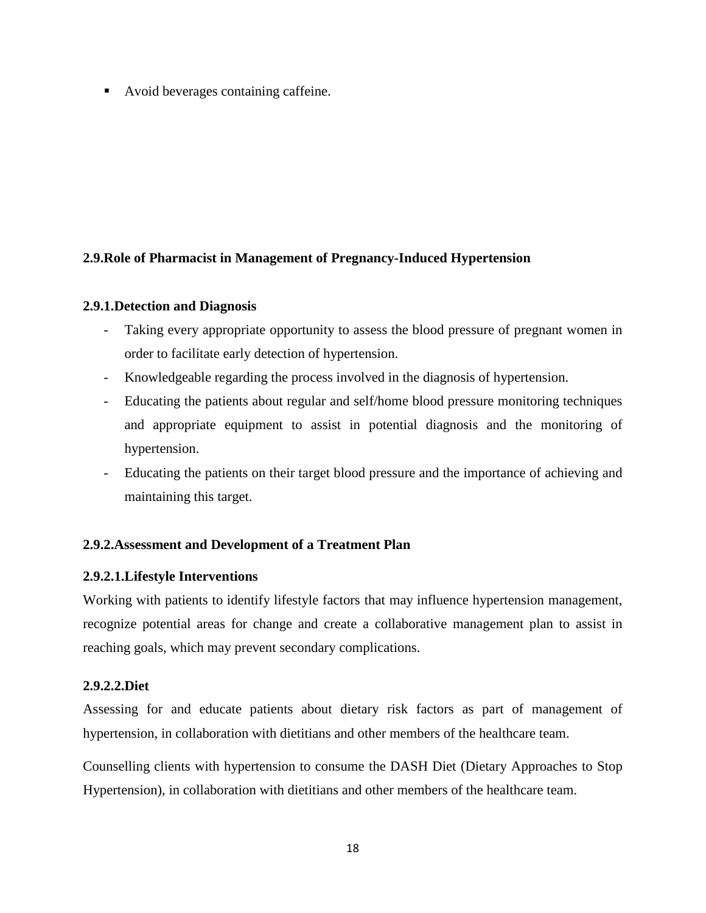- Avoid beverages containing caffeine.

## 2.9.Role of Pharmacist in Management of Pregnancy-Induced Hypertension

### 2.9.1.Detection and Diagnosis

- Taking every appropriate opportunity to assess the blood pressure of pregnant women in order to facilitate early detection of hypertension.
- Knowledgeable regarding the process involved in the diagnosis of hypertension.
- Educating the patients about regular and self/home blood pressure monitoring techniques and appropriate equipment to assist in potential diagnosis and the monitoring of hypertension.
- Educating the patients on their target blood pressure and the importance of achieving and maintaining this target.

### 2.9.2.Assessment and Development of a Treatment Plan

#### 2.9.2.1.Lifestyle Interventions

Working with patients to identify lifestyle factors that may influence hypertension management, recognize potential areas for change and create a collaborative management plan to assist in reaching goals, which may prevent secondary complications.

#### 2.9.2.2.Diet

Assessing for and educate patients about dietary risk factors as part of management of hypertension, in collaboration with dietitians and other members of the healthcare team.

Counselling clients with hypertension to consume the DASH Diet (Dietary Approaches to Stop Hypertension), in collaboration with dietitians and other members of the healthcare team.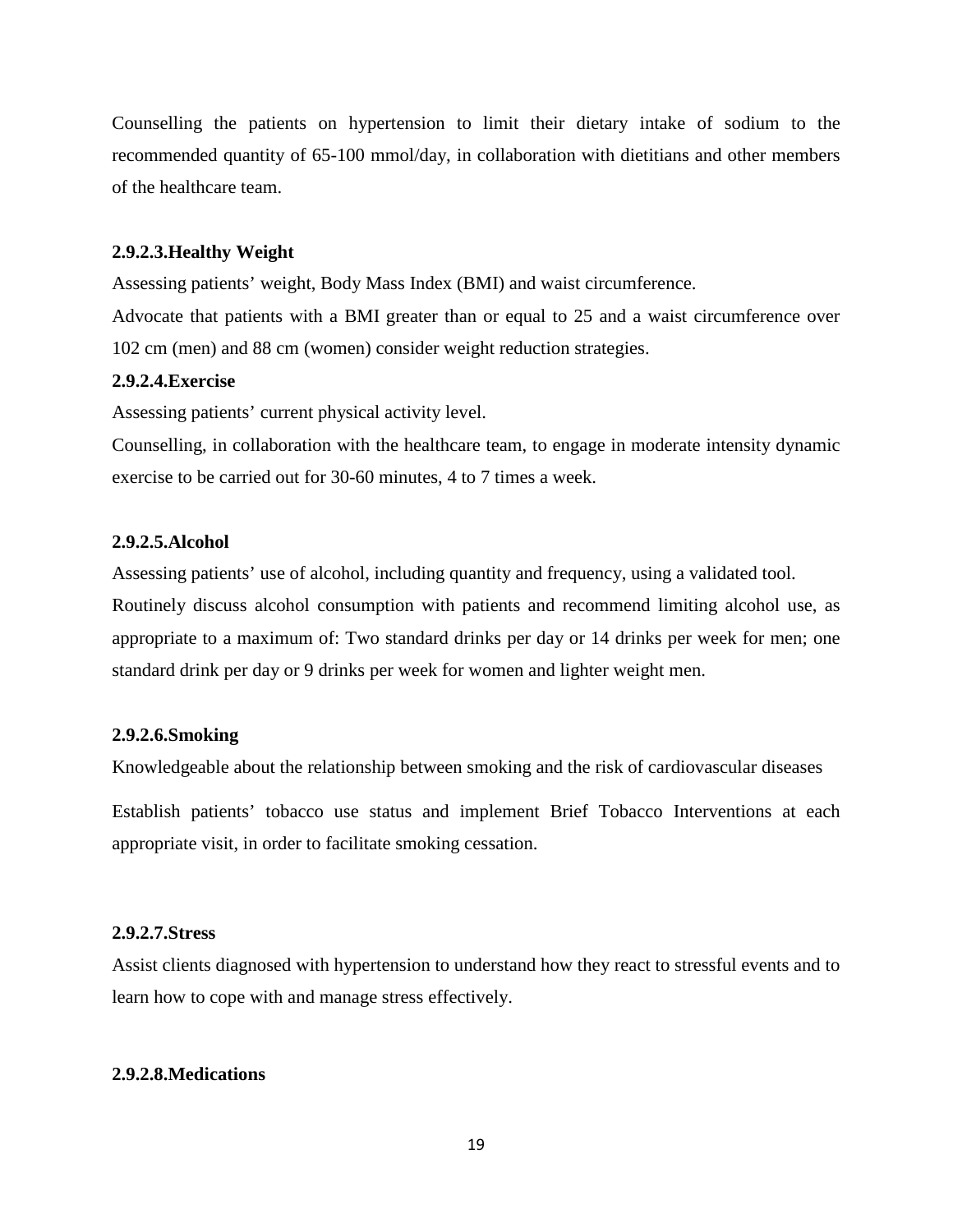Counselling the patients on hypertension to limit their dietary intake of sodium to the recommended quantity of 65-100 mmol/day, in collaboration with dietitians and other members of the healthcare team.

#### 2.9.2.3.Healthy Weight

Assessing patients' weight, Body Mass Index (BMI) and waist circumference.

Advocate that patients with a BMI greater than or equal to 25 and a waist circumference over 102 cm (men) and 88 cm (women) consider weight reduction strategies.

#### 2.9.2.4.Exercise

Assessing patients' current physical activity level.

Counselling, in collaboration with the healthcare team, to engage in moderate intensity dynamic exercise to be carried out for 30-60 minutes, 4 to 7 times a week.

#### 2.9.2.5.Alcohol

Assessing patients' use of alcohol, including quantity and frequency, using a validated tool.

Routinely discuss alcohol consumption with patients and recommend limiting alcohol use, as appropriate to a maximum of: Two standard drinks per day or 14 drinks per week for men; one standard drink per day or 9 drinks per week for women and lighter weight men.

#### 2.9.2.6.Smoking

Knowledgeable about the relationship between smoking and the risk of cardiovascular diseases

Establish patients' tobacco use status and implement Brief Tobacco Interventions at each appropriate visit, in order to facilitate smoking cessation.

#### 2.9.2.7.Stress

Assist clients diagnosed with hypertension to understand how they react to stressful events and to learn how to cope with and manage stress effectively.

#### 2.9.2.8.Medications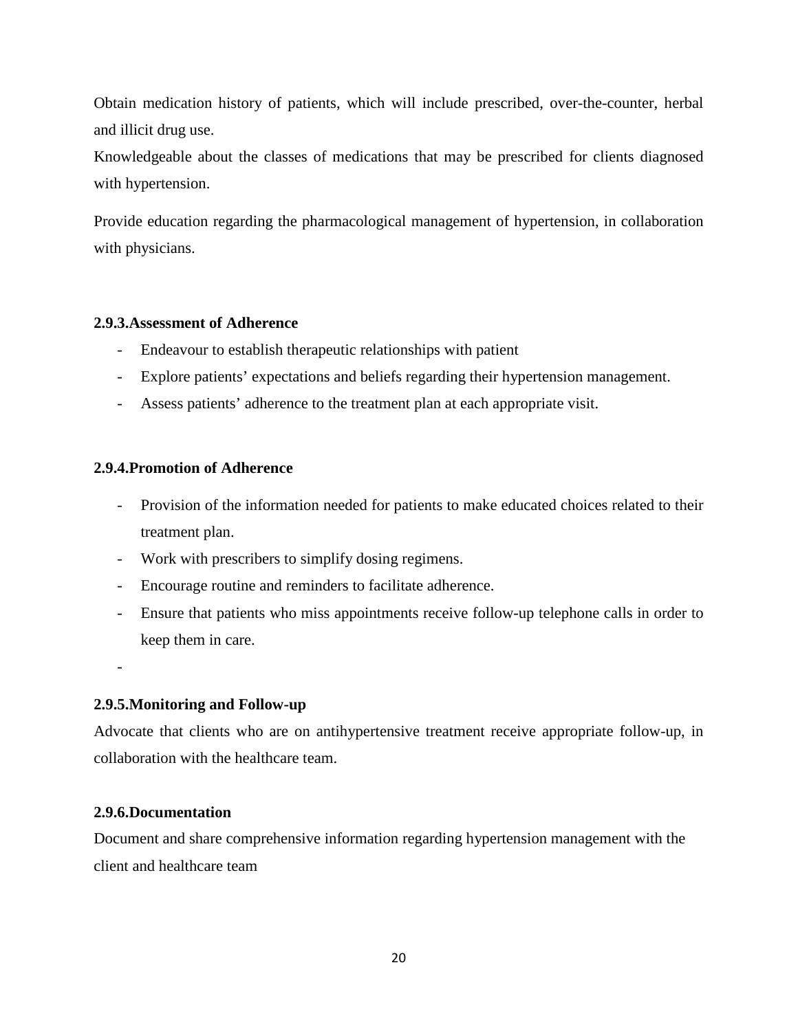Obtain medication history of patients, which will include prescribed, over-the-counter, herbal and illicit drug use.

Knowledgeable about the classes of medications that may be prescribed for clients diagnosed with hypertension.

Provide education regarding the pharmacological management of hypertension, in collaboration with physicians.

### 2.9.3.Assessment of Adherence

- Endeavour to establish therapeutic relationships with patient
- Explore patients' expectations and beliefs regarding their hypertension management.
- Assess patients' adherence to the treatment plan at each appropriate visit.

### 2.9.4.Promotion of Adherence

- Provision of the information needed for patients to make educated choices related to their treatment plan.
- Work with prescribers to simplify dosing regimens.
- Encourage routine and reminders to facilitate adherence.
- Ensure that patients who miss appointments receive follow-up telephone calls in order to keep them in care.
-

### 2.9.5.Monitoring and Follow-up

Advocate that clients who are on antihypertensive treatment receive appropriate follow-up, in collaboration with the healthcare team.

### 2.9.6.Documentation

Document and share comprehensive information regarding hypertension management with the client and healthcare team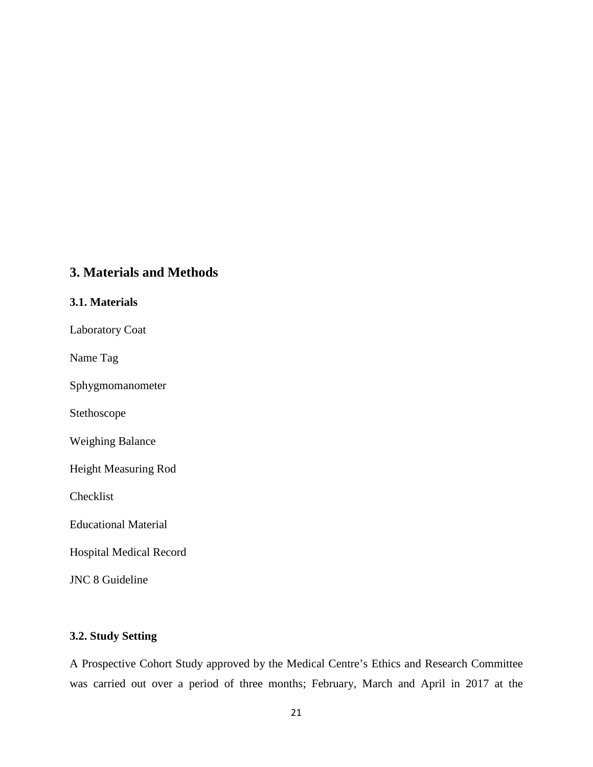## 3. Materials and Methods

### 3.1. Materials

Laboratory Coat

Name Tag

Sphygmomanometer

Stethoscope

Weighing Balance

Height Measuring Rod

Checklist

Educational Material

Hospital Medical Record

JNC 8 Guideline

### 3.2. Study Setting

A Prospective Cohort Study approved by the Medical Centre's Ethics and Research Committee was carried out over a period of three months; February, March and April in 2017 at the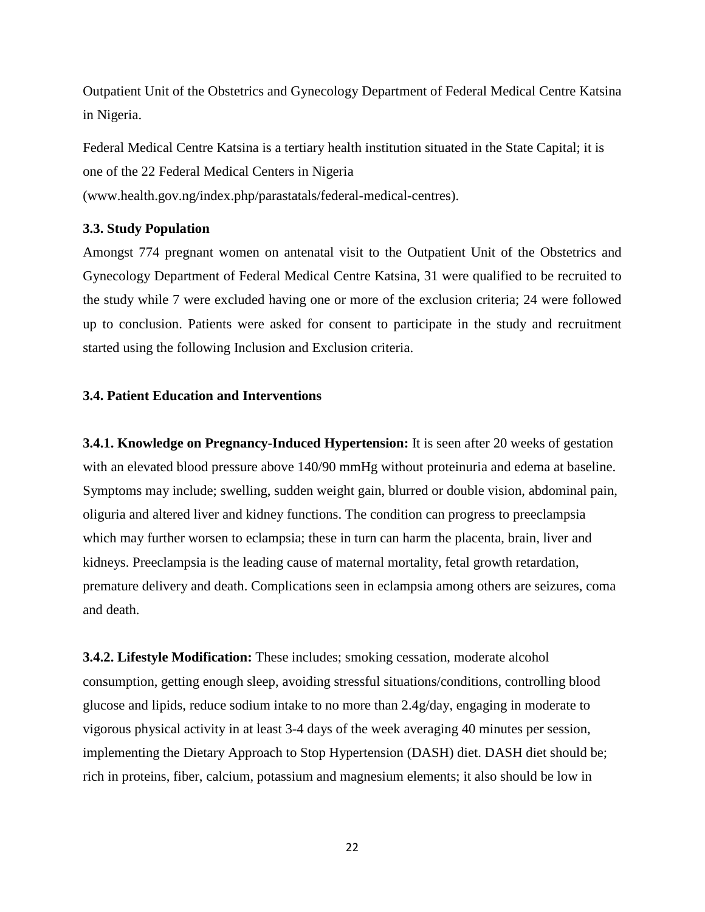Outpatient Unit of the Obstetrics and Gynecology Department of Federal Medical Centre Katsina in Nigeria.

Federal Medical Centre Katsina is a tertiary health institution situated in the State Capital; it is one of the 22 Federal Medical Centers in Nigeria (www.health.gov.ng/index.php/parastatals/federal-medical-centres).

### 3.3. Study Population

Amongst 774 pregnant women on antenatal visit to the Outpatient Unit of the Obstetrics and Gynecology Department of Federal Medical Centre Katsina, 31 were qualified to be recruited to the study while 7 were excluded having one or more of the exclusion criteria; 24 were followed up to conclusion. Patients were asked for consent to participate in the study and recruitment started using the following Inclusion and Exclusion criteria.

### 3.4. Patient Education and Interventions

**3.4.1. Knowledge on Pregnancy-Induced Hypertension:** It is seen after 20 weeks of gestation with an elevated blood pressure above 140/90 mmHg without proteinuria and edema at baseline. Symptoms may include; swelling, sudden weight gain, blurred or double vision, abdominal pain, oliguria and altered liver and kidney functions. The condition can progress to preeclampsia which may further worsen to eclampsia; these in turn can harm the placenta, brain, liver and kidneys. Preeclampsia is the leading cause of maternal mortality, fetal growth retardation, premature delivery and death. Complications seen in eclampsia among others are seizures, coma and death.

**3.4.2. Lifestyle Modification:** These includes; smoking cessation, moderate alcohol consumption, getting enough sleep, avoiding stressful situations/conditions, controlling blood glucose and lipids, reduce sodium intake to no more than 2.4g/day, engaging in moderate to vigorous physical activity in at least 3-4 days of the week averaging 40 minutes per session, implementing the Dietary Approach to Stop Hypertension (DASH) diet. DASH diet should be; rich in proteins, fiber, calcium, potassium and magnesium elements; it also should be low in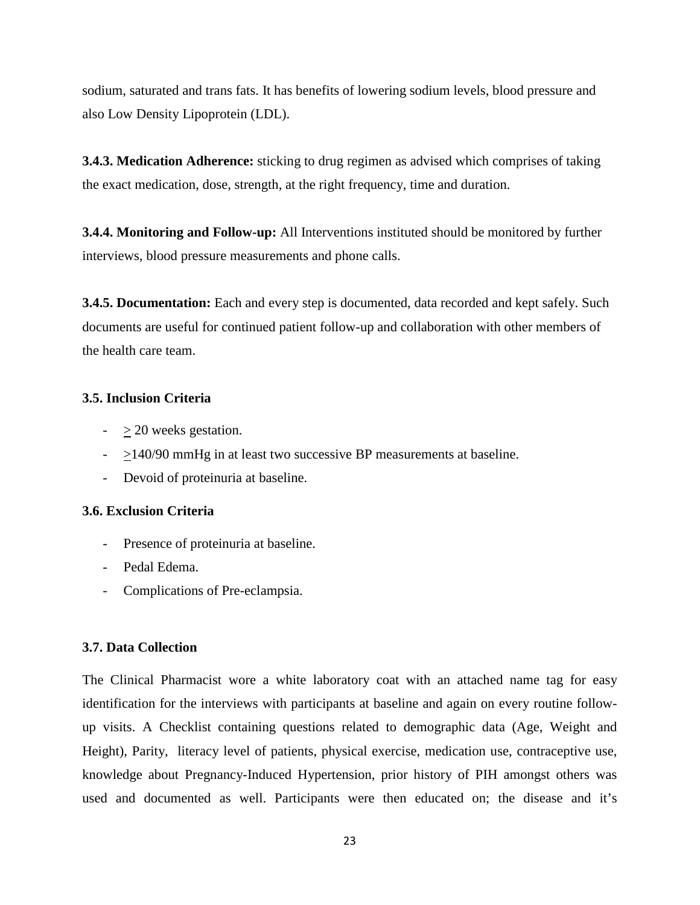sodium, saturated and trans fats. It has benefits of lowering sodium levels, blood pressure and also Low Density Lipoprotein (LDL).

**3.4.3. Medication Adherence:** sticking to drug regimen as advised which comprises of taking the exact medication, dose, strength, at the right frequency, time and duration.

**3.4.4. Monitoring and Follow-up:** All Interventions instituted should be monitored by further interviews, blood pressure measurements and phone calls.

**3.4.5. Documentation:** Each and every step is documented, data recorded and kept safely. Such documents are useful for continued patient follow-up and collaboration with other members of the health care team.

### 3.5. Inclusion Criteria

- $\geq$ 20 weeks gestation.
- $\geq$140/90 mmHg in at least two successive BP measurements at baseline.
- Devoid of proteinuria at baseline.

### 3.6. Exclusion Criteria

- Presence of proteinuria at baseline.
- Pedal Edema.
- Complications of Pre-eclampsia.

### 3.7. Data Collection

The Clinical Pharmacist wore a white laboratory coat with an attached name tag for easy identification for the interviews with participants at baseline and again on every routine follow-up visits. A Checklist containing questions related to demographic data (Age, Weight and Height), Parity, literacy level of patients, physical exercise, medication use, contraceptive use, knowledge about Pregnancy-Induced Hypertension, prior history of PIH amongst others was used and documented as well. Participants were then educated on; the disease and it's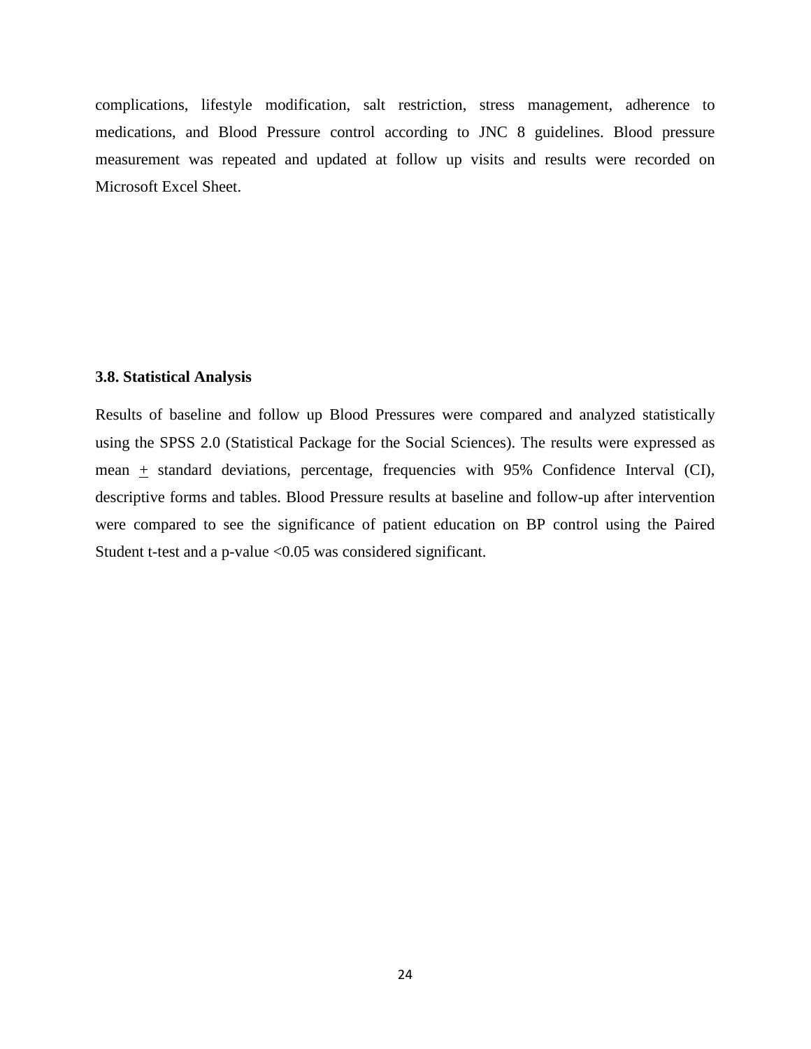complications, lifestyle modification, salt restriction, stress management, adherence to medications, and Blood Pressure control according to JNC 8 guidelines. Blood pressure measurement was repeated and updated at follow up visits and results were recorded on Microsoft Excel Sheet.

### 3.8. Statistical Analysis

Results of baseline and follow up Blood Pressures were compared and analyzed statistically using the SPSS 2.0 (Statistical Package for the Social Sciences). The results were expressed as mean $\pm$ standard deviations, percentage, frequencies with 95% Confidence Interval (CI), descriptive forms and tables. Blood Pressure results at baseline and follow-up after intervention were compared to see the significance of patient education on BP control using the Paired Student t-test and a p-value <0.05 was considered significant.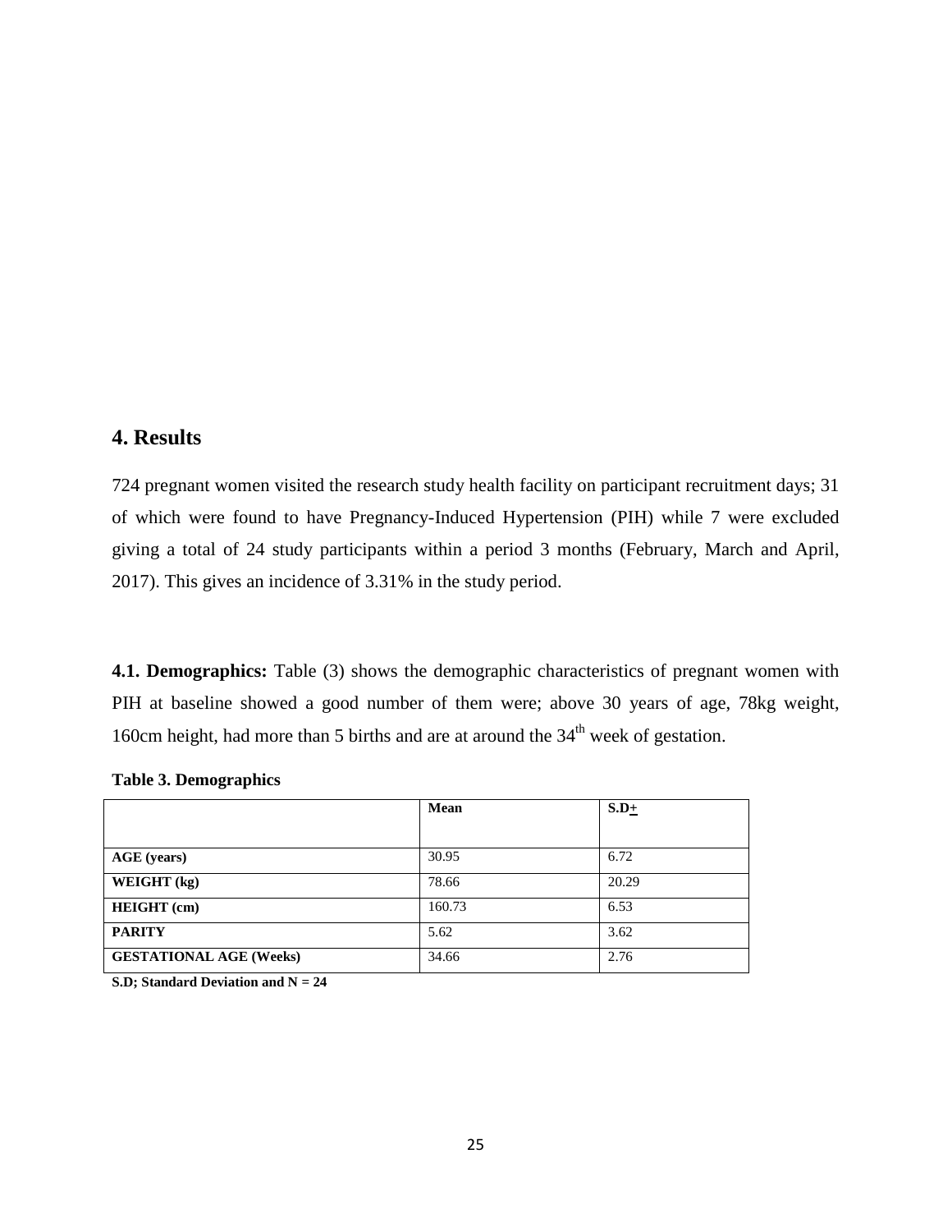# 4. Results

724 pregnant women visited the research study health facility on participant recruitment days; 31 of which were found to have Pregnancy-Induced Hypertension (PIH) while 7 were excluded giving a total of 24 study participants within a period 3 months (February, March and April, 2017). This gives an incidence of 3.31% in the study period.

**4.1. Demographics:** Table (3) shows the demographic characteristics of pregnant women with PIH at baseline showed a good number of them were; above 30 years of age, 78kg weight, 160cm height, had more than 5 births and are at around the 34[th] week of gestation.

**Table 3. Demographics**

| | **Mean** | **S.D±** |
|---|---|---|
| **AGE (years)** | 30.95 | 6.72 |
| **WEIGHT (kg)** | 78.66 | 20.29 |
| **HEIGHT (cm)** | 160.73 | 6.53 |
| **PARITY** | 5.62 | 3.62 |
| **GESTATIONAL AGE (Weeks)** | 34.66 | 2.76 |

**S.D; Standard Deviation and N = 24**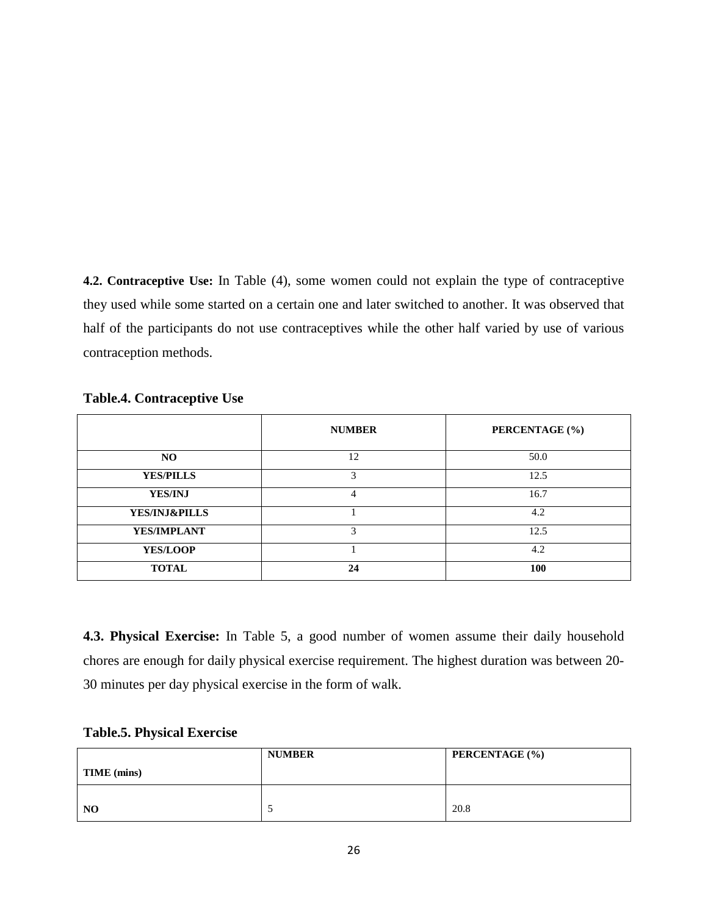**4.2. Contraceptive Use:** In Table (4), some women could not explain the type of contraceptive they used while some started on a certain one and later switched to another. It was observed that half of the participants do not use contraceptives while the other half varied by use of various contraception methods.

**Table.4. Contraceptive Use**

| | NUMBER | PERCENTAGE (%) |
|---|---|---|
| **NO** | 12 | 50.0 |
| **YES/PILLS** | 3 | 12.5 |
| **YES/INJ** | 4 | 16.7 |
| **YES/INJ&PILLS** | 1 | 4.2 |
| **YES/IMPLANT** | 3 | 12.5 |
| **YES/LOOP** | 1 | 4.2 |
| **TOTAL** | **24** | **100** |

**4.3. Physical Exercise:** In Table 5, a good number of women assume their daily household chores are enough for daily physical exercise requirement. The highest duration was between 20-30 minutes per day physical exercise in the form of walk.

**Table.5. Physical Exercise**

| TIME (mins) | NUMBER | PERCENTAGE (%) |
|---|---|---|
| **NO** | 5 | 20.8 |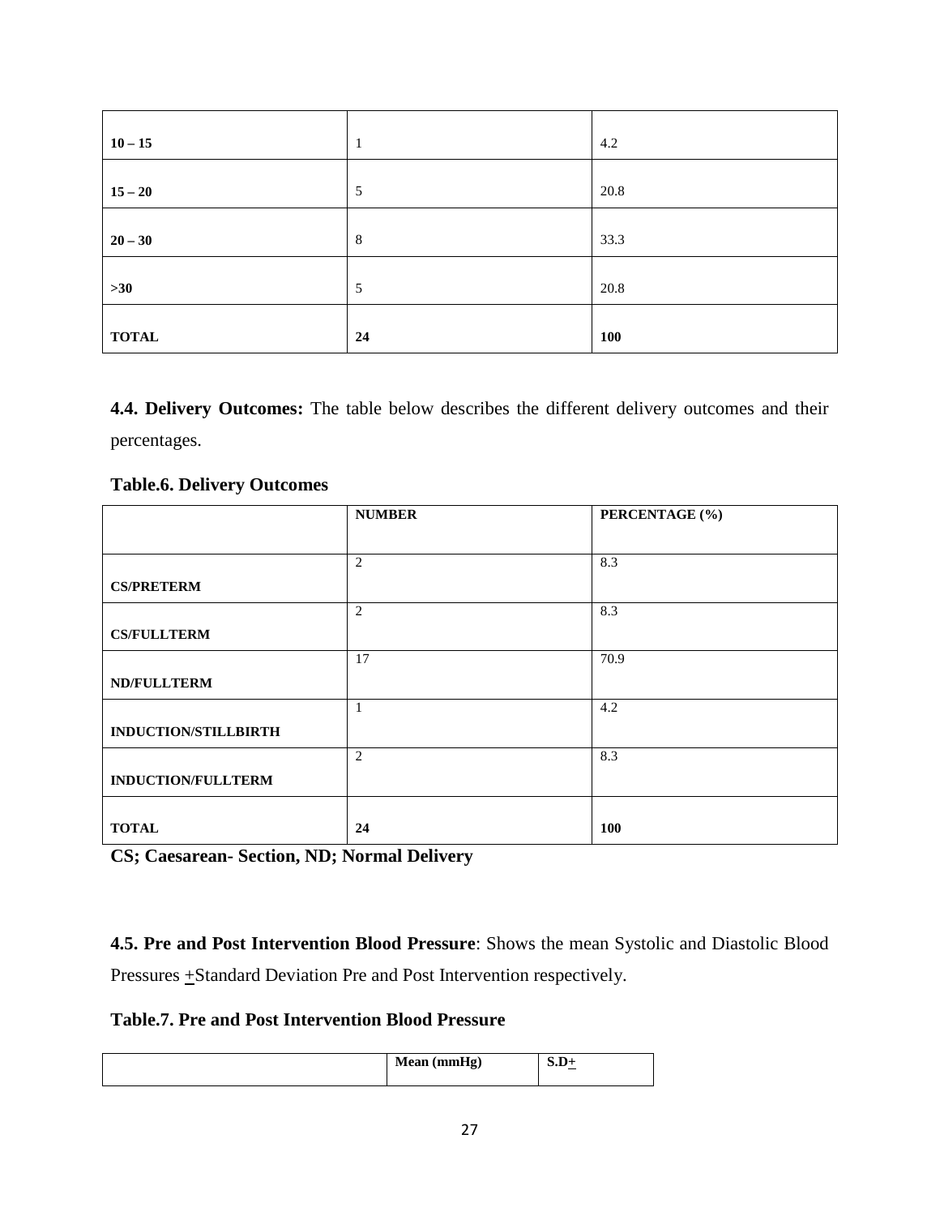| | | |
|---|---|---|
| **10 – 15** | 1 | 4.2 |
| **15 – 20** | 5 | 20.8 |
| **20 – 30** | 8 | 33.3 |
| **>30** | 5 | 20.8 |
| **TOTAL** | **24** | **100** |

**4.4. Delivery Outcomes:** The table below describes the different delivery outcomes and their percentages.

**Table.6. Delivery Outcomes**

| | **NUMBER** | **PERCENTAGE (%)** |
|---|---|---|
| **CS/PRETERM** | 2 | 8.3 |
| **CS/FULLTERM** | 2 | 8.3 |
| **ND/FULLTERM** | 17 | 70.9 |
| **INDUCTION/STILLBIRTH** | 1 | 4.2 |
| **INDUCTION/FULLTERM** | 2 | 8.3 |
| **TOTAL** | **24** | **100** |

**CS; Caesarean- Section, ND; Normal Delivery**

**4.5. Pre and Post Intervention Blood Pressure**: Shows the mean Systolic and Diastolic Blood Pressures ±Standard Deviation Pre and Post Intervention respectively.

**Table.7. Pre and Post Intervention Blood Pressure**

| | **Mean (mmHg)** | **S.D±** |
|---|---|---|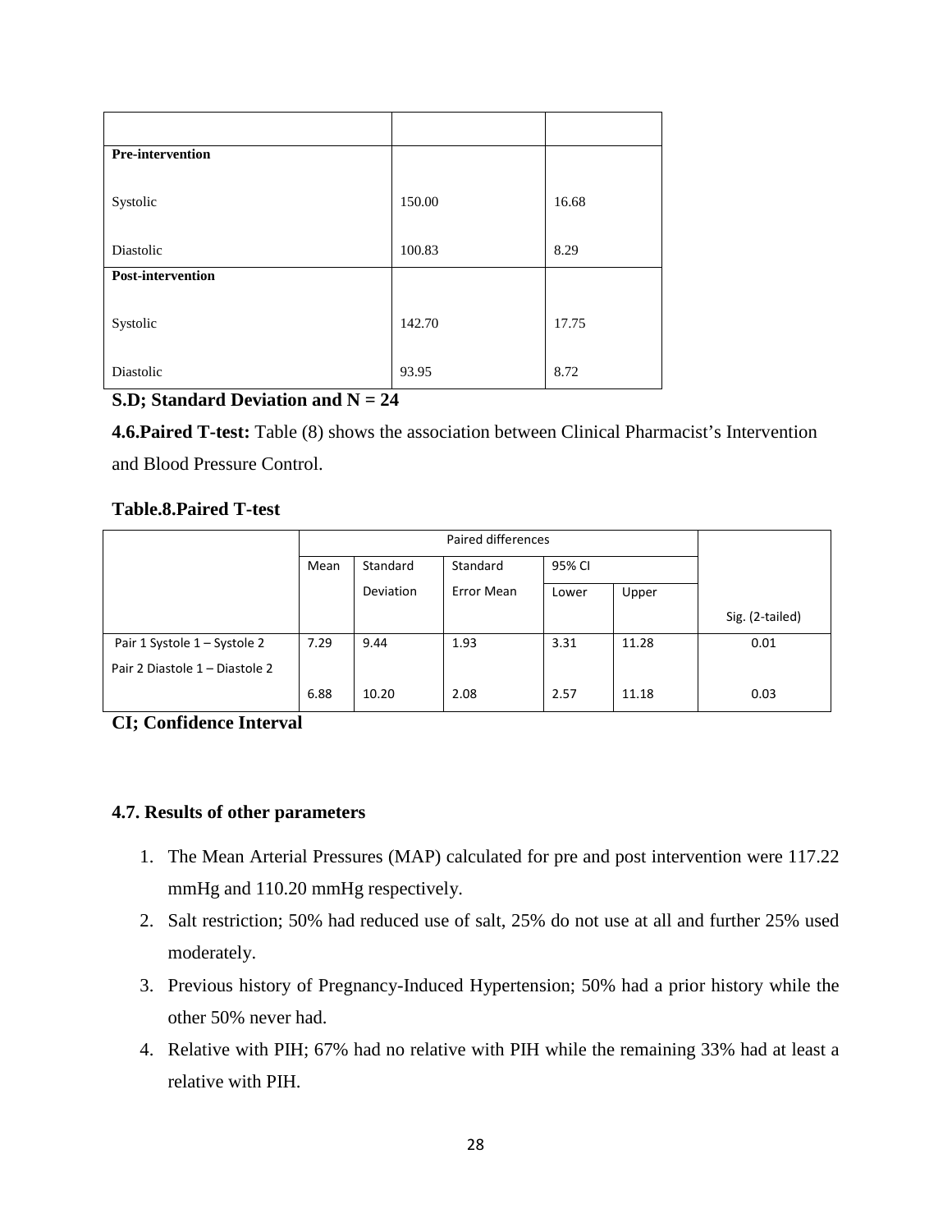| | | |
|---|---|---|
| **Pre-intervention** | | |
| Systolic | 150.00 | 16.68 |
| Diastolic | 100.83 | 8.29 |
| **Post-intervention** | | |
| Systolic | 142.70 | 17.75 |
| Diastolic | 93.95 | 8.72 |

**S.D; Standard Deviation and N = 24**

**4.6.Paired T-test:** Table (8) shows the association between Clinical Pharmacist's Intervention and Blood Pressure Control.

**Table.8.Paired T-test**

| | Paired differences | | | | | |
|---|---|---|---|---|---|---|
| | Mean | Standard Deviation | Standard Error Mean | 95% CI | | |
| | | | | Lower | Upper | Sig. (2-tailed) |
| Pair 1 Systole 1 – Systole 2 | 7.29 | 9.44 | 1.93 | 3.31 | 11.28 | 0.01 |
| Pair 2 Diastole 1 – Diastole 2 | 6.88 | 10.20 | 2.08 | 2.57 | 11.18 | 0.03 |

**CI; Confidence Interval**

### 4.7. Results of other parameters

1. The Mean Arterial Pressures (MAP) calculated for pre and post intervention were 117.22 mmHg and 110.20 mmHg respectively.
2. Salt restriction; 50% had reduced use of salt, 25% do not use at all and further 25% used moderately.
3. Previous history of Pregnancy-Induced Hypertension; 50% had a prior history while the other 50% never had.
4. Relative with PIH; 67% had no relative with PIH while the remaining 33% had at least a relative with PIH.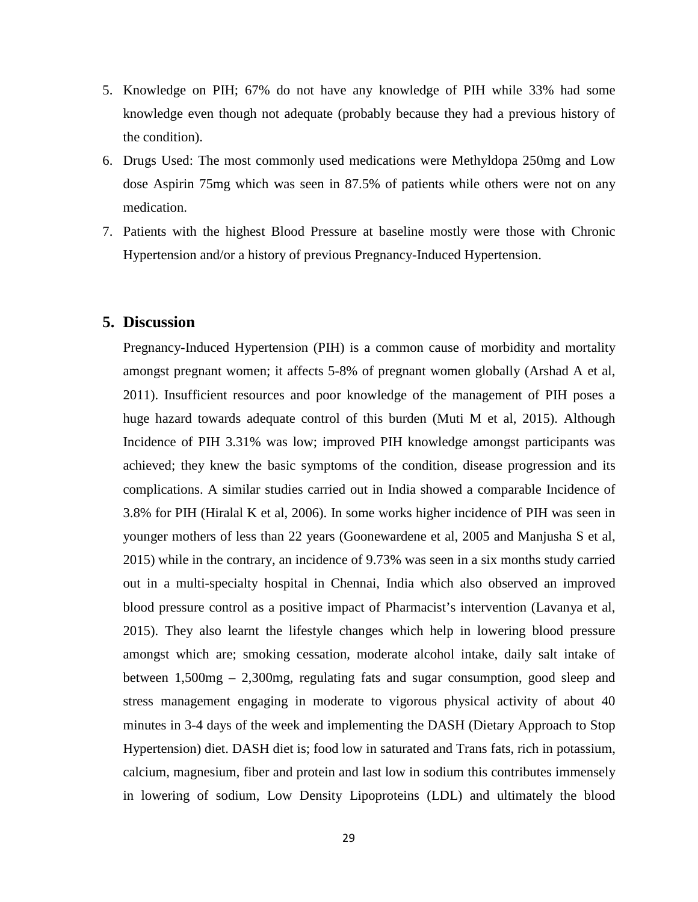5. Knowledge on PIH; 67% do not have any knowledge of PIH while 33% had some knowledge even though not adequate (probably because they had a previous history of the condition).
6. Drugs Used: The most commonly used medications were Methyldopa 250mg and Low dose Aspirin 75mg which was seen in 87.5% of patients while others were not on any medication.
7. Patients with the highest Blood Pressure at baseline mostly were those with Chronic Hypertension and/or a history of previous Pregnancy-Induced Hypertension.

## 5. Discussion

Pregnancy-Induced Hypertension (PIH) is a common cause of morbidity and mortality amongst pregnant women; it affects 5-8% of pregnant women globally (Arshad A et al, 2011). Insufficient resources and poor knowledge of the management of PIH poses a huge hazard towards adequate control of this burden (Muti M et al, 2015). Although Incidence of PIH 3.31% was low; improved PIH knowledge amongst participants was achieved; they knew the basic symptoms of the condition, disease progression and its complications. A similar studies carried out in India showed a comparable Incidence of 3.8% for PIH (Hiralal K et al, 2006). In some works higher incidence of PIH was seen in younger mothers of less than 22 years (Goonewardene et al, 2005 and Manjusha S et al, 2015) while in the contrary, an incidence of 9.73% was seen in a six months study carried out in a multi-specialty hospital in Chennai, India which also observed an improved blood pressure control as a positive impact of Pharmacist's intervention (Lavanya et al, 2015). They also learnt the lifestyle changes which help in lowering blood pressure amongst which are; smoking cessation, moderate alcohol intake, daily salt intake of between 1,500mg – 2,300mg, regulating fats and sugar consumption, good sleep and stress management engaging in moderate to vigorous physical activity of about 40 minutes in 3-4 days of the week and implementing the DASH (Dietary Approach to Stop Hypertension) diet. DASH diet is; food low in saturated and Trans fats, rich in potassium, calcium, magnesium, fiber and protein and last low in sodium this contributes immensely in lowering of sodium, Low Density Lipoproteins (LDL) and ultimately the blood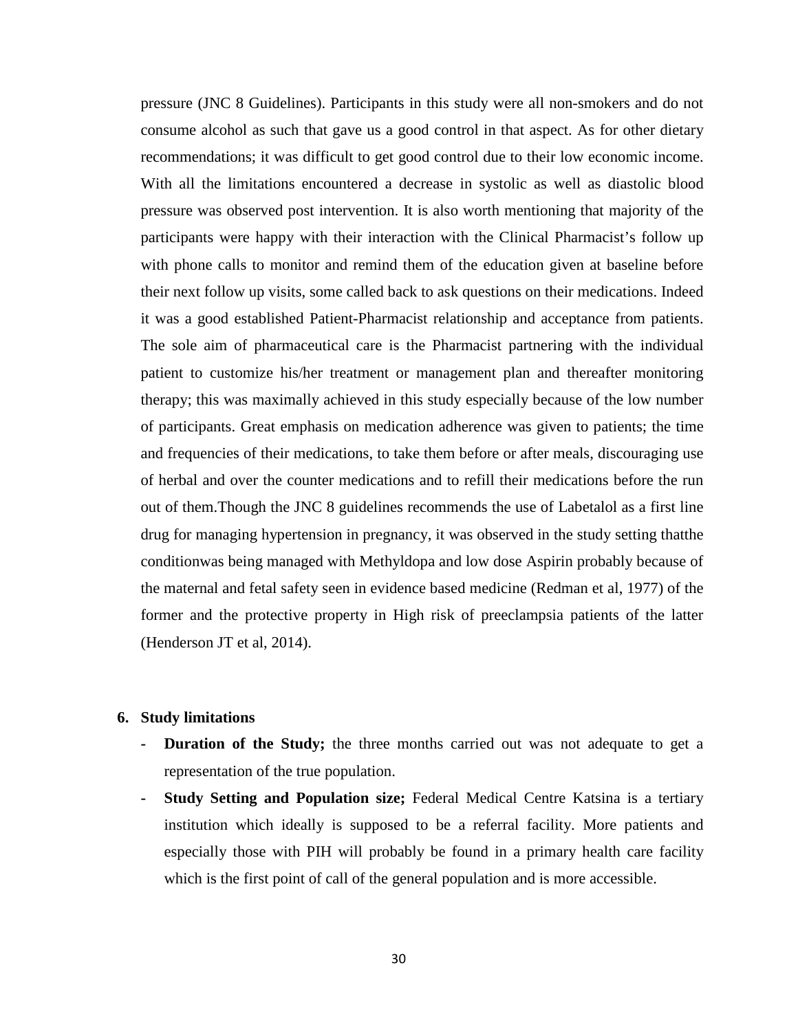pressure (JNC 8 Guidelines). Participants in this study were all non-smokers and do not consume alcohol as such that gave us a good control in that aspect. As for other dietary recommendations; it was difficult to get good control due to their low economic income. With all the limitations encountered a decrease in systolic as well as diastolic blood pressure was observed post intervention. It is also worth mentioning that majority of the participants were happy with their interaction with the Clinical Pharmacist's follow up with phone calls to monitor and remind them of the education given at baseline before their next follow up visits, some called back to ask questions on their medications. Indeed it was a good established Patient-Pharmacist relationship and acceptance from patients. The sole aim of pharmaceutical care is the Pharmacist partnering with the individual patient to customize his/her treatment or management plan and thereafter monitoring therapy; this was maximally achieved in this study especially because of the low number of participants. Great emphasis on medication adherence was given to patients; the time and frequencies of their medications, to take them before or after meals, discouraging use of herbal and over the counter medications and to refill their medications before the run out of them.Though the JNC 8 guidelines recommends the use of Labetalol as a first line drug for managing hypertension in pregnancy, it was observed in the study setting thatthe conditionwas being managed with Methyldopa and low dose Aspirin probably because of the maternal and fetal safety seen in evidence based medicine (Redman et al, 1977) of the former and the protective property in High risk of preeclampsia patients of the latter (Henderson JT et al, 2014).

## 6. Study limitations

- **Duration of the Study;** the three months carried out was not adequate to get a representation of the true population.
- **Study Setting and Population size;** Federal Medical Centre Katsina is a tertiary institution which ideally is supposed to be a referral facility. More patients and especially those with PIH will probably be found in a primary health care facility which is the first point of call of the general population and is more accessible.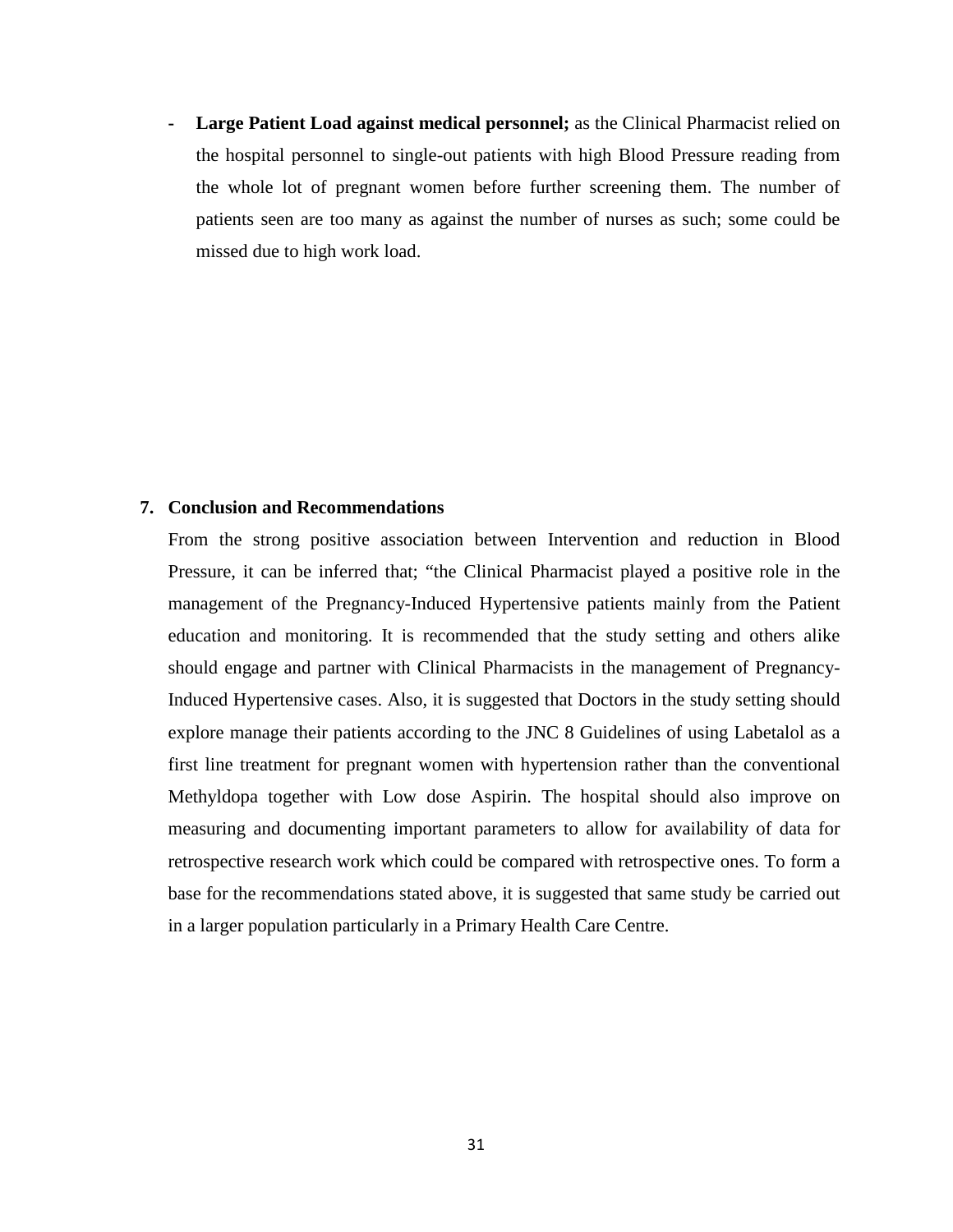- **Large Patient Load against medical personnel;** as the Clinical Pharmacist relied on the hospital personnel to single-out patients with high Blood Pressure reading from the whole lot of pregnant women before further screening them. The number of patients seen are too many as against the number of nurses as such; some could be missed due to high work load.

## 7. Conclusion and Recommendations

From the strong positive association between Intervention and reduction in Blood Pressure, it can be inferred that; "the Clinical Pharmacist played a positive role in the management of the Pregnancy-Induced Hypertensive patients mainly from the Patient education and monitoring. It is recommended that the study setting and others alike should engage and partner with Clinical Pharmacists in the management of Pregnancy-Induced Hypertensive cases. Also, it is suggested that Doctors in the study setting should explore manage their patients according to the JNC 8 Guidelines of using Labetalol as a first line treatment for pregnant women with hypertension rather than the conventional Methyldopa together with Low dose Aspirin. The hospital should also improve on measuring and documenting important parameters to allow for availability of data for retrospective research work which could be compared with retrospective ones. To form a base for the recommendations stated above, it is suggested that same study be carried out in a larger population particularly in a Primary Health Care Centre.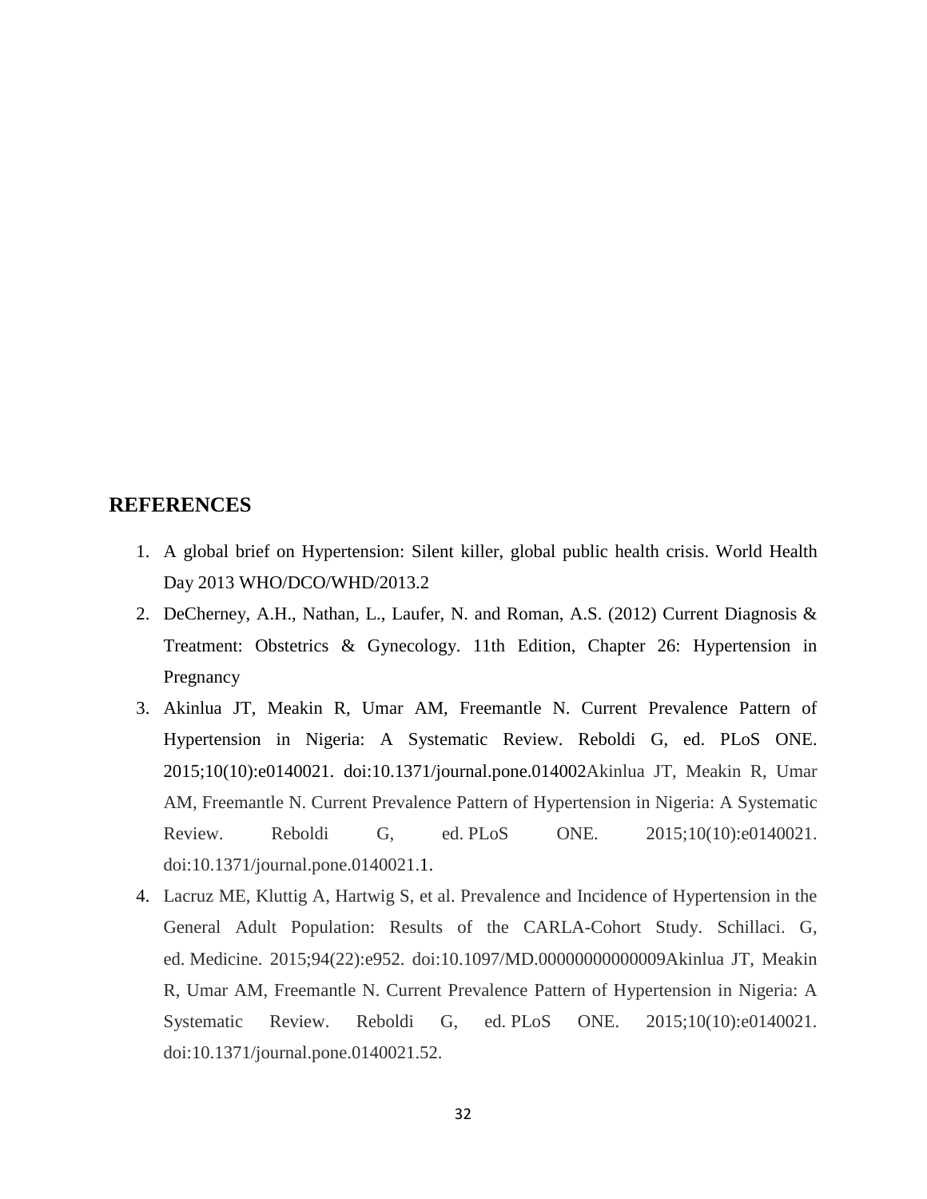## REFERENCES

1. A global brief on Hypertension: Silent killer, global public health crisis. World Health Day 2013 WHO/DCO/WHD/2013.2
2. DeCherney, A.H., Nathan, L., Laufer, N. and Roman, A.S. (2012) Current Diagnosis & Treatment: Obstetrics & Gynecology. 11th Edition, Chapter 26: Hypertension in Pregnancy
3. Akinlua JT, Meakin R, Umar AM, Freemantle N. Current Prevalence Pattern of Hypertension in Nigeria: A Systematic Review. Reboldi G, ed. PLoS ONE. 2015;10(10):e0140021. doi:10.1371/journal.pone.014002Akinlua JT, Meakin R, Umar AM, Freemantle N. Current Prevalence Pattern of Hypertension in Nigeria: A Systematic Review. Reboldi G, ed. PLoS ONE. 2015;10(10):e0140021. doi:10.1371/journal.pone.0140021.1.
4. Lacruz ME, Kluttig A, Hartwig S, et al. Prevalence and Incidence of Hypertension in the General Adult Population: Results of the CARLA-Cohort Study. Schillaci. G, ed. Medicine. 2015;94(22):e952. doi:10.1097/MD.00000000000009Akinlua JT, Meakin R, Umar AM, Freemantle N. Current Prevalence Pattern of Hypertension in Nigeria: A Systematic Review. Reboldi G, ed. PLoS ONE. 2015;10(10):e0140021. doi:10.1371/journal.pone.0140021.52.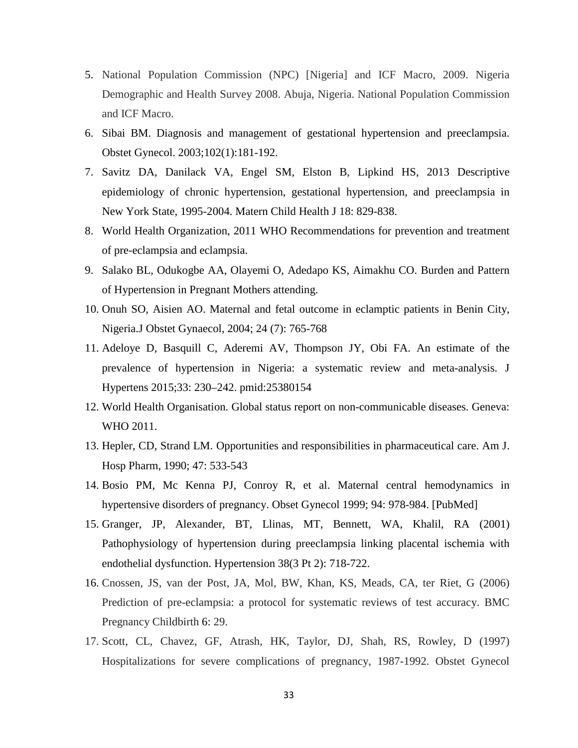5. National Population Commission (NPC) [Nigeria] and ICF Macro, 2009. Nigeria Demographic and Health Survey 2008. Abuja, Nigeria. National Population Commission and ICF Macro.
6. Sibai BM. Diagnosis and management of gestational hypertension and preeclampsia. Obstet Gynecol. 2003;102(1):181-192.
7. Savitz DA, Danilack VA, Engel SM, Elston B, Lipkind HS, 2013 Descriptive epidemiology of chronic hypertension, gestational hypertension, and preeclampsia in New York State, 1995-2004. Matern Child Health J 18: 829-838.
8. World Health Organization, 2011 WHO Recommendations for prevention and treatment of pre-eclampsia and eclampsia.
9. Salako BL, Odukogbe AA, Olayemi O, Adedapo KS, Aimakhu CO. Burden and Pattern of Hypertension in Pregnant Mothers attending.
10. Onuh SO, Aisien AO. Maternal and fetal outcome in eclamptic patients in Benin City, Nigeria.J Obstet Gynaecol, 2004; 24 (7): 765-768
11. Adeloye D, Basquill C, Aderemi AV, Thompson JY, Obi FA. An estimate of the prevalence of hypertension in Nigeria: a systematic review and meta-analysis. J Hypertens 2015;33: 230–242. pmid:25380154
12. World Health Organisation. Global status report on non-communicable diseases. Geneva: WHO 2011.
13. Hepler, CD, Strand LM. Opportunities and responsibilities in pharmaceutical care. Am J. Hosp Pharm, 1990; 47: 533-543
14. Bosio PM, Mc Kenna PJ, Conroy R, et al. Maternal central hemodynamics in hypertensive disorders of pregnancy. Obset Gynecol 1999; 94: 978-984. [PubMed]
15. Granger, JP, Alexander, BT, Llinas, MT, Bennett, WA, Khalil, RA (2001) Pathophysiology of hypertension during preeclampsia linking placental ischemia with endothelial dysfunction. Hypertension 38(3 Pt 2): 718-722.
16. Cnossen, JS, van der Post, JA, Mol, BW, Khan, KS, Meads, CA, ter Riet, G (2006) Prediction of pre-eclampsia: a protocol for systematic reviews of test accuracy. BMC Pregnancy Childbirth 6: 29.
17. Scott, CL, Chavez, GF, Atrash, HK, Taylor, DJ, Shah, RS, Rowley, D (1997) Hospitalizations for severe complications of pregnancy, 1987-1992. Obstet Gynecol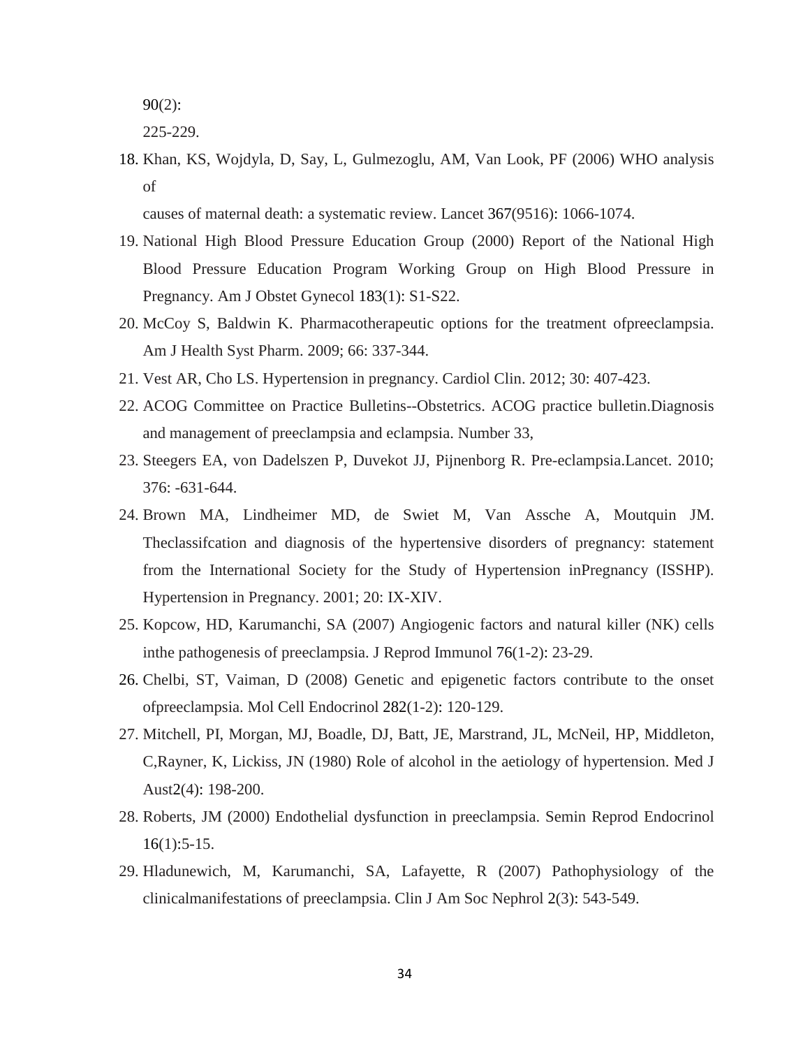90(2):

225-229.

18. Khan, KS, Wojdyla, D, Say, L, Gulmezoglu, AM, Van Look, PF (2006) WHO analysis of

    causes of maternal death: a systematic review. Lancet 367(9516): 1066-1074.
19. National High Blood Pressure Education Group (2000) Report of the National High Blood Pressure Education Program Working Group on High Blood Pressure in Pregnancy. Am J Obstet Gynecol 183(1): S1-S22.
20. McCoy S, Baldwin K. Pharmacotherapeutic options for the treatment ofpreeclampsia. Am J Health Syst Pharm. 2009; 66: 337-344.
21. Vest AR, Cho LS. Hypertension in pregnancy. Cardiol Clin. 2012; 30: 407-423.
22. ACOG Committee on Practice Bulletins--Obstetrics. ACOG practice bulletin.Diagnosis and management of preeclampsia and eclampsia. Number 33,
23. Steegers EA, von Dadelszen P, Duvekot JJ, Pijnenborg R. Pre-eclampsia.Lancet. 2010; 376: -631-644.
24. Brown MA, Lindheimer MD, de Swiet M, Van Assche A, Moutquin JM. Theclassifcation and diagnosis of the hypertensive disorders of pregnancy: statement from the International Society for the Study of Hypertension inPregnancy (ISSHP). Hypertension in Pregnancy. 2001; 20: IX-XIV.
25. Kopcow, HD, Karumanchi, SA (2007) Angiogenic factors and natural killer (NK) cells inthe pathogenesis of preeclampsia. J Reprod Immunol 76(1-2): 23-29.
26. Chelbi, ST, Vaiman, D (2008) Genetic and epigenetic factors contribute to the onset ofpreeclampsia. Mol Cell Endocrinol 282(1-2): 120-129.
27. Mitchell, PI, Morgan, MJ, Boadle, DJ, Batt, JE, Marstrand, JL, McNeil, HP, Middleton, C,Rayner, K, Lickiss, JN (1980) Role of alcohol in the aetiology of hypertension. Med J Aust2(4): 198-200.
28. Roberts, JM (2000) Endothelial dysfunction in preeclampsia. Semin Reprod Endocrinol 16(1):5-15.
29. Hladunewich, M, Karumanchi, SA, Lafayette, R (2007) Pathophysiology of the clinicalmanifestations of preeclampsia. Clin J Am Soc Nephrol 2(3): 543-549.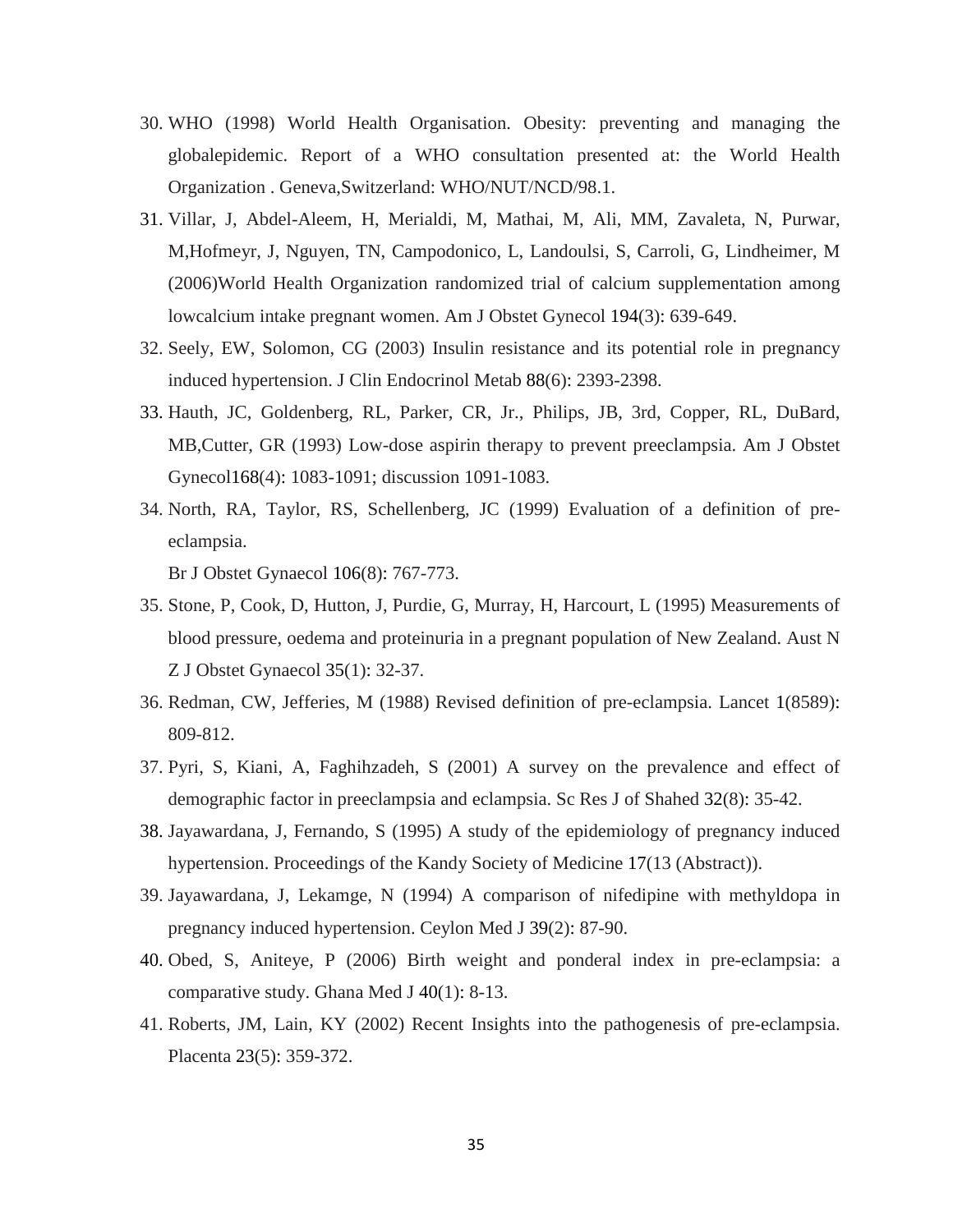30. WHO (1998) World Health Organisation. Obesity: preventing and managing the globalepidemic. Report of a WHO consultation presented at: the World Health Organization . Geneva,Switzerland: WHO/NUT/NCD/98.1.
31. Villar, J, Abdel-Aleem, H, Merialdi, M, Mathai, M, Ali, MM, Zavaleta, N, Purwar, M,Hofmeyr, J, Nguyen, TN, Campodonico, L, Landoulsi, S, Carroli, G, Lindheimer, M (2006)World Health Organization randomized trial of calcium supplementation among lowcalcium intake pregnant women. Am J Obstet Gynecol 194(3): 639-649.
32. Seely, EW, Solomon, CG (2003) Insulin resistance and its potential role in pregnancy induced hypertension. J Clin Endocrinol Metab 88(6): 2393-2398.
33. Hauth, JC, Goldenberg, RL, Parker, CR, Jr., Philips, JB, 3rd, Copper, RL, DuBard, MB,Cutter, GR (1993) Low-dose aspirin therapy to prevent preeclampsia. Am J Obstet Gynecol168(4): 1083-1091; discussion 1091-1083.
34. North, RA, Taylor, RS, Schellenberg, JC (1999) Evaluation of a definition of pre-eclampsia.
    Br J Obstet Gynaecol 106(8): 767-773.
35. Stone, P, Cook, D, Hutton, J, Purdie, G, Murray, H, Harcourt, L (1995) Measurements of blood pressure, oedema and proteinuria in a pregnant population of New Zealand. Aust N Z J Obstet Gynaecol 35(1): 32-37.
36. Redman, CW, Jefferies, M (1988) Revised definition of pre-eclampsia. Lancet 1(8589): 809-812.
37. Pyri, S, Kiani, A, Faghihzadeh, S (2001) A survey on the prevalence and effect of demographic factor in preeclampsia and eclampsia. Sc Res J of Shahed 32(8): 35-42.
38. Jayawardana, J, Fernando, S (1995) A study of the epidemiology of pregnancy induced hypertension. Proceedings of the Kandy Society of Medicine 17(13 (Abstract)).
39. Jayawardana, J, Lekamge, N (1994) A comparison of nifedipine with methyldopa in pregnancy induced hypertension. Ceylon Med J 39(2): 87-90.
40. Obed, S, Aniteye, P (2006) Birth weight and ponderal index in pre-eclampsia: a comparative study. Ghana Med J 40(1): 8-13.
41. Roberts, JM, Lain, KY (2002) Recent Insights into the pathogenesis of pre-eclampsia. Placenta 23(5): 359-372.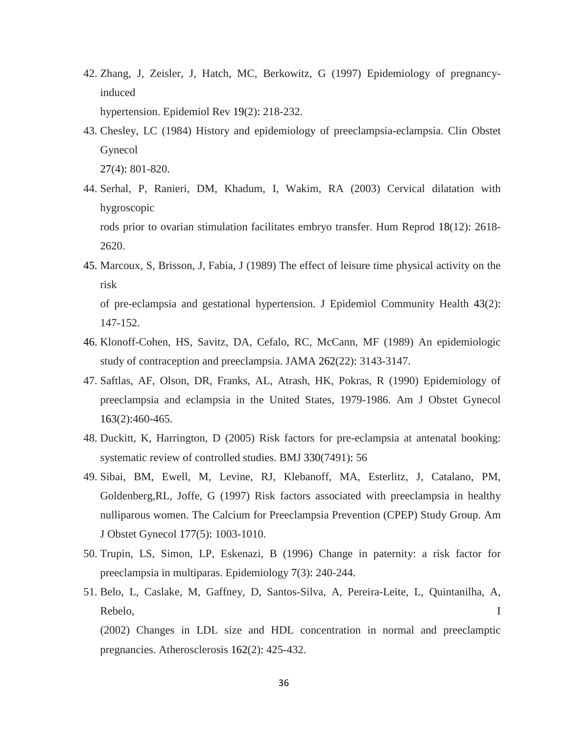42. Zhang, J, Zeisler, J, Hatch, MC, Berkowitz, G (1997) Epidemiology of pregnancy-induced hypertension. Epidemiol Rev 19(2): 218-232.
43. Chesley, LC (1984) History and epidemiology of preeclampsia-eclampsia. Clin Obstet Gynecol 27(4): 801-820.
44. Serhal, P, Ranieri, DM, Khadum, I, Wakim, RA (2003) Cervical dilatation with hygroscopic rods prior to ovarian stimulation facilitates embryo transfer. Hum Reprod 18(12): 2618-2620.
45. Marcoux, S, Brisson, J, Fabia, J (1989) The effect of leisure time physical activity on the risk of pre-eclampsia and gestational hypertension. J Epidemiol Community Health 43(2): 147-152.
46. Klonoff-Cohen, HS, Savitz, DA, Cefalo, RC, McCann, MF (1989) An epidemiologic study of contraception and preeclampsia. JAMA 262(22): 3143-3147.
47. Saftlas, AF, Olson, DR, Franks, AL, Atrash, HK, Pokras, R (1990) Epidemiology of preeclampsia and eclampsia in the United States, 1979-1986. Am J Obstet Gynecol 163(2):460-465.
48. Duckitt, K, Harrington, D (2005) Risk factors for pre-eclampsia at antenatal booking: systematic review of controlled studies. BMJ 330(7491): 56
49. Sibai, BM, Ewell, M, Levine, RJ, Klebanoff, MA, Esterlitz, J, Catalano, PM, Goldenberg,RL, Joffe, G (1997) Risk factors associated with preeclampsia in healthy nulliparous women. The Calcium for Preeclampsia Prevention (CPEP) Study Group. Am J Obstet Gynecol 177(5): 1003-1010.
50. Trupin, LS, Simon, LP, Eskenazi, B (1996) Change in paternity: a risk factor for preeclampsia in multiparas. Epidemiology 7(3): 240-244.
51. Belo, L, Caslake, M, Gaffney, D, Santos-Silva, A, Pereira-Leite, L, Quintanilha, A, Rebelo, I (2002) Changes in LDL size and HDL concentration in normal and preeclamptic pregnancies. Atherosclerosis 162(2): 425-432.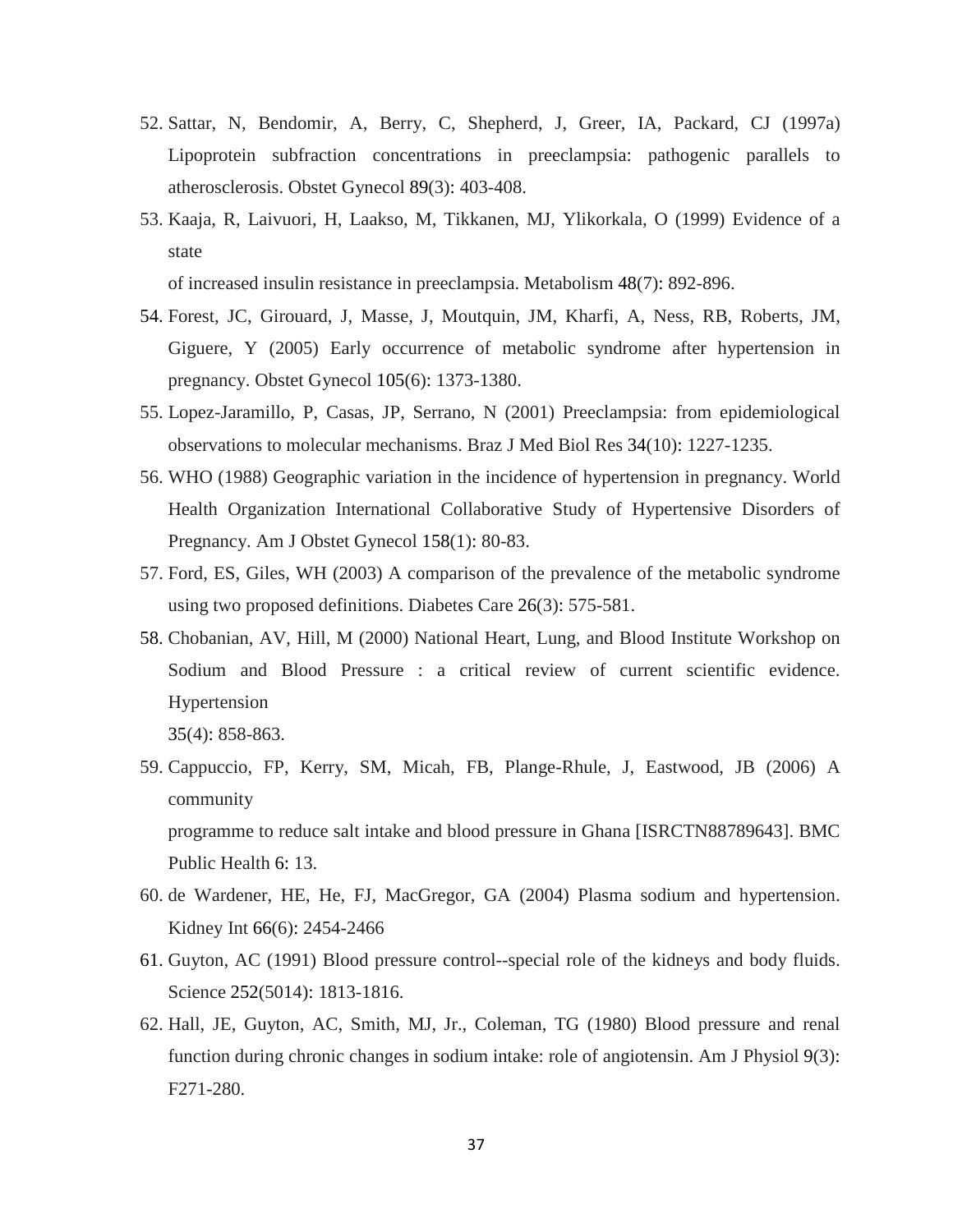52. Sattar, N, Bendomir, A, Berry, C, Shepherd, J, Greer, IA, Packard, CJ (1997a) Lipoprotein subfraction concentrations in preeclampsia: pathogenic parallels to atherosclerosis. Obstet Gynecol 89(3): 403-408.
53. Kaaja, R, Laivuori, H, Laakso, M, Tikkanen, MJ, Ylikorkala, O (1999) Evidence of a state
    of increased insulin resistance in preeclampsia. Metabolism 48(7): 892-896.
54. Forest, JC, Girouard, J, Masse, J, Moutquin, JM, Kharfi, A, Ness, RB, Roberts, JM, Giguere, Y (2005) Early occurrence of metabolic syndrome after hypertension in pregnancy. Obstet Gynecol 105(6): 1373-1380.
55. Lopez-Jaramillo, P, Casas, JP, Serrano, N (2001) Preeclampsia: from epidemiological observations to molecular mechanisms. Braz J Med Biol Res 34(10): 1227-1235.
56. WHO (1988) Geographic variation in the incidence of hypertension in pregnancy. World Health Organization International Collaborative Study of Hypertensive Disorders of Pregnancy. Am J Obstet Gynecol 158(1): 80-83.
57. Ford, ES, Giles, WH (2003) A comparison of the prevalence of the metabolic syndrome using two proposed definitions. Diabetes Care 26(3): 575-581.
58. Chobanian, AV, Hill, M (2000) National Heart, Lung, and Blood Institute Workshop on Sodium and Blood Pressure : a critical review of current scientific evidence. Hypertension
    35(4): 858-863.
59. Cappuccio, FP, Kerry, SM, Micah, FB, Plange-Rhule, J, Eastwood, JB (2006) A community
    programme to reduce salt intake and blood pressure in Ghana [ISRCTN88789643]. BMC Public Health 6: 13.
60. de Wardener, HE, He, FJ, MacGregor, GA (2004) Plasma sodium and hypertension. Kidney Int 66(6): 2454-2466
61. Guyton, AC (1991) Blood pressure control--special role of the kidneys and body fluids. Science 252(5014): 1813-1816.
62. Hall, JE, Guyton, AC, Smith, MJ, Jr., Coleman, TG (1980) Blood pressure and renal function during chronic changes in sodium intake: role of angiotensin. Am J Physiol 9(3): F271-280.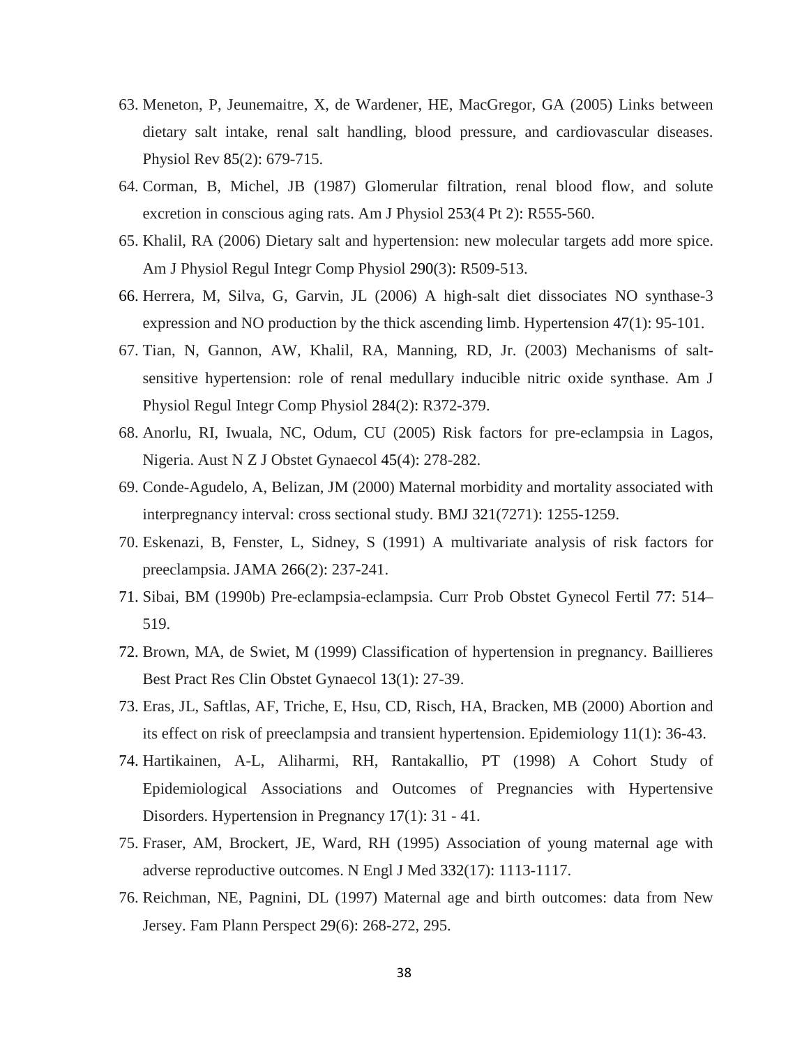63. Meneton, P, Jeunemaitre, X, de Wardener, HE, MacGregor, GA (2005) Links between dietary salt intake, renal salt handling, blood pressure, and cardiovascular diseases. Physiol Rev 85(2): 679-715.
64. Corman, B, Michel, JB (1987) Glomerular filtration, renal blood flow, and solute excretion in conscious aging rats. Am J Physiol 253(4 Pt 2): R555-560.
65. Khalil, RA (2006) Dietary salt and hypertension: new molecular targets add more spice. Am J Physiol Regul Integr Comp Physiol 290(3): R509-513.
66. Herrera, M, Silva, G, Garvin, JL (2006) A high-salt diet dissociates NO synthase-3 expression and NO production by the thick ascending limb. Hypertension 47(1): 95-101.
67. Tian, N, Gannon, AW, Khalil, RA, Manning, RD, Jr. (2003) Mechanisms of salt-sensitive hypertension: role of renal medullary inducible nitric oxide synthase. Am J Physiol Regul Integr Comp Physiol 284(2): R372-379.
68. Anorlu, RI, Iwuala, NC, Odum, CU (2005) Risk factors for pre-eclampsia in Lagos, Nigeria. Aust N Z J Obstet Gynaecol 45(4): 278-282.
69. Conde-Agudelo, A, Belizan, JM (2000) Maternal morbidity and mortality associated with interpregnancy interval: cross sectional study. BMJ 321(7271): 1255-1259.
70. Eskenazi, B, Fenster, L, Sidney, S (1991) A multivariate analysis of risk factors for preeclampsia. JAMA 266(2): 237-241.
71. Sibai, BM (1990b) Pre-eclampsia-eclampsia. Curr Prob Obstet Gynecol Fertil 77: 514–519.
72. Brown, MA, de Swiet, M (1999) Classification of hypertension in pregnancy. Baillieres Best Pract Res Clin Obstet Gynaecol 13(1): 27-39.
73. Eras, JL, Saftlas, AF, Triche, E, Hsu, CD, Risch, HA, Bracken, MB (2000) Abortion and its effect on risk of preeclampsia and transient hypertension. Epidemiology 11(1): 36-43.
74. Hartikainen, A-L, Aliharmi, RH, Rantakallio, PT (1998) A Cohort Study of Epidemiological Associations and Outcomes of Pregnancies with Hypertensive Disorders. Hypertension in Pregnancy 17(1): 31 - 41.
75. Fraser, AM, Brockert, JE, Ward, RH (1995) Association of young maternal age with adverse reproductive outcomes. N Engl J Med 332(17): 1113-1117.
76. Reichman, NE, Pagnini, DL (1997) Maternal age and birth outcomes: data from New Jersey. Fam Plann Perspect 29(6): 268-272, 295.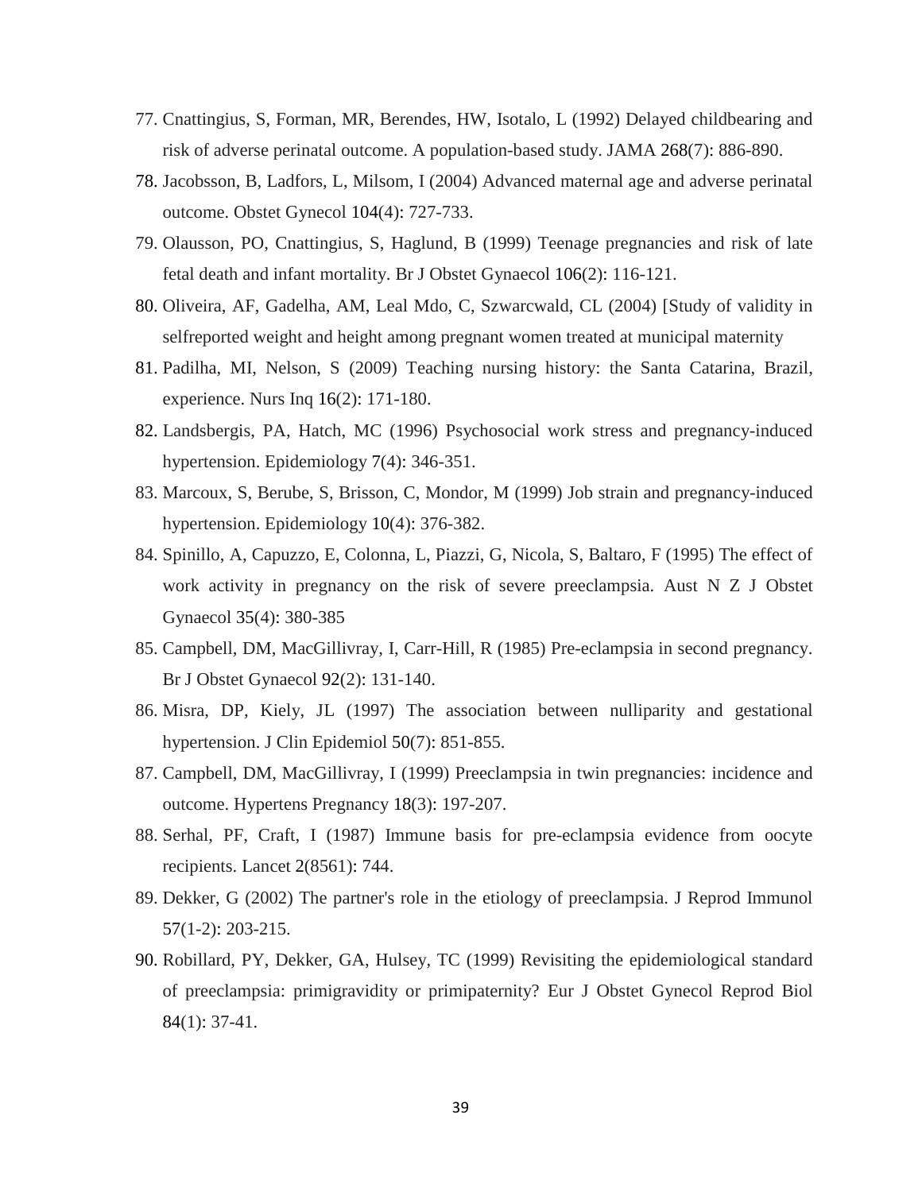77. Cnattingius, S, Forman, MR, Berendes, HW, Isotalo, L (1992) Delayed childbearing and risk of adverse perinatal outcome. A population-based study. JAMA 268(7): 886-890.
78. Jacobsson, B, Ladfors, L, Milsom, I (2004) Advanced maternal age and adverse perinatal outcome. Obstet Gynecol 104(4): 727-733.
79. Olausson, PO, Cnattingius, S, Haglund, B (1999) Teenage pregnancies and risk of late fetal death and infant mortality. Br J Obstet Gynaecol 106(2): 116-121.
80. Oliveira, AF, Gadelha, AM, Leal Mdo, C, Szwarcwald, CL (2004) [Study of validity in selfreported weight and height among pregnant women treated at municipal maternity
81. Padilha, MI, Nelson, S (2009) Teaching nursing history: the Santa Catarina, Brazil, experience. Nurs Inq 16(2): 171-180.
82. Landsbergis, PA, Hatch, MC (1996) Psychosocial work stress and pregnancy-induced hypertension. Epidemiology 7(4): 346-351.
83. Marcoux, S, Berube, S, Brisson, C, Mondor, M (1999) Job strain and pregnancy-induced hypertension. Epidemiology 10(4): 376-382.
84. Spinillo, A, Capuzzo, E, Colonna, L, Piazzi, G, Nicola, S, Baltaro, F (1995) The effect of work activity in pregnancy on the risk of severe preeclampsia. Aust N Z J Obstet Gynaecol 35(4): 380-385
85. Campbell, DM, MacGillivray, I, Carr-Hill, R (1985) Pre-eclampsia in second pregnancy. Br J Obstet Gynaecol 92(2): 131-140.
86. Misra, DP, Kiely, JL (1997) The association between nulliparity and gestational hypertension. J Clin Epidemiol 50(7): 851-855.
87. Campbell, DM, MacGillivray, I (1999) Preeclampsia in twin pregnancies: incidence and outcome. Hypertens Pregnancy 18(3): 197-207.
88. Serhal, PF, Craft, I (1987) Immune basis for pre-eclampsia evidence from oocyte recipients. Lancet 2(8561): 744.
89. Dekker, G (2002) The partner's role in the etiology of preeclampsia. J Reprod Immunol 57(1-2): 203-215.
90. Robillard, PY, Dekker, GA, Hulsey, TC (1999) Revisiting the epidemiological standard of preeclampsia: primigravidity or primipaternity? Eur J Obstet Gynecol Reprod Biol 84(1): 37-41.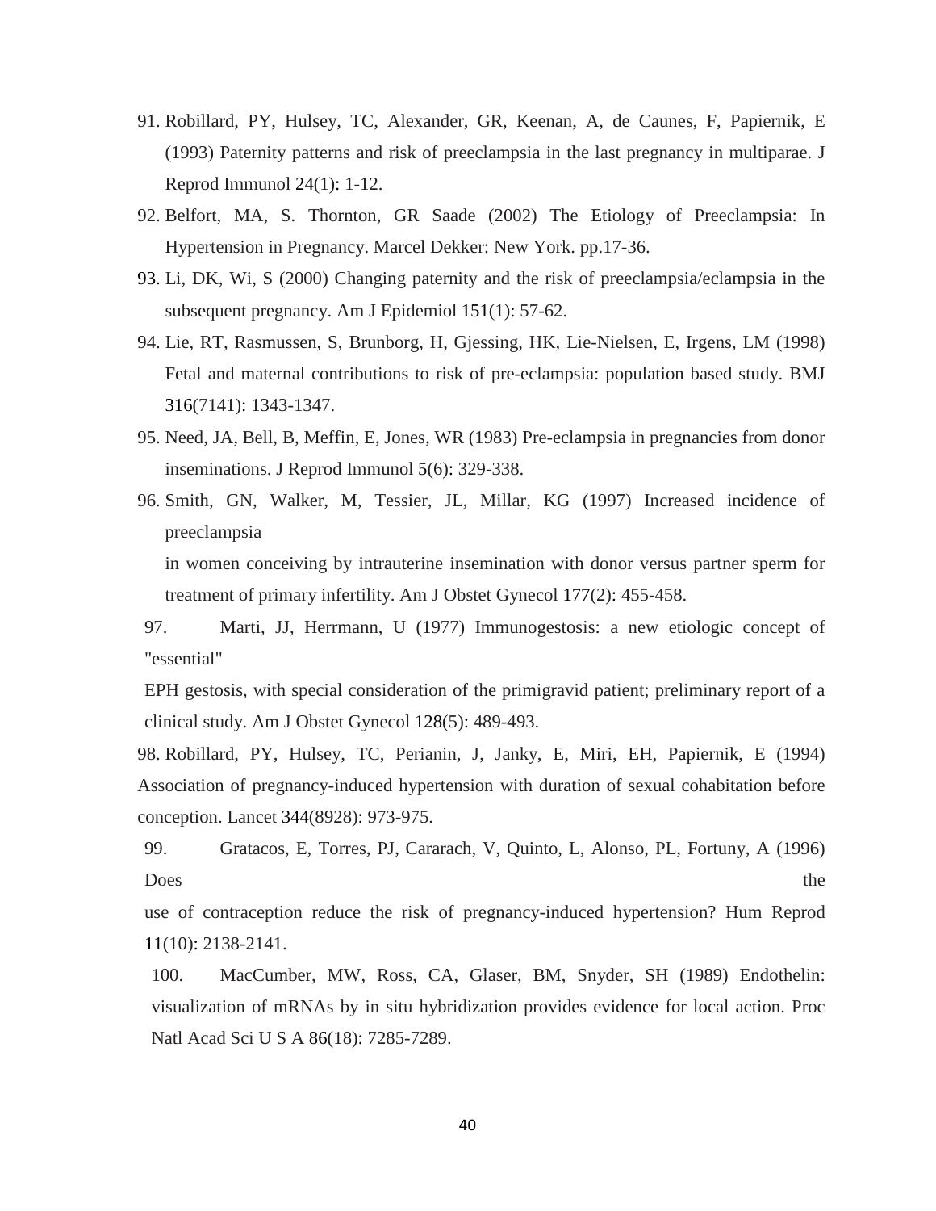91. Robillard, PY, Hulsey, TC, Alexander, GR, Keenan, A, de Caunes, F, Papiernik, E (1993) Paternity patterns and risk of preeclampsia in the last pregnancy in multiparae. J Reprod Immunol 24(1): 1-12.
92. Belfort, MA, S. Thornton, GR Saade (2002) The Etiology of Preeclampsia: In Hypertension in Pregnancy. Marcel Dekker: New York. pp.17-36.
93. Li, DK, Wi, S (2000) Changing paternity and the risk of preeclampsia/eclampsia in the subsequent pregnancy. Am J Epidemiol 151(1): 57-62.
94. Lie, RT, Rasmussen, S, Brunborg, H, Gjessing, HK, Lie-Nielsen, E, Irgens, LM (1998) Fetal and maternal contributions to risk of pre-eclampsia: population based study. BMJ 316(7141): 1343-1347.
95. Need, JA, Bell, B, Meffin, E, Jones, WR (1983) Pre-eclampsia in pregnancies from donor inseminations. J Reprod Immunol 5(6): 329-338.
96. Smith, GN, Walker, M, Tessier, JL, Millar, KG (1997) Increased incidence of preeclampsia in women conceiving by intrauterine insemination with donor versus partner sperm for treatment of primary infertility. Am J Obstet Gynecol 177(2): 455-458.
97. Marti, JJ, Herrmann, U (1977) Immunogestosis: a new etiologic concept of "essential" EPH gestosis, with special consideration of the primigravid patient; preliminary report of a clinical study. Am J Obstet Gynecol 128(5): 489-493.
98. Robillard, PY, Hulsey, TC, Perianin, J, Janky, E, Miri, EH, Papiernik, E (1994) Association of pregnancy-induced hypertension with duration of sexual cohabitation before conception. Lancet 344(8928): 973-975.
99. Gratacos, E, Torres, PJ, Cararach, V, Quinto, L, Alonso, PL, Fortuny, A (1996) Does the use of contraception reduce the risk of pregnancy-induced hypertension? Hum Reprod 11(10): 2138-2141.
100. MacCumber, MW, Ross, CA, Glaser, BM, Snyder, SH (1989) Endothelin: visualization of mRNAs by in situ hybridization provides evidence for local action. Proc Natl Acad Sci U S A 86(18): 7285-7289.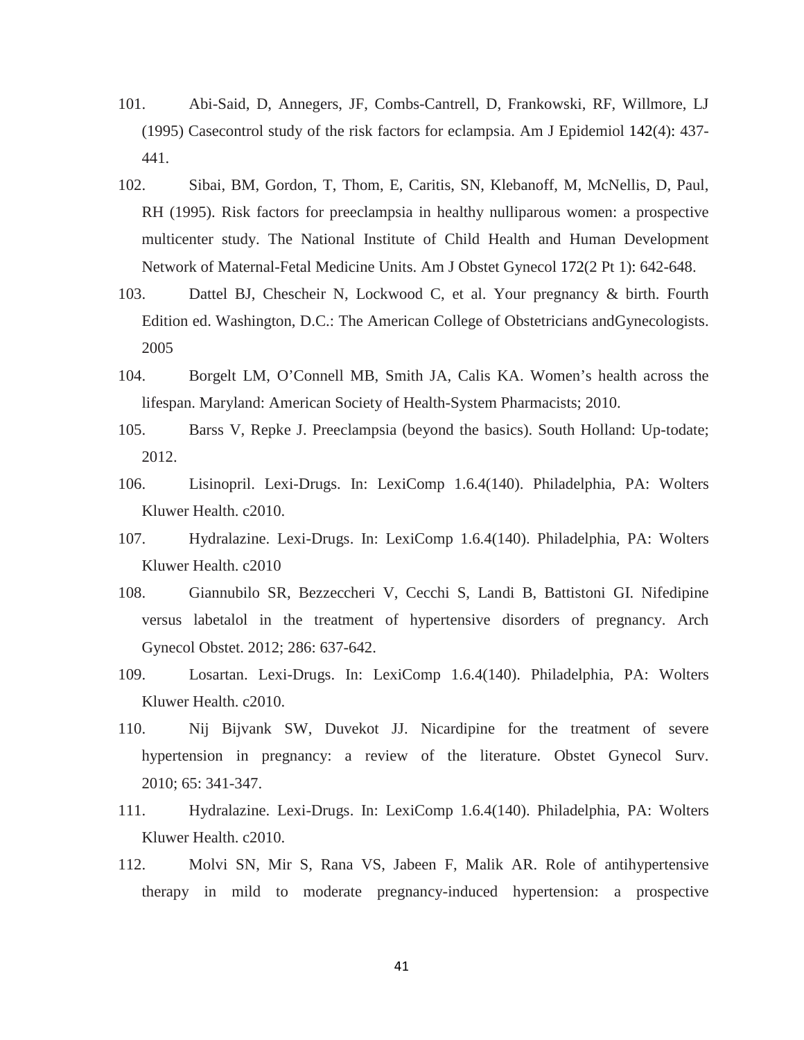101. Abi-Said, D, Annegers, JF, Combs-Cantrell, D, Frankowski, RF, Willmore, LJ (1995) Casecontrol study of the risk factors for eclampsia. Am J Epidemiol 142(4): 437-441.

102. Sibai, BM, Gordon, T, Thom, E, Caritis, SN, Klebanoff, M, McNellis, D, Paul, RH (1995). Risk factors for preeclampsia in healthy nulliparous women: a prospective multicenter study. The National Institute of Child Health and Human Development Network of Maternal-Fetal Medicine Units. Am J Obstet Gynecol 172(2 Pt 1): 642-648.

103. Dattel BJ, Chescheir N, Lockwood C, et al. Your pregnancy & birth. Fourth Edition ed. Washington, D.C.: The American College of Obstetricians andGynecologists. 2005

104. Borgelt LM, O'Connell MB, Smith JA, Calis KA. Women's health across the lifespan. Maryland: American Society of Health-System Pharmacists; 2010.

105. Barss V, Repke J. Preeclampsia (beyond the basics). South Holland: Up-todate; 2012.

106. Lisinopril. Lexi-Drugs. In: LexiComp 1.6.4(140). Philadelphia, PA: Wolters Kluwer Health. c2010.

107. Hydralazine. Lexi-Drugs. In: LexiComp 1.6.4(140). Philadelphia, PA: Wolters Kluwer Health. c2010

108. Giannubilo SR, Bezzeccheri V, Cecchi S, Landi B, Battistoni GI. Nifedipine versus labetalol in the treatment of hypertensive disorders of pregnancy. Arch Gynecol Obstet. 2012; 286: 637-642.

109. Losartan. Lexi-Drugs. In: LexiComp 1.6.4(140). Philadelphia, PA: Wolters Kluwer Health. c2010.

110. Nij Bijvank SW, Duvekot JJ. Nicardipine for the treatment of severe hypertension in pregnancy: a review of the literature. Obstet Gynecol Surv. 2010; 65: 341-347.

111. Hydralazine. Lexi-Drugs. In: LexiComp 1.6.4(140). Philadelphia, PA: Wolters Kluwer Health. c2010.

112. Molvi SN, Mir S, Rana VS, Jabeen F, Malik AR. Role of antihypertensive therapy in mild to moderate pregnancy-induced hypertension: a prospective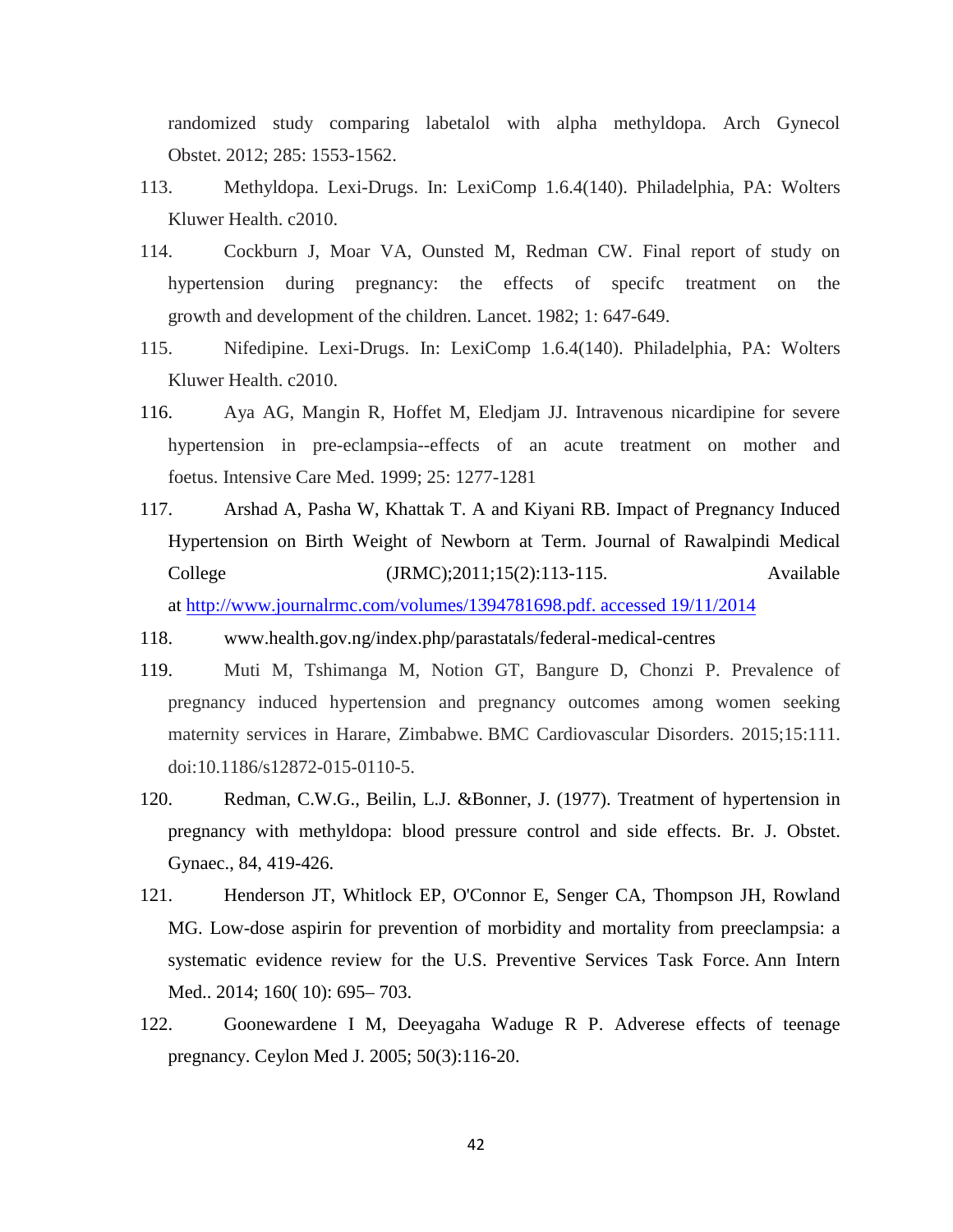randomized study comparing labetalol with alpha methyldopa. Arch Gynecol Obstet. 2012; 285: 1553-1562.

113. Methyldopa. Lexi-Drugs. In: LexiComp 1.6.4(140). Philadelphia, PA: Wolters Kluwer Health. c2010.

114. Cockburn J, Moar VA, Ounsted M, Redman CW. Final report of study on hypertension during pregnancy: the effects of specifc treatment on the growth and development of the children. Lancet. 1982; 1: 647-649.

115. Nifedipine. Lexi-Drugs. In: LexiComp 1.6.4(140). Philadelphia, PA: Wolters Kluwer Health. c2010.

116. Aya AG, Mangin R, Hoffet M, Eledjam JJ. Intravenous nicardipine for severe hypertension in pre-eclampsia--effects of an acute treatment on mother and foetus. Intensive Care Med. 1999; 25: 1277-1281

117. Arshad A, Pasha W, Khattak T. A and Kiyani RB. Impact of Pregnancy Induced Hypertension on Birth Weight of Newborn at Term. Journal of Rawalpindi Medical College (JRMC);2011;15(2):113-115. Available at http://www.journalrmc.com/volumes/1394781698.pdf. accessed 19/11/2014

118. www.health.gov.ng/index.php/parastatals/federal-medical-centres

119. Muti M, Tshimanga M, Notion GT, Bangure D, Chonzi P. Prevalence of pregnancy induced hypertension and pregnancy outcomes among women seeking maternity services in Harare, Zimbabwe. BMC Cardiovascular Disorders. 2015;15:111. doi:10.1186/s12872-015-0110-5.

120. Redman, C.W.G., Beilin, L.J. &Bonner, J. (1977). Treatment of hypertension in pregnancy with methyldopa: blood pressure control and side effects. Br. J. Obstet. Gynaec., 84, 419-426.

121. Henderson JT, Whitlock EP, O'Connor E, Senger CA, Thompson JH, Rowland MG. Low-dose aspirin for prevention of morbidity and mortality from preeclampsia: a systematic evidence review for the U.S. Preventive Services Task Force. Ann Intern Med.. 2014; 160( 10): 695– 703.

122. Goonewardene I M, Deeyagaha Waduge R P. Adverese effects of teenage pregnancy. Ceylon Med J. 2005; 50(3):116-20.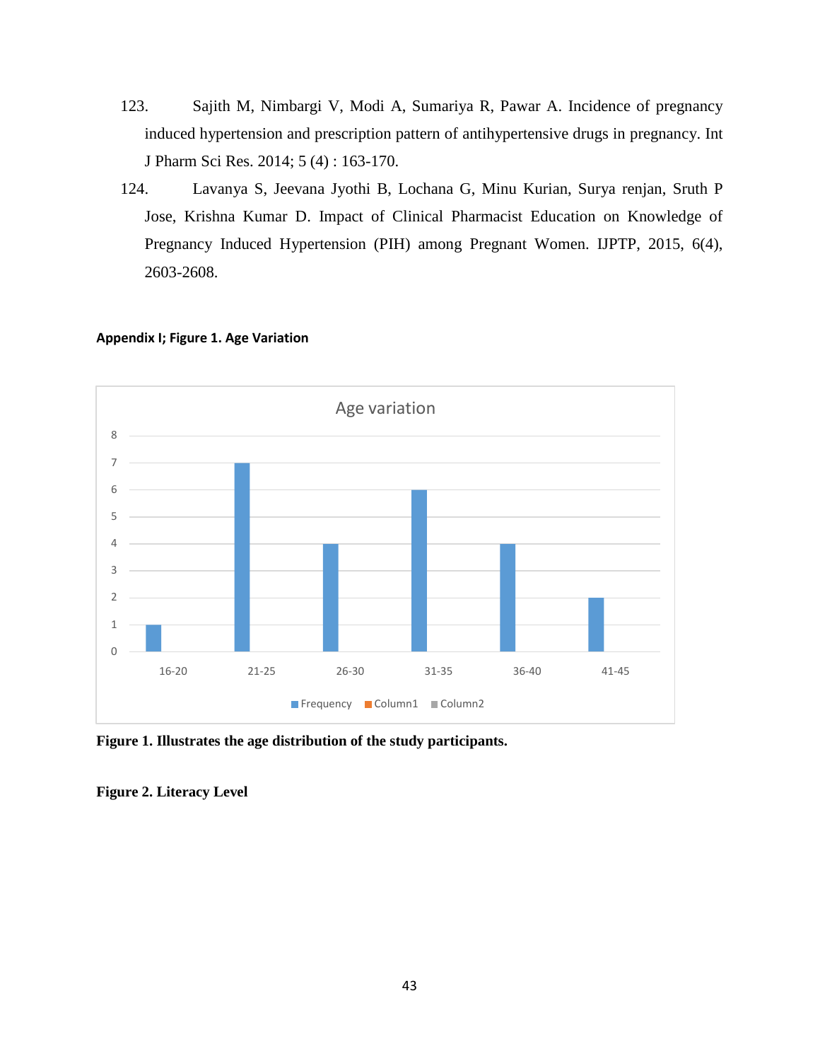123. Sajith M, Nimbargi V, Modi A, Sumariya R, Pawar A. Incidence of pregnancy induced hypertension and prescription pattern of antihypertensive drugs in pregnancy. Int J Pharm Sci Res. 2014; 5 (4) : 163-170.

124. Lavanya S, Jeevana Jyothi B, Lochana G, Minu Kurian, Surya renjan, Sruth P Jose, Krishna Kumar D. Impact of Clinical Pharmacist Education on Knowledge of Pregnancy Induced Hypertension (PIH) among Pregnant Women. IJPTP, 2015, 6(4), 2603-2608.

**Appendix I; Figure 1. Age Variation**

**Figure 1. Illustrates the age distribution of the study participants.**

**Figure 2. Literacy Level**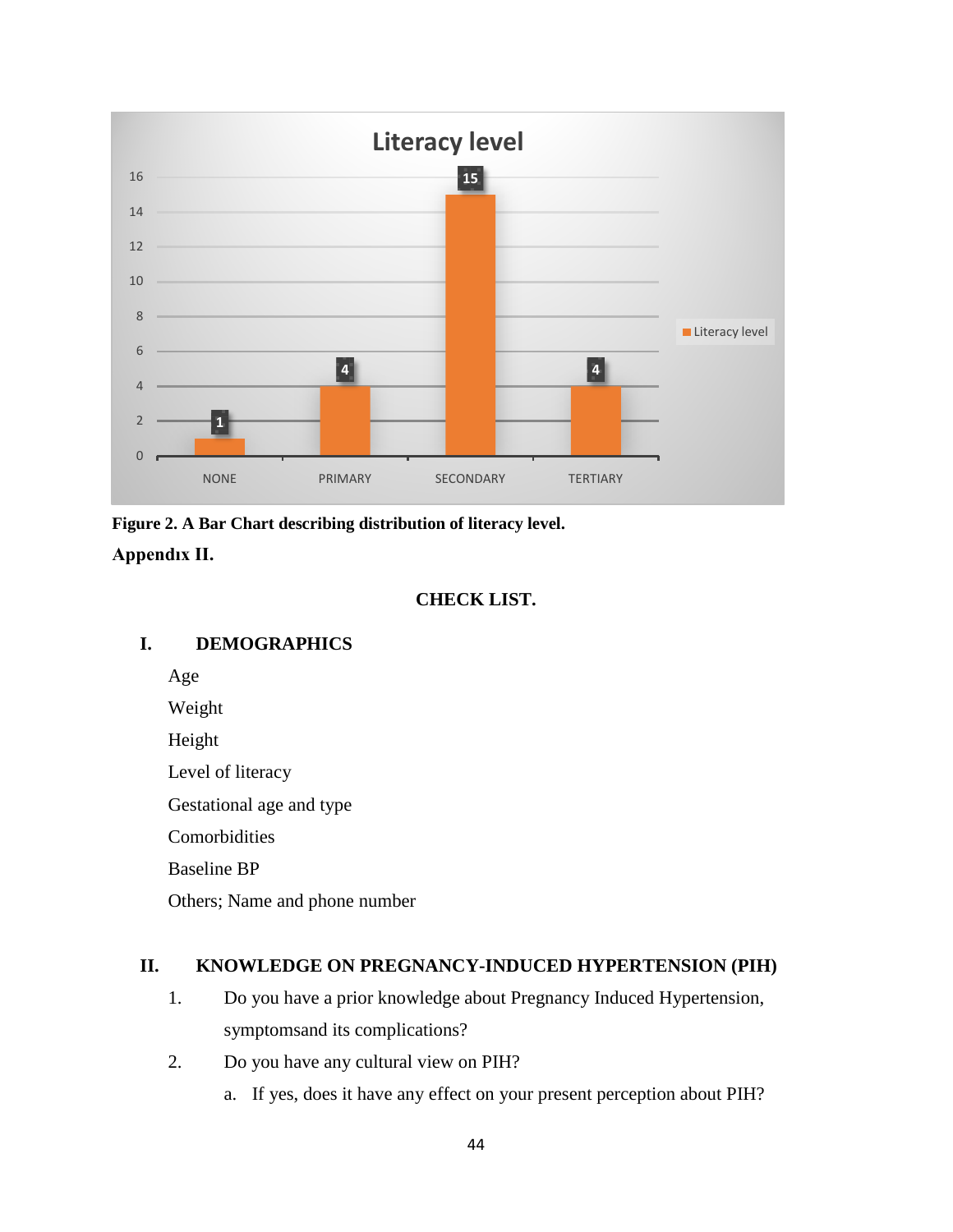**Figure 2. A Bar Chart describing distribution of literacy level.**

**Appendıx II.**

## CHECK LIST.

### I. DEMOGRAPHICS

Age

Weight

Height

Level of literacy

Gestational age and type

Comorbidities

Baseline BP

Others; Name and phone number

### II. KNOWLEDGE ON PREGNANCY-INDUCED HYPERTENSION (PIH)

1. Do you have a prior knowledge about Pregnancy Induced Hypertension, symptomsand its complications?
2. Do you have any cultural view on PIH?
   a. If yes, does it have any effect on your present perception about PIH?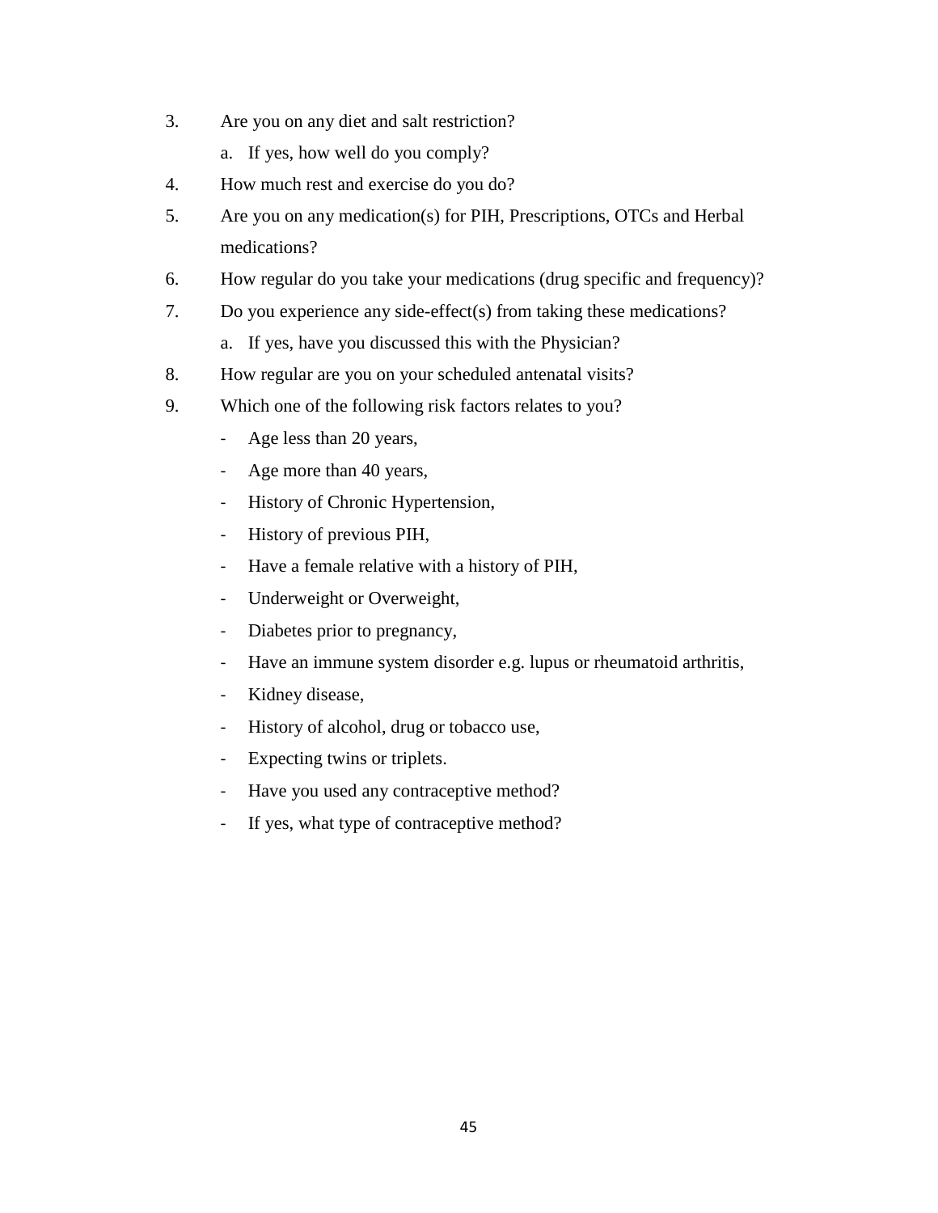3. Are you on any diet and salt restriction?
   a. If yes, how well do you comply?
4. How much rest and exercise do you do?
5. Are you on any medication(s) for PIH, Prescriptions, OTCs and Herbal medications?
6. How regular do you take your medications (drug specific and frequency)?
7. Do you experience any side-effect(s) from taking these medications?
   a. If yes, have you discussed this with the Physician?
8. How regular are you on your scheduled antenatal visits?
9. Which one of the following risk factors relates to you?
   - Age less than 20 years,
   - Age more than 40 years,
   - History of Chronic Hypertension,
   - History of previous PIH,
   - Have a female relative with a history of PIH,
   - Underweight or Overweight,
   - Diabetes prior to pregnancy,
   - Have an immune system disorder e.g. lupus or rheumatoid arthritis,
   - Kidney disease,
   - History of alcohol, drug or tobacco use,
   - Expecting twins or triplets.
   - Have you used any contraceptive method?
   - If yes, what type of contraceptive method?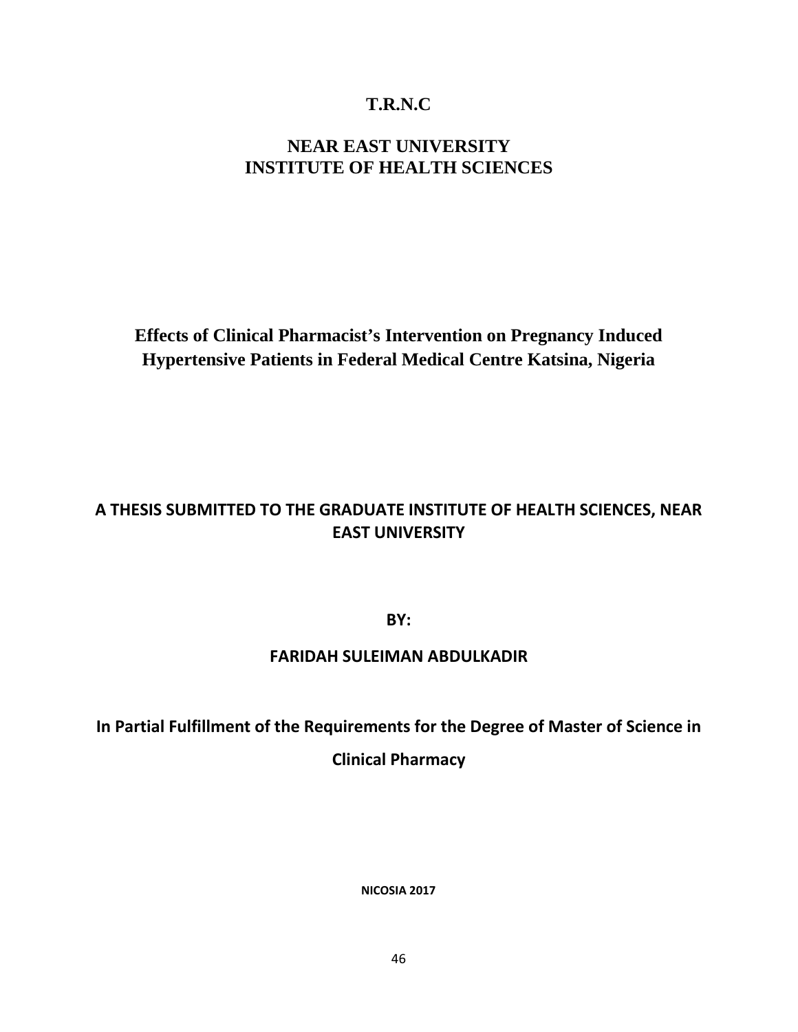**T.R.N.C**

**NEAR EAST UNIVERSITY**
**INSTITUTE OF HEALTH SCIENCES**

# Effects of Clinical Pharmacist's Intervention on Pregnancy Induced Hypertensive Patients in Federal Medical Centre Katsina, Nigeria

**A THESIS SUBMITTED TO THE GRADUATE INSTITUTE OF HEALTH SCIENCES, NEAR EAST UNIVERSITY**

**BY:**

**FARIDAH SULEIMAN ABDULKADIR**

**In Partial Fulfillment of the Requirements for the Degree of Master of Science in Clinical Pharmacy**

**NICOSIA 2017**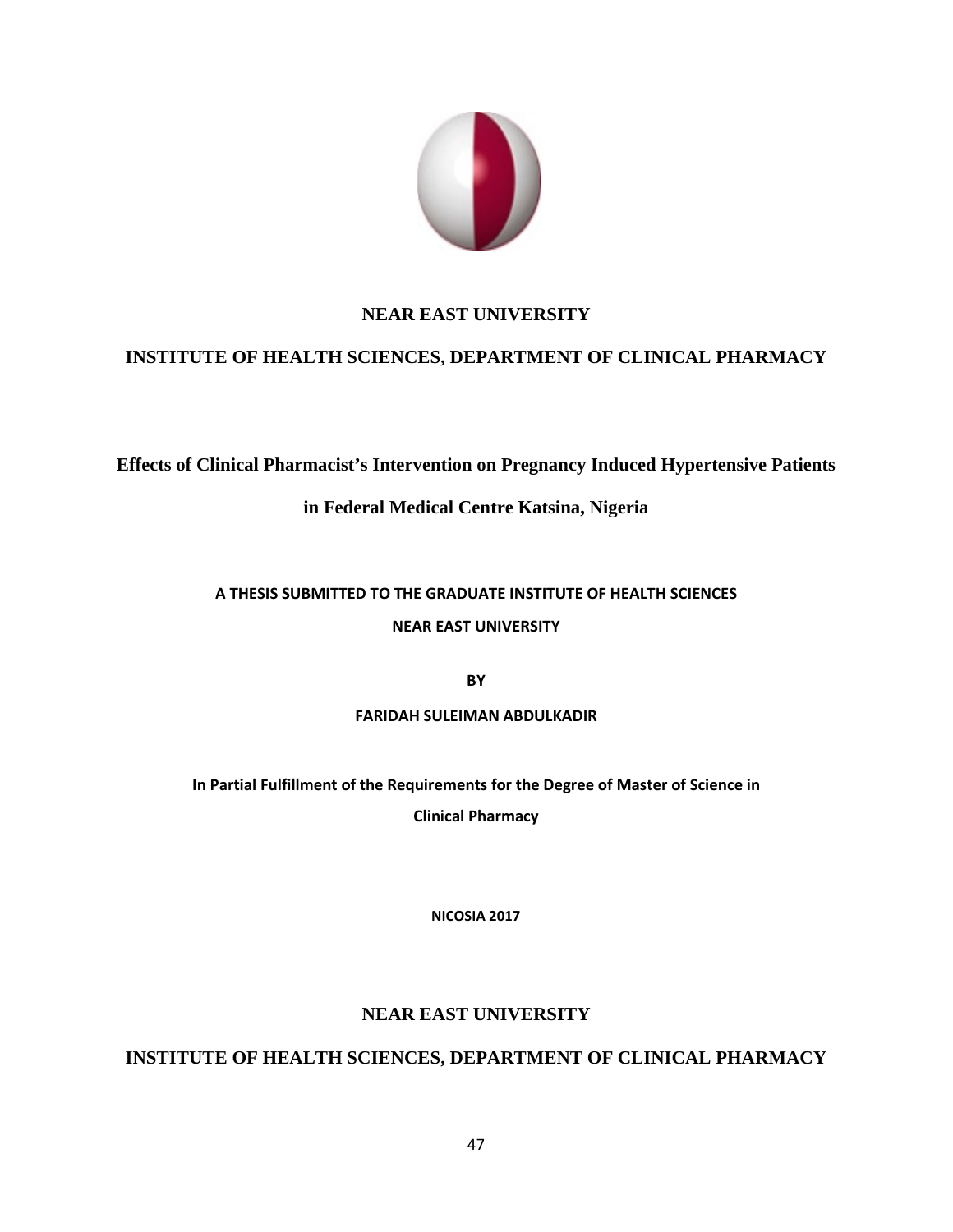**NEAR EAST UNIVERSITY**

**INSTITUTE OF HEALTH SCIENCES, DEPARTMENT OF CLINICAL PHARMACY**

**Effects of Clinical Pharmacist's Intervention on Pregnancy Induced Hypertensive Patients in Federal Medical Centre Katsina, Nigeria**

**A THESIS SUBMITTED TO THE GRADUATE INSTITUTE OF HEALTH SCIENCES**

**NEAR EAST UNIVERSITY**

**BY**

**FARIDAH SULEIMAN ABDULKADIR**

**In Partial Fulfillment of the Requirements for the Degree of Master of Science in Clinical Pharmacy**

**NICOSIA 2017**

**NEAR EAST UNIVERSITY**

**INSTITUTE OF HEALTH SCIENCES, DEPARTMENT OF CLINICAL PHARMACY**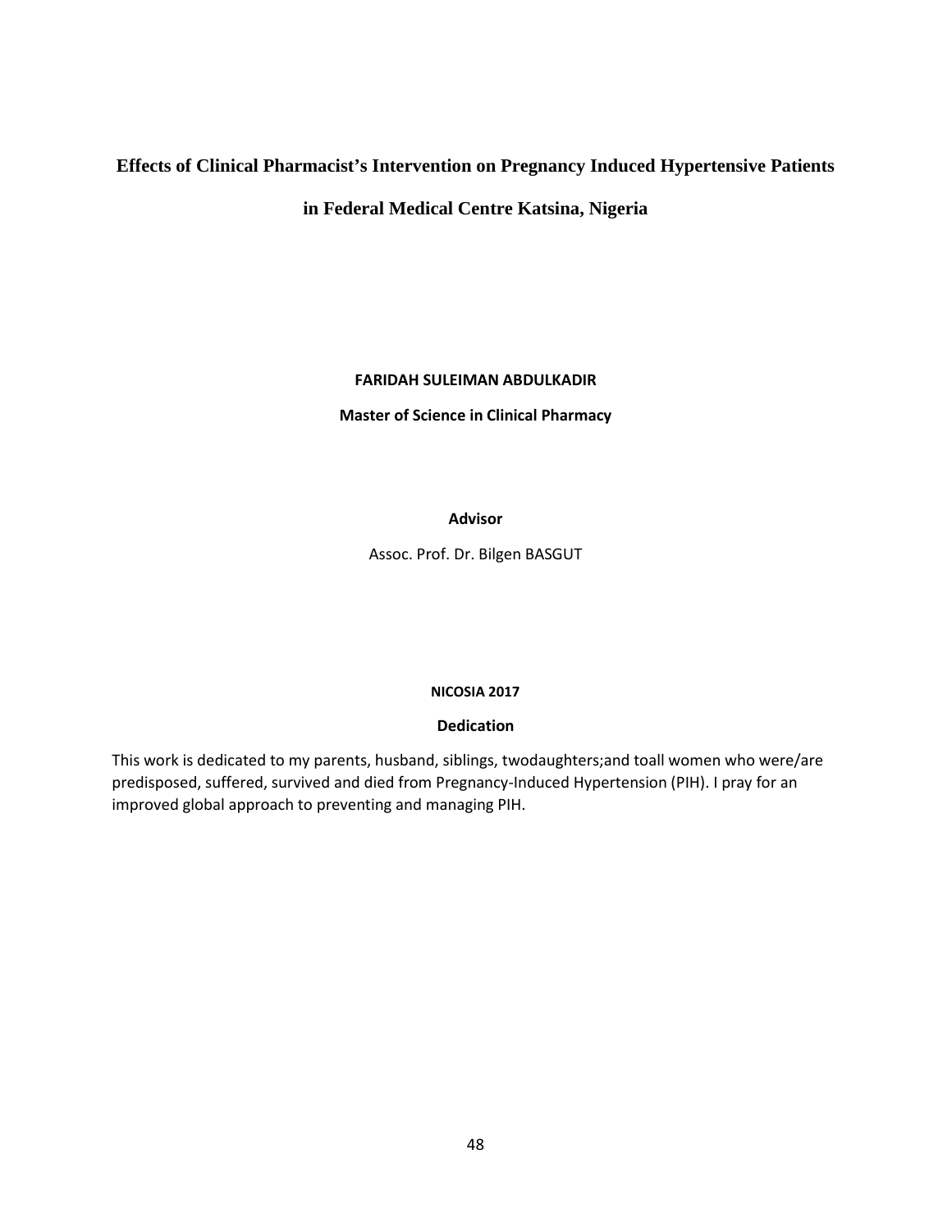# Effects of Clinical Pharmacist's Intervention on Pregnancy Induced Hypertensive Patients in Federal Medical Centre Katsina, Nigeria

**FARIDAH SULEIMAN ABDULKADIR**

**Master of Science in Clinical Pharmacy**

**Advisor**

Assoc. Prof. Dr. Bilgen BASGUT

**NICOSIA 2017**

## Dedication

This work is dedicated to my parents, husband, siblings, twodaughters;and toall women who were/are predisposed, suffered, survived and died from Pregnancy-Induced Hypertension (PIH). I pray for an improved global approach to preventing and managing PIH.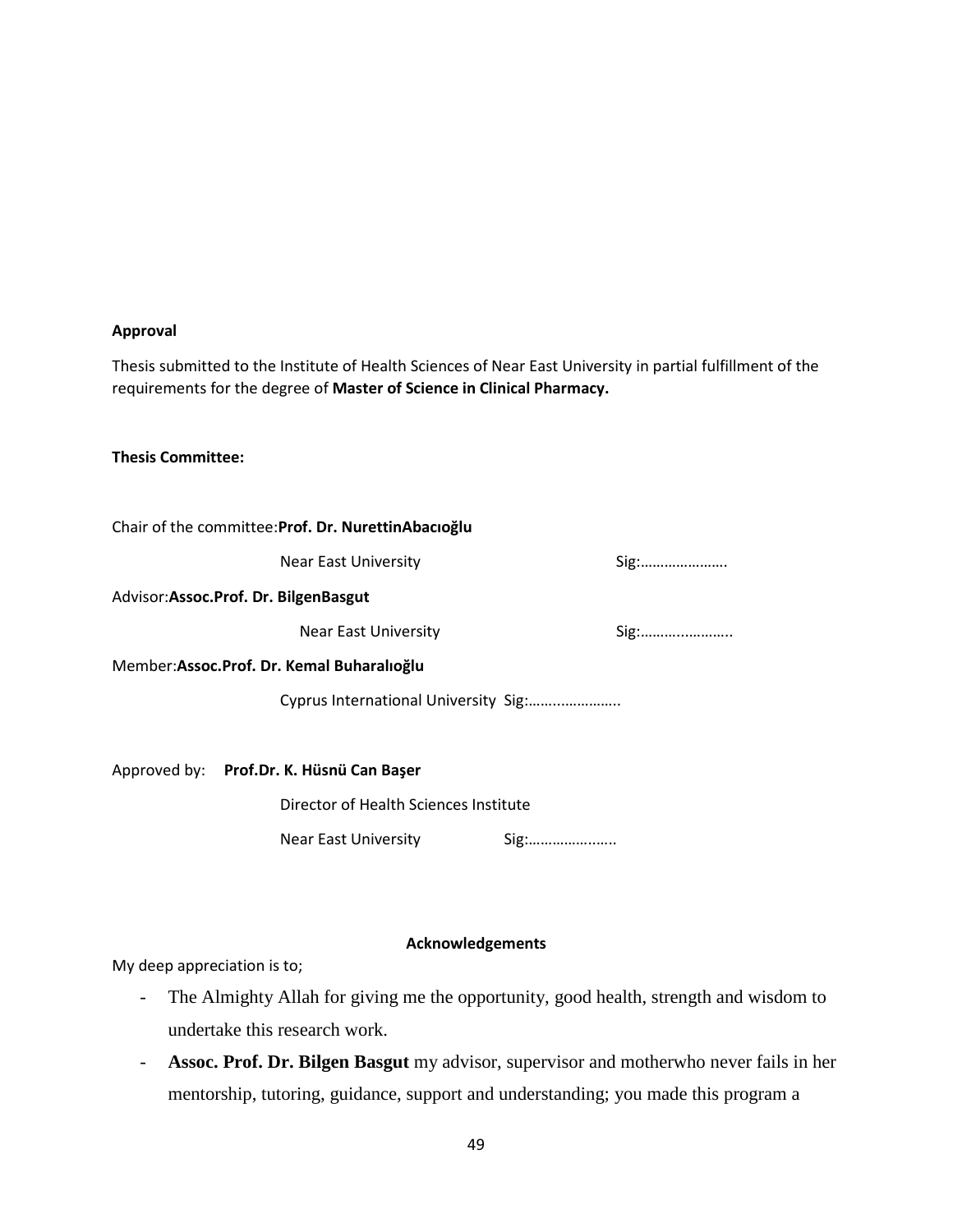**Approval**

Thesis submitted to the Institute of Health Sciences of Near East University in partial fulfillment of the requirements for the degree of **Master of Science in Clinical Pharmacy.**

**Thesis Committee:**

Chair of the committee:**Prof. Dr. NurettinAbacıoğlu**

Near East University Sig:………………….

Advisor:**Assoc.Prof. Dr. BilgenBasgut**

Near East University Sig:……..…………..

Member:**Assoc.Prof. Dr. Kemal Buharalıoğlu**

Cyprus International University Sig:……..…………..

Approved by: **Prof.Dr. K. Hüsnü Can Başer**

Director of Health Sciences Institute

Near East University Sig:…………………..

**Acknowledgements**

My deep appreciation is to;

- The Almighty Allah for giving me the opportunity, good health, strength and wisdom to undertake this research work.
- **Assoc. Prof. Dr. Bilgen Basgut** my advisor, supervisor and motherwho never fails in her mentorship, tutoring, guidance, support and understanding; you made this program a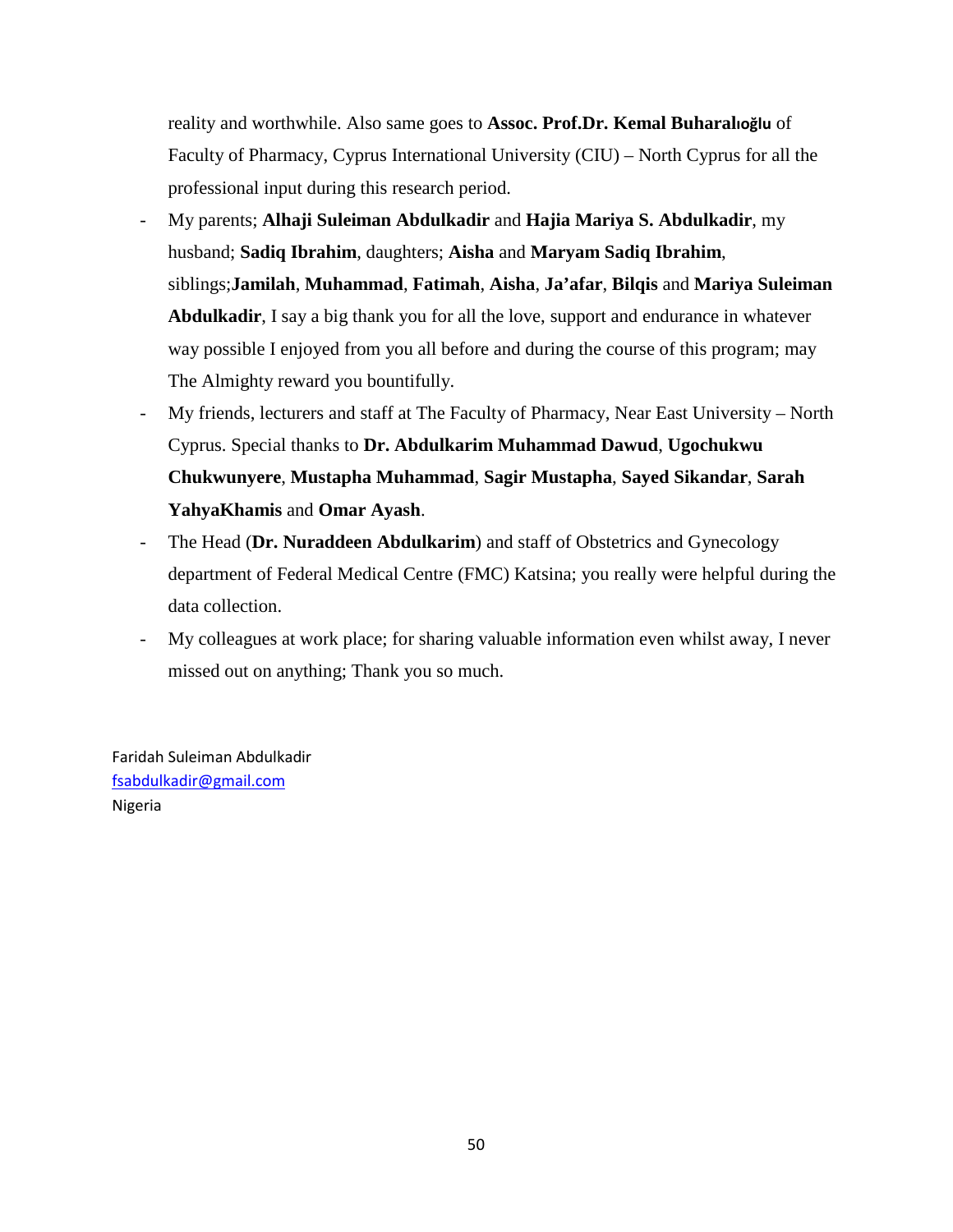reality and worthwhile. Also same goes to **Assoc. Prof.Dr. Kemal Buharalıoğlu** of Faculty of Pharmacy, Cyprus International University (CIU) – North Cyprus for all the professional input during this research period.

- My parents; **Alhaji Suleiman Abdulkadir** and **Hajia Mariya S. Abdulkadir**, my husband; **Sadiq Ibrahim**, daughters; **Aisha** and **Maryam Sadiq Ibrahim**, siblings;**Jamilah**, **Muhammad**, **Fatimah**, **Aisha**, **Ja'afar**, **Bilqis** and **Mariya Suleiman Abdulkadir**, I say a big thank you for all the love, support and endurance in whatever way possible I enjoyed from you all before and during the course of this program; may The Almighty reward you bountifully.
- My friends, lecturers and staff at The Faculty of Pharmacy, Near East University – North Cyprus. Special thanks to **Dr. Abdulkarim Muhammad Dawud**, **Ugochukwu Chukwunyere**, **Mustapha Muhammad**, **Sagir Mustapha**, **Sayed Sikandar**, **Sarah YahyaKhamis** and **Omar Ayash**.
- The Head (**Dr. Nuraddeen Abdulkarim**) and staff of Obstetrics and Gynecology department of Federal Medical Centre (FMC) Katsina; you really were helpful during the data collection.
- My colleagues at work place; for sharing valuable information even whilst away, I never missed out on anything; Thank you so much.

Faridah Suleiman Abdulkadir
fsabdulkadir@gmail.com
Nigeria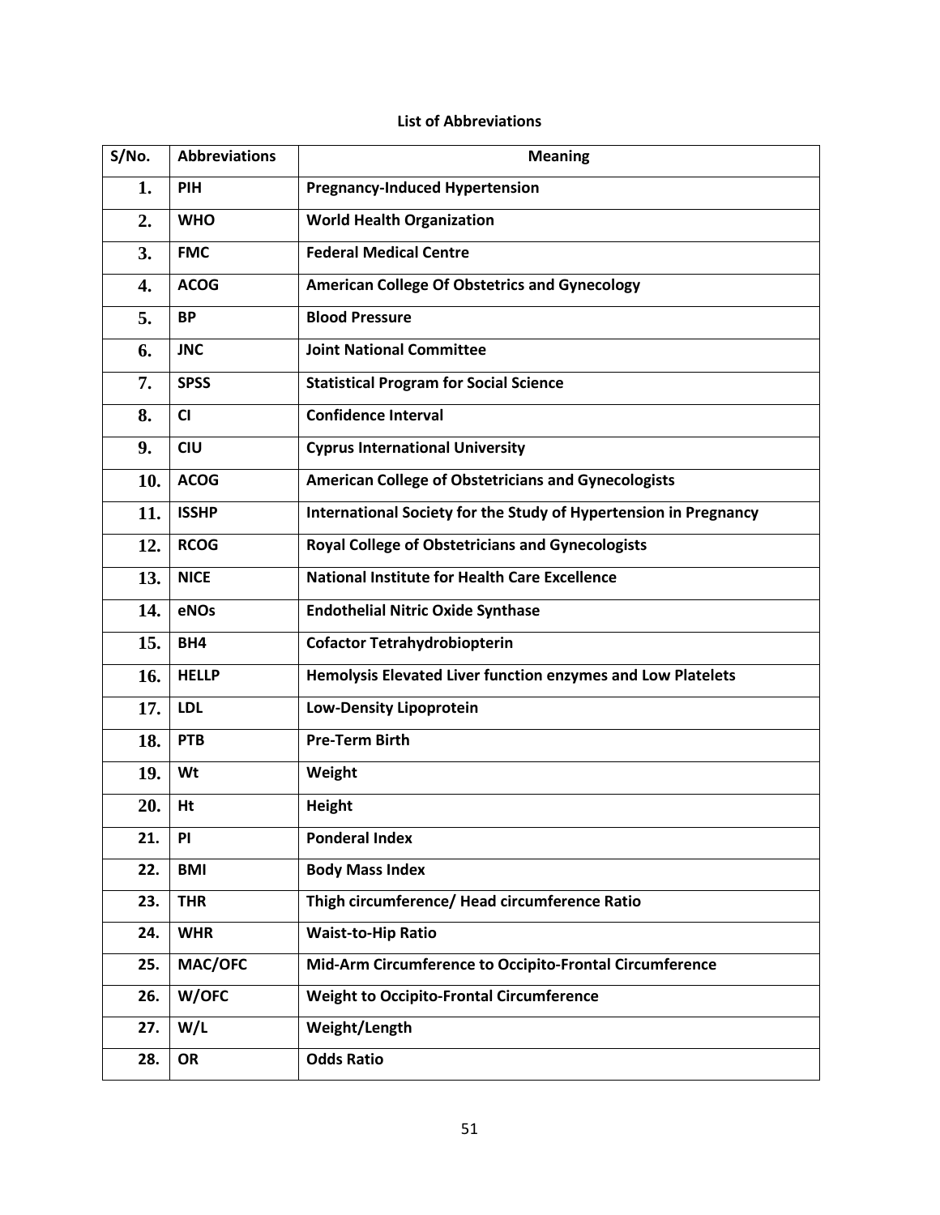**List of Abbreviations**

| S/No. | Abbreviations | Meaning |
|---|---|---|
| 1. | PIH | Pregnancy-Induced Hypertension |
| 2. | WHO | World Health Organization |
| 3. | FMC | Federal Medical Centre |
| 4. | ACOG | American College Of Obstetrics and Gynecology |
| 5. | BP | Blood Pressure |
| 6. | JNC | Joint National Committee |
| 7. | SPSS | Statistical Program for Social Science |
| 8. | CI | Confidence Interval |
| 9. | CIU | Cyprus International University |
| 10. | ACOG | American College of Obstetricians and Gynecologists |
| 11. | ISSHP | International Society for the Study of Hypertension in Pregnancy |
| 12. | RCOG | Royal College of Obstetricians and Gynecologists |
| 13. | NICE | National Institute for Health Care Excellence |
| 14. | eNOs | Endothelial Nitric Oxide Synthase |
| 15. | BH4 | Cofactor Tetrahydrobiopterin |
| 16. | HELLP | Hemolysis Elevated Liver function enzymes and Low Platelets |
| 17. | LDL | Low-Density Lipoprotein |
| 18. | PTB | Pre-Term Birth |
| 19. | Wt | Weight |
| 20. | Ht | Height |
| 21. | PI | Ponderal Index |
| 22. | BMI | Body Mass Index |
| 23. | THR | Thigh circumference/ Head circumference Ratio |
| 24. | WHR | Waist-to-Hip Ratio |
| 25. | MAC/OFC | Mid-Arm Circumference to Occipito-Frontal Circumference |
| 26. | W/OFC | Weight to Occipito-Frontal Circumference |
| 27. | W/L | Weight/Length |
| 28. | OR | Odds Ratio |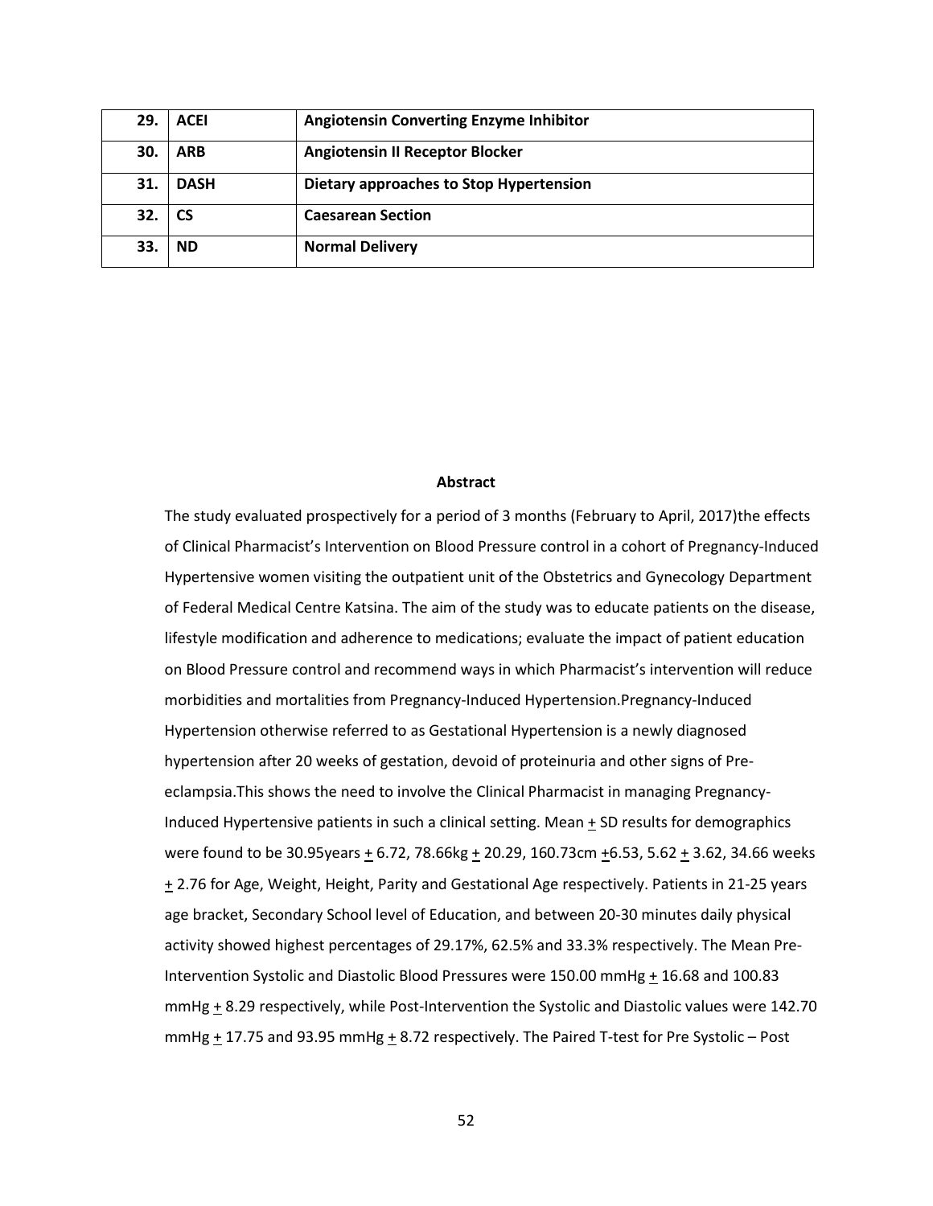| 29. | ACEI | Angiotensin Converting Enzyme Inhibitor |
|---|---|---|
| 30. | ARB | Angiotensin II Receptor Blocker |
| 31. | DASH | Dietary approaches to Stop Hypertension |
| 32. | CS | Caesarean Section |
| 33. | ND | Normal Delivery |

## Abstract

The study evaluated prospectively for a period of 3 months (February to April, 2017)the effects of Clinical Pharmacist's Intervention on Blood Pressure control in a cohort of Pregnancy-Induced Hypertensive women visiting the outpatient unit of the Obstetrics and Gynecology Department of Federal Medical Centre Katsina. The aim of the study was to educate patients on the disease, lifestyle modification and adherence to medications; evaluate the impact of patient education on Blood Pressure control and recommend ways in which Pharmacist's intervention will reduce morbidities and mortalities from Pregnancy-Induced Hypertension.Pregnancy-Induced Hypertension otherwise referred to as Gestational Hypertension is a newly diagnosed hypertension after 20 weeks of gestation, devoid of proteinuria and other signs of Pre-eclampsia.This shows the need to involve the Clinical Pharmacist in managing Pregnancy-Induced Hypertensive patients in such a clinical setting. Mean $\pm$ SD results for demographics were found to be 30.95years $\pm$ 6.72, 78.66kg $\pm$ 20.29, 160.73cm $\pm$6.53, 5.62 $\pm$ 3.62, 34.66 weeks $\pm$ 2.76 for Age, Weight, Height, Parity and Gestational Age respectively. Patients in 21-25 years age bracket, Secondary School level of Education, and between 20-30 minutes daily physical activity showed highest percentages of 29.17%, 62.5% and 33.3% respectively. The Mean Pre-Intervention Systolic and Diastolic Blood Pressures were 150.00 mmHg $\pm$ 16.68 and 100.83 mmHg $\pm$ 8.29 respectively, while Post-Intervention the Systolic and Diastolic values were 142.70 mmHg $\pm$ 17.75 and 93.95 mmHg $\pm$ 8.72 respectively. The Paired T-test for Pre Systolic – Post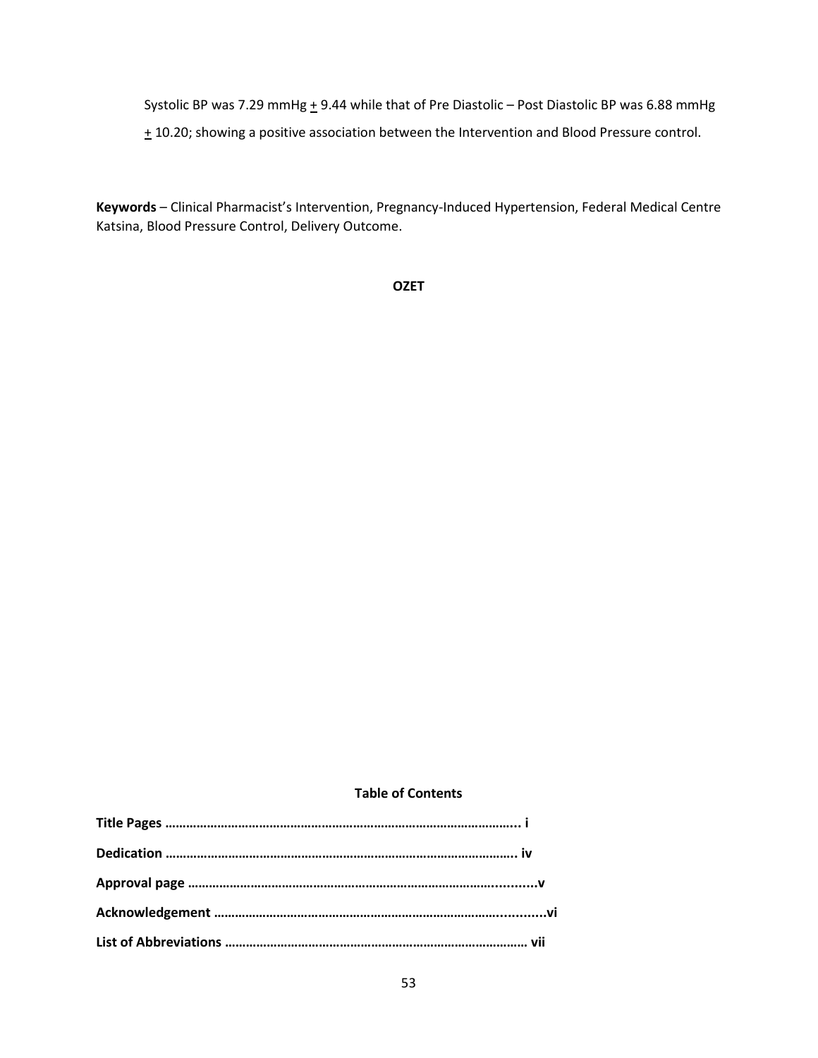Systolic BP was 7.29 mmHg $\pm$ 9.44 while that of Pre Diastolic – Post Diastolic BP was 6.88 mmHg $\pm$ 10.20; showing a positive association between the Intervention and Blood Pressure control.

**Keywords** – Clinical Pharmacist's Intervention, Pregnancy-Induced Hypertension, Federal Medical Centre Katsina, Blood Pressure Control, Delivery Outcome.

**OZET**

**Table of Contents**

**Title Pages ……………………………………………………………………………………….. i**

**Dedication …………………………………………………………………………………….. iv**

**Approval page ……………………………………………………………………………............v**

**Acknowledgement ………………………………………………………………………............vi**

**List of Abbreviations …………………………………………………………………………… vii**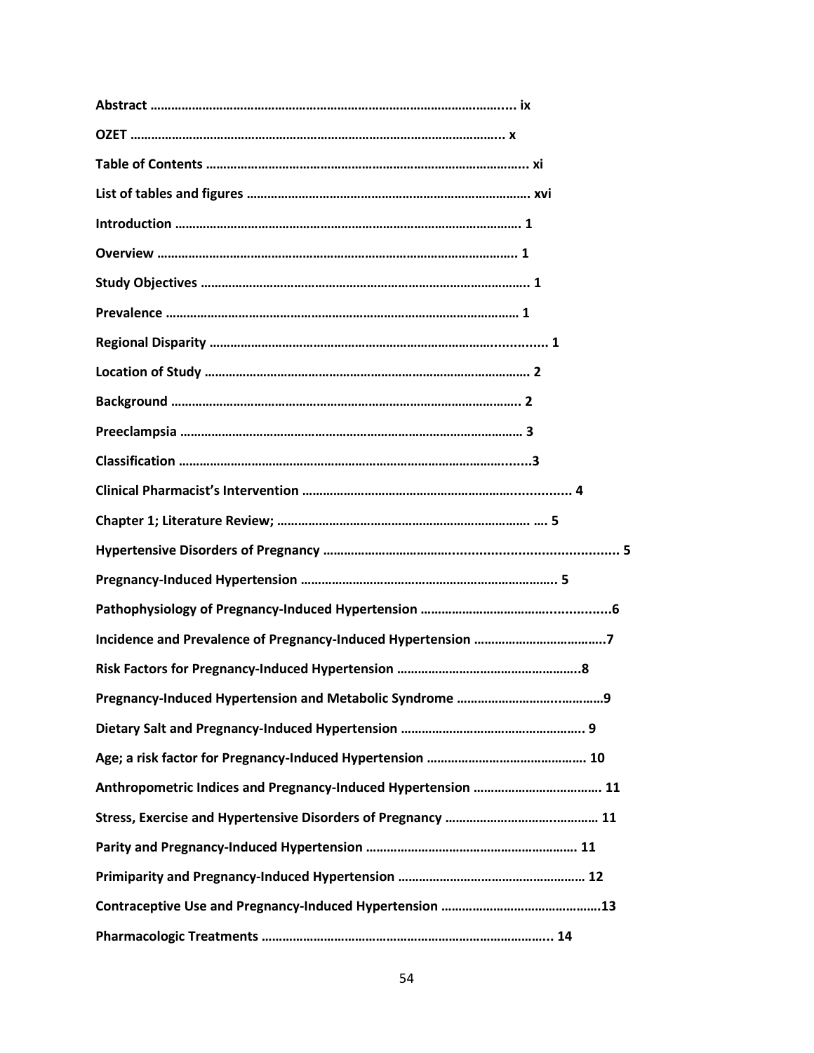**Abstract ……………………………………………………………………………………….... ix**

**OZET ………………………………………………………………………………………….. x**

**Table of Contents ………………………………………………………………………….. xi**

**List of tables and figures ………………………………………………………………………. xvi**

**Introduction ………………………………………………………………………………………. 1**

**Overview …………………………………………………………………………………………. 1**

**Study Objectives …………………………………………………………………………………. 1**

**Prevalence ………………………………………………………………………………………… 1**

**Regional Disparity ……………………………………………………………………............. 1**

**Location of Study ………………………………………………………………………………. 2**

**Background ……………………………………………………………………………………….. 2**

**Preeclampsia ……………………………………………………………………………………… 3**

**Classification ……………………………………………………………………………….......3**

**Clinical Pharmacist's Intervention …………………………………………………….............. 4**

**Chapter 1; Literature Review; ……………………………………………………………. …. 5**

**Hypertensive Disorders of Pregnancy ………………………………….......................................... 5**

**Pregnancy-Induced Hypertension ……………………………………………………………….. 5**

**Pathophysiology of Pregnancy-Induced Hypertension ……………………………….............6**

**Incidence and Prevalence of Pregnancy-Induced Hypertension ……………………………….7**

**Risk Factors for Pregnancy-Induced Hypertension ……………………………………………..8**

**Pregnancy-Induced Hypertension and Metabolic Syndrome …………………………..………9**

**Dietary Salt and Pregnancy-Induced Hypertension …………………………………………….. 9**

**Age; a risk factor for Pregnancy-Induced Hypertension ………………………………………. 10**

**Anthropometric Indices and Pregnancy-Induced Hypertension ………………………………. 11**

**Stress, Exercise and Hypertensive Disorders of Pregnancy ………………………..………… 11**

**Parity and Pregnancy-Induced Hypertension …………………………………………………… 11**

**Primiparity and Pregnancy-Induced Hypertension ……………………………………………… 12**

**Contraceptive Use and Pregnancy-Induced Hypertension ………………………………………13**

**Pharmacologic Treatments ………………………………………………………………………... 14**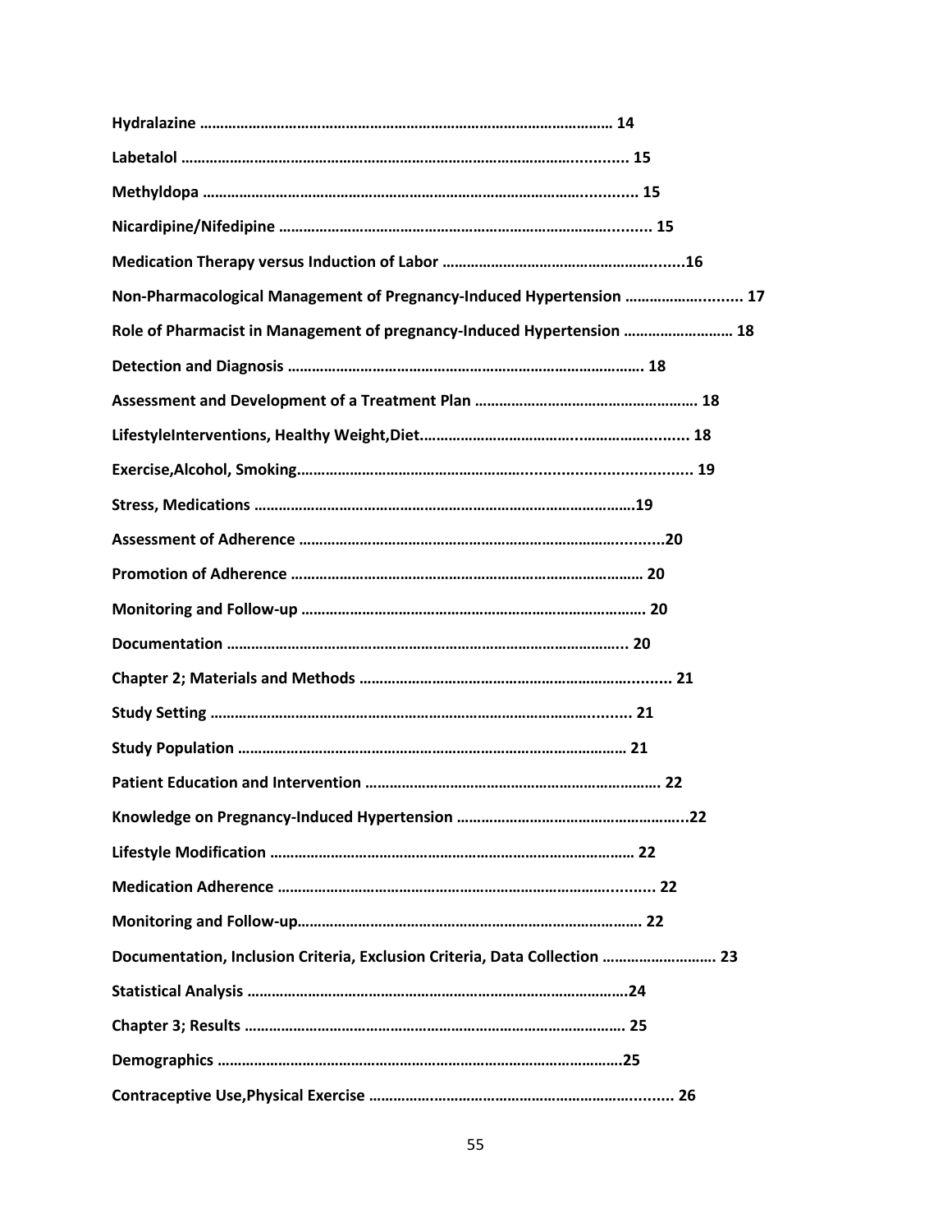**Hydralazine ………………………………………………………………………………………… 14**

**Labetalol …………………………………………………………………………….............. 15**

**Methyldopa ……………………………………………………………………….............. 15**

**Nicardipine/Nifedipine ………………………………………………………………........... 15**

**Medication Therapy versus Induction of Labor …………………………………………….......16**

**Non-Pharmacological Management of Pregnancy-Induced Hypertension ……………….......... 17**

**Role of Pharmacist in Management of pregnancy-Induced Hypertension ……………………… 18**

**Detection and Diagnosis ……………………………………………………………………………. 18**

**Assessment and Development of a Treatment Plan ………………………………………………. 18**

**LifestyleInterventions, Healthy Weight,Diet……………………………...…………….......... 18**

**Exercise,Alcohol, Smoking……………………………………......................................... 19**

**Stress, Medications …………………………………………………………………………………..19**

**Assessment of Adherence ……………………………………………………………….........20**

**Promotion of Adherence …………………………………………………………………………… 20**

**Monitoring and Follow-up ………………………………………………………………………… 20**

**Documentation ………………………………………………………………………………….. 20**

**Chapter 2; Materials and Methods ………………………………………………………........ 21**

**Study Setting …………………………………………………………………………......... 21**

**Study Population …………………………………………………………………………… 21**

**Patient Education and Intervention ………………………………………………………………. 22**

**Knowledge on Pregnancy-Induced Hypertension ………………………………………………..22**

**Lifestyle Modification ……………………………………………………………………………… 22**

**Medication Adherence ……………………………………………………………………......... 22**

**Monitoring and Follow-up………………………………………………………………………… 22**

**Documentation, Inclusion Criteria, Exclusion Criteria, Data Collection ………………………. 23**

**Statistical Analysis …………………………………………………………………………………24**

**Chapter 3; Results …………………………………………………………………………… 25**

**Demographics ………………………………………………………………………………………25**

**Contraceptive Use,Physical Exercise ……………………………………………………….......... 26**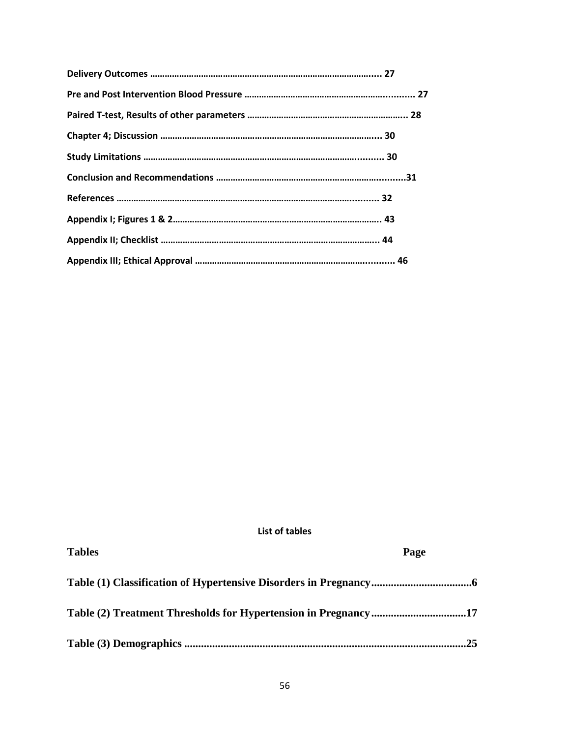**Delivery Outcomes …………………………………………………………………………………...... 27**

**Pre and Post Intervention Blood Pressure …………………………………………………….......... 27**

**Paired T-test, Results of other parameters ………………………………………………………... 28**

**Chapter 4; Discussion …………………………………………………………………………..... 30**

**Study Limitations ………………………………………………………………………….......... 30**

**Conclusion and Recommendations ……………………………………………………….........31**

**References ……………………………………………………………………………….......... 32**

**Appendix I; Figures 1 & 2………………………………………………………………………….. 43**

**Appendix II; Checklist ……………………………………………………………………………... 44**

**Appendix III; Ethical Approval ………………………………………………………............ 46**

**List of tables**

| Tables | Page |
|---|---|
| **Table (1) Classification of Hypertensive Disorders in Pregnancy....................................** | **6** |
| **Table (2) Treatment Thresholds for Hypertension in Pregnancy..................................** | **17** |
| **Table (3) Demographics .....................................................................................................** | **25** |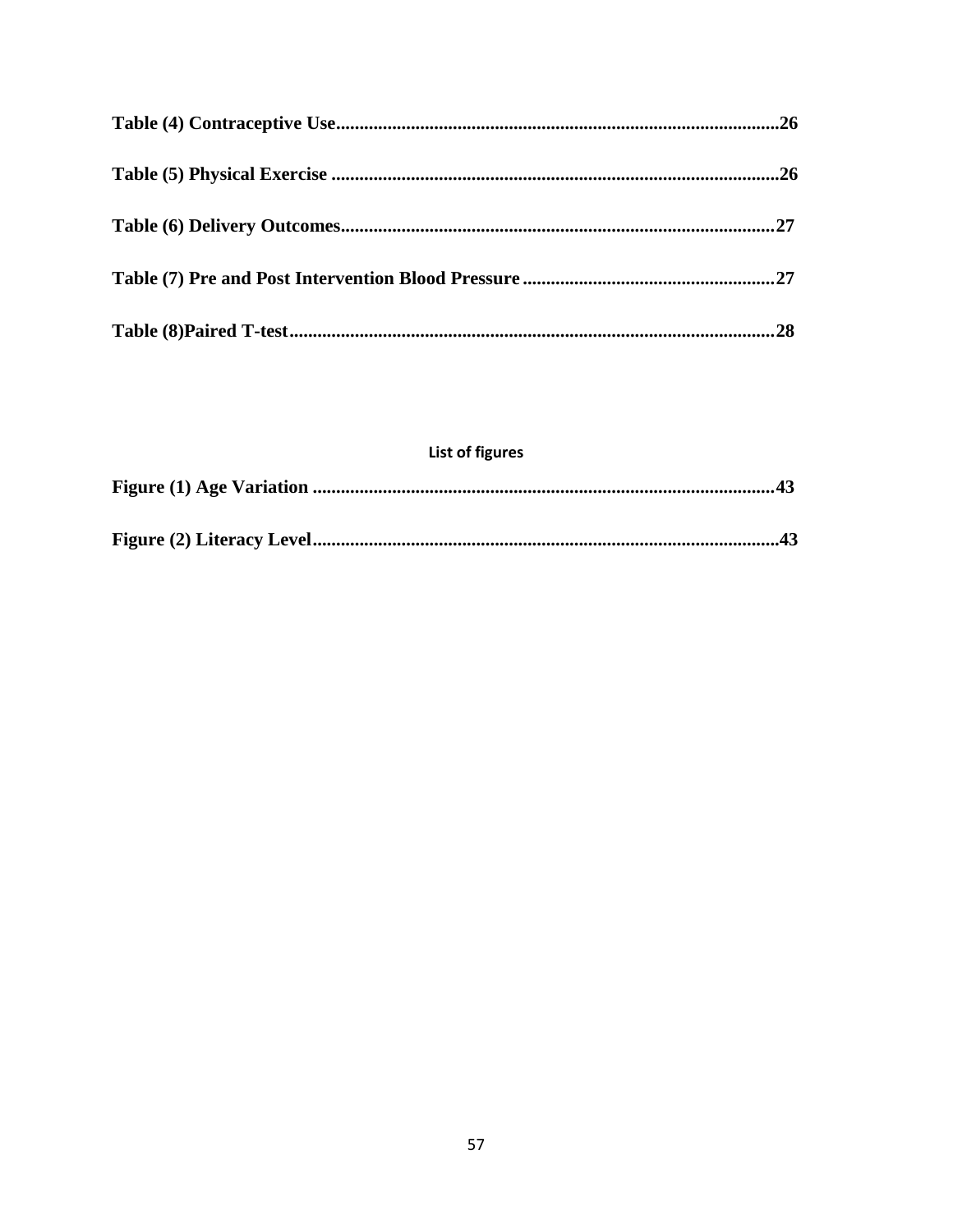**Table (4) Contraceptive Use..............................................................................................26**

**Table (5) Physical Exercise ...............................................................................................26**

**Table (6) Delivery Outcomes............................................................................................27**

**Table (7) Pre and Post Intervention Blood Pressure.....................................................27**

**Table (8)Paired T-test.......................................................................................................28**

## List of figures

**Figure (1) Age Variation ..................................................................................................43**

**Figure (2) Literacy Level...................................................................................................43**